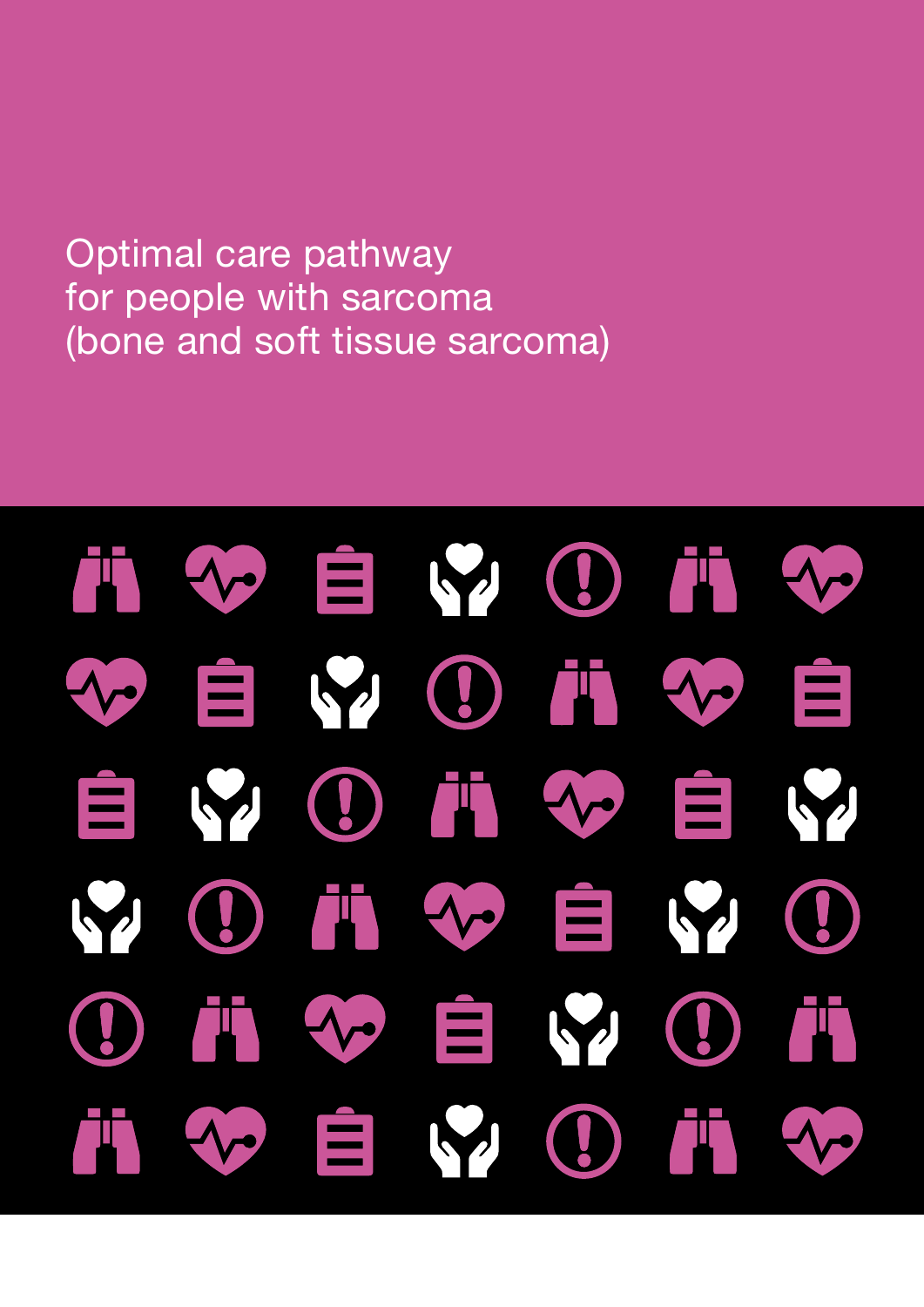# Optimal care pathway for people with sarcoma (bone and soft tissue sarcoma)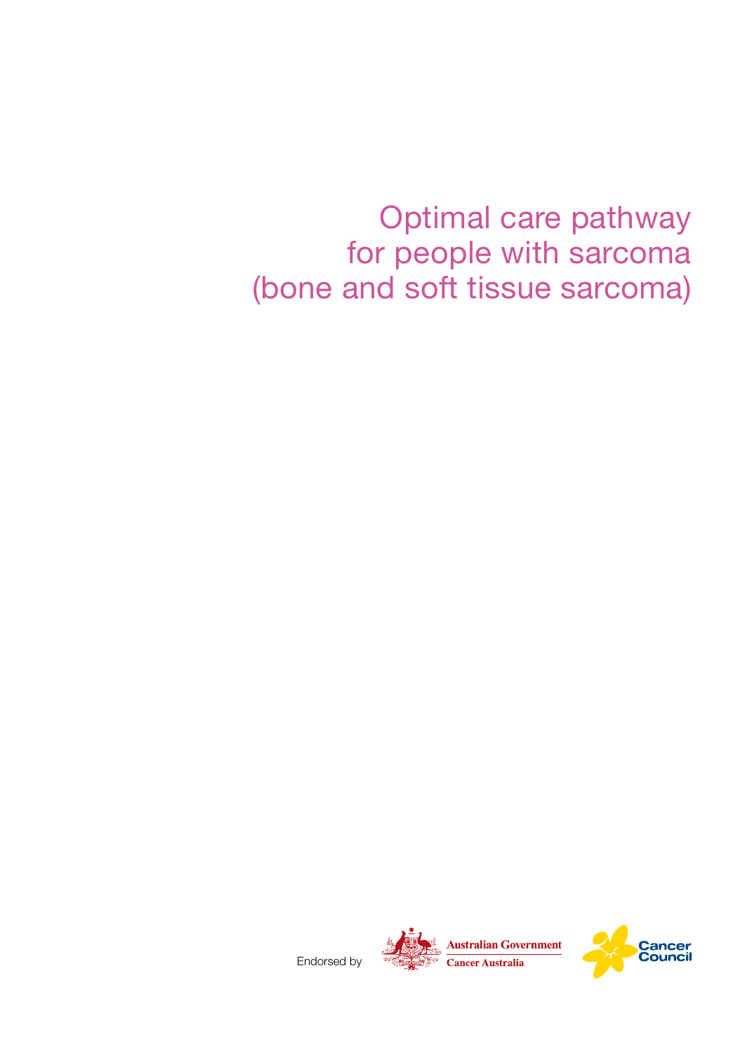# Optimal care pathway for people with sarcoma (bone and soft tissue sarcoma)

Endorsed by

Australian Government
Cancer Australia

Cancer Council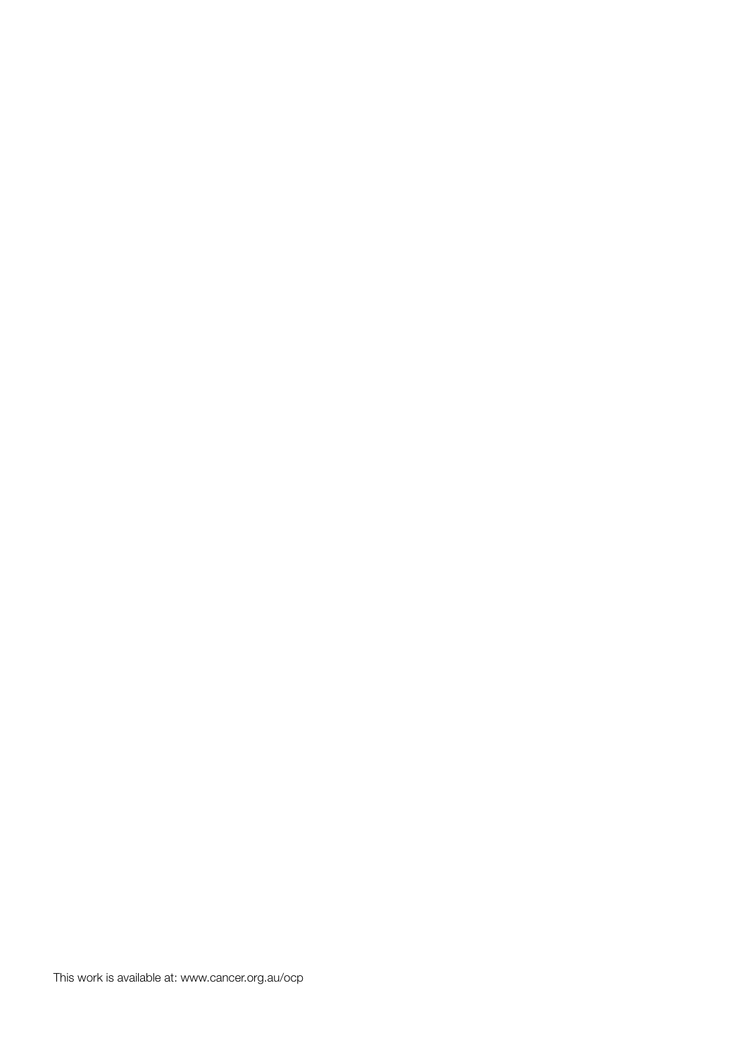This work is available at: www.cancer.org.au/ocp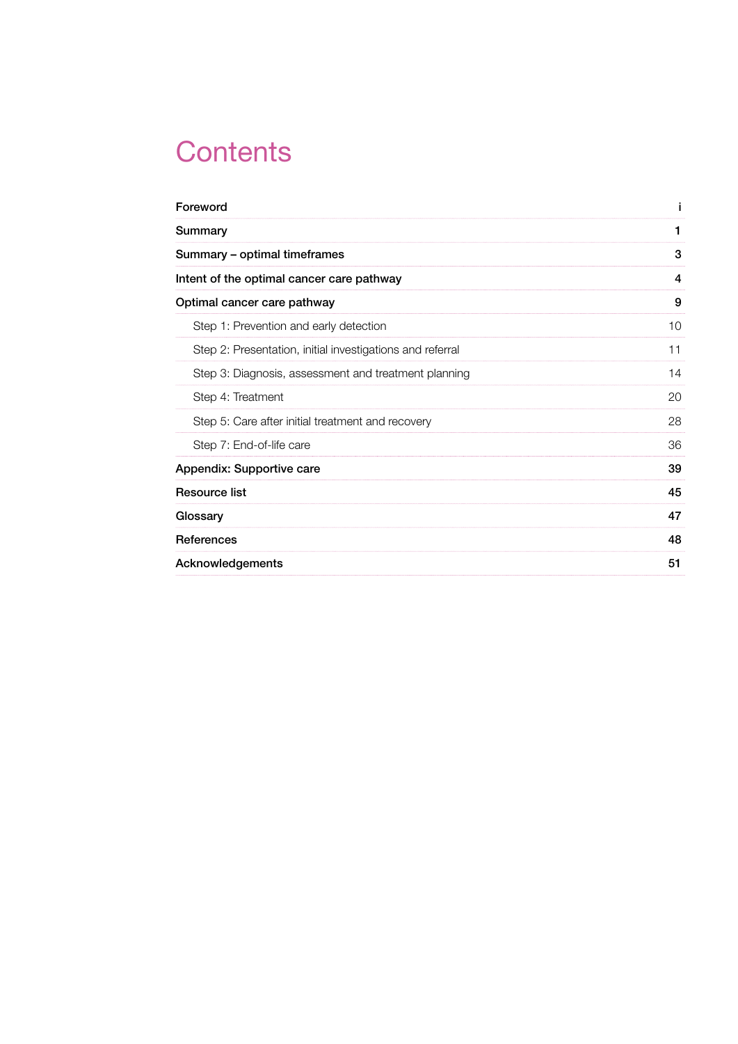# Contents

| | |
|---|---|
| **Foreword** | **i** |
| **Summary** | **1** |
| **Summary – optimal timeframes** | **3** |
| **Intent of the optimal cancer care pathway** | **4** |
| **Optimal cancer care pathway** | **9** |
| Step 1: Prevention and early detection | 10 |
| Step 2: Presentation, initial investigations and referral | 11 |
| Step 3: Diagnosis, assessment and treatment planning | 14 |
| Step 4: Treatment | 20 |
| Step 5: Care after initial treatment and recovery | 28 |
| Step 7: End-of-life care | 36 |
| **Appendix: Supportive care** | **39** |
| **Resource list** | **45** |
| **Glossary** | **47** |
| **References** | **48** |
| **Acknowledgements** | **51** |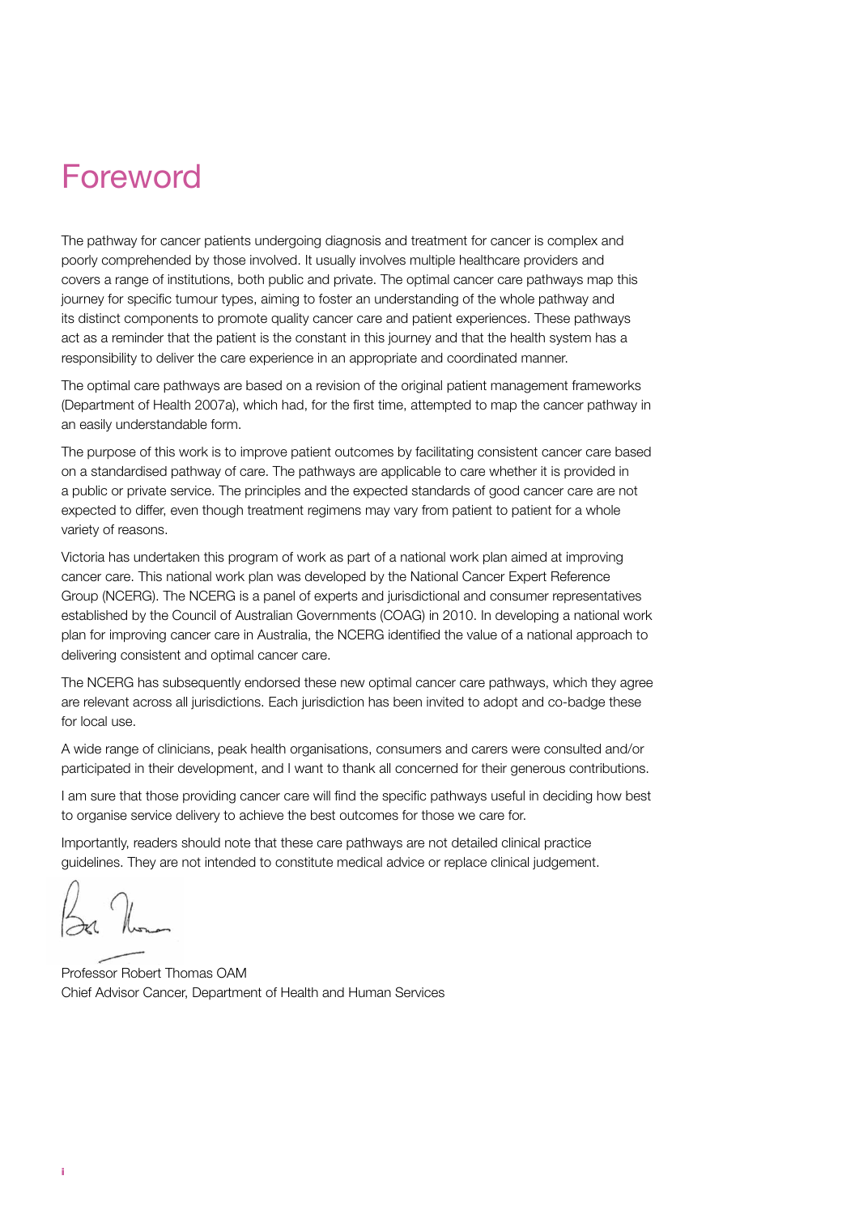# Foreword

The pathway for cancer patients undergoing diagnosis and treatment for cancer is complex and poorly comprehended by those involved. It usually involves multiple healthcare providers and covers a range of institutions, both public and private. The optimal cancer care pathways map this journey for specific tumour types, aiming to foster an understanding of the whole pathway and its distinct components to promote quality cancer care and patient experiences. These pathways act as a reminder that the patient is the constant in this journey and that the health system has a responsibility to deliver the care experience in an appropriate and coordinated manner.

The optimal care pathways are based on a revision of the original patient management frameworks (Department of Health 2007a), which had, for the first time, attempted to map the cancer pathway in an easily understandable form.

The purpose of this work is to improve patient outcomes by facilitating consistent cancer care based on a standardised pathway of care. The pathways are applicable to care whether it is provided in a public or private service. The principles and the expected standards of good cancer care are not expected to differ, even though treatment regimens may vary from patient to patient for a whole variety of reasons.

Victoria has undertaken this program of work as part of a national work plan aimed at improving cancer care. This national work plan was developed by the National Cancer Expert Reference Group (NCERG). The NCERG is a panel of experts and jurisdictional and consumer representatives established by the Council of Australian Governments (COAG) in 2010. In developing a national work plan for improving cancer care in Australia, the NCERG identified the value of a national approach to delivering consistent and optimal cancer care.

The NCERG has subsequently endorsed these new optimal cancer care pathways, which they agree are relevant across all jurisdictions. Each jurisdiction has been invited to adopt and co-badge these for local use.

A wide range of clinicians, peak health organisations, consumers and carers were consulted and/or participated in their development, and I want to thank all concerned for their generous contributions.

I am sure that those providing cancer care will find the specific pathways useful in deciding how best to organise service delivery to achieve the best outcomes for those we care for.

Importantly, readers should note that these care pathways are not detailed clinical practice guidelines. They are not intended to constitute medical advice or replace clinical judgement.

Professor Robert Thomas OAM
Chief Advisor Cancer, Department of Health and Human Services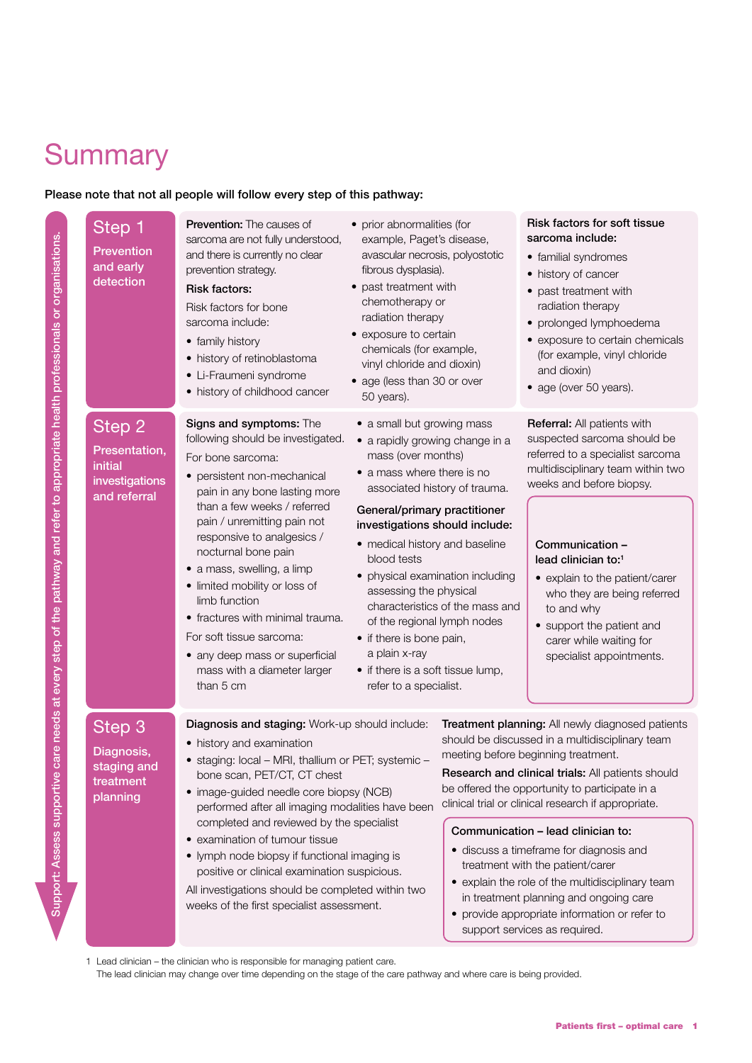# Summary

**Please note that not all people will follow every step of this pathway:**

Support: Assess supportive care needs at every step of the pathway and refer to appropriate health professionals or organisations.

## Step 1 Prevention and early detection

**Prevention:** The causes of sarcoma are not fully understood, and there is currently no clear prevention strategy.

**Risk factors:**

Risk factors for bone sarcoma include:

- family history
- history of retinoblastoma
- Li-Fraumeni syndrome
- history of childhood cancer
- prior abnormalities (for example, Paget's disease, avascular necrosis, polyostotic fibrous dysplasia).
- past treatment with chemotherapy or radiation therapy
- exposure to certain chemicals (for example, vinyl chloride and dioxin)
- age (less than 30 or over 50 years).

**Risk factors for soft tissue sarcoma include:**

- familial syndromes
- history of cancer
- past treatment with radiation therapy
- prolonged lymphoedema
- exposure to certain chemicals (for example, vinyl chloride and dioxin)
- age (over 50 years).

## Step 2 Presentation, initial investigations and referral

**Signs and symptoms:** The following should be investigated.

For bone sarcoma:

- persistent non-mechanical pain in any bone lasting more than a few weeks / referred pain / unremitting pain not responsive to analgesics / nocturnal bone pain
- a mass, swelling, a limp
- limited mobility or loss of limb function
- fractures with minimal trauma.

For soft tissue sarcoma:

- any deep mass or superficial mass with a diameter larger than 5 cm
- a small but growing mass
- a rapidly growing change in a mass (over months)
- a mass where there is no associated history of trauma.

**General/primary practitioner investigations should include:**

- medical history and baseline blood tests
- physical examination including assessing the physical characteristics of the mass and of the regional lymph nodes
- if there is bone pain, a plain x-ray
- if there is a soft tissue lump, refer to a specialist.

**Referral:** All patients with suspected sarcoma should be referred to a specialist sarcoma multidisciplinary team within two weeks and before biopsy.

**Communication – lead clinician to:**[1]

- explain to the patient/carer who they are being referred to and why
- support the patient and carer while waiting for specialist appointments.

## Step 3 Diagnosis, staging and treatment planning

**Diagnosis and staging:** Work-up should include:

- history and examination
- staging: local – MRI, thallium or PET; systemic – bone scan, PET/CT, CT chest
- image-guided needle core biopsy (NCB) performed after all imaging modalities have been completed and reviewed by the specialist
- examination of tumour tissue
- lymph node biopsy if functional imaging is positive or clinical examination suspicious.

All investigations should be completed within two weeks of the first specialist assessment.

**Treatment planning:** All newly diagnosed patients should be discussed in a multidisciplinary team meeting before beginning treatment.

**Research and clinical trials:** All patients should be offered the opportunity to participate in a clinical trial or clinical research if appropriate.

**Communication – lead clinician to:**

- discuss a timeframe for diagnosis and treatment with the patient/carer
- explain the role of the multidisciplinary team in treatment planning and ongoing care
- provide appropriate information or refer to support services as required.

1 Lead clinician – the clinician who is responsible for managing patient care.
The lead clinician may change over time depending on the stage of the care pathway and where care is being provided.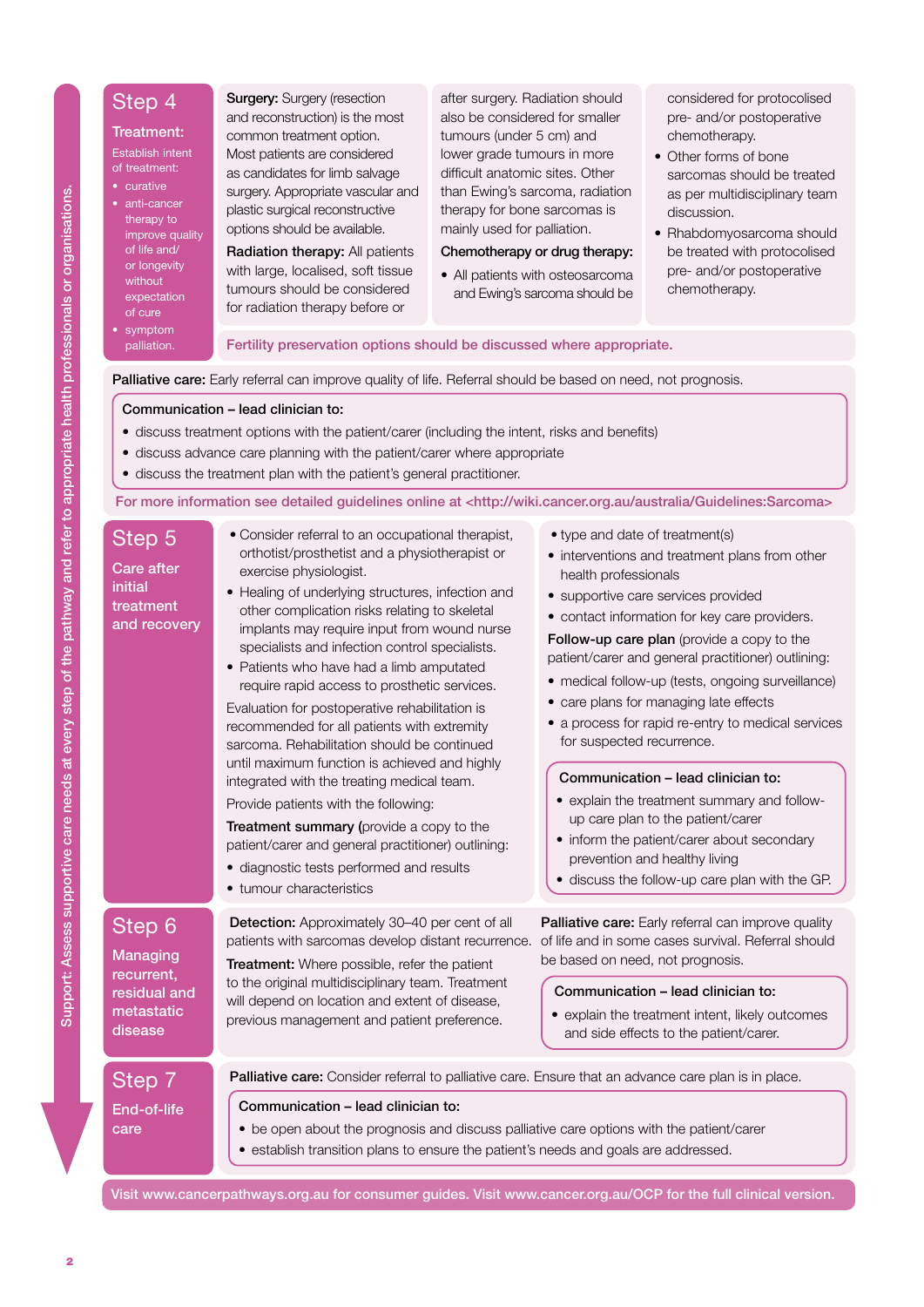Support: Assess supportive care needs at every step of the pathway and refer to appropriate health professionals or organisations.

## Step 4

### Treatment:

Establish intent of treatment:

- curative
- anti-cancer therapy to improve quality of life and/ or longevity without expectation of cure
- symptom palliation.

**Surgery:** Surgery (resection and reconstruction) is the most common treatment option. Most patients are considered as candidates for limb salvage surgery. Appropriate vascular and plastic surgical reconstructive options should be available.

**Radiation therapy:** All patients with large, localised, soft tissue tumours should be considered for radiation therapy before or after surgery. Radiation should also be considered for smaller tumours (under 5 cm) and lower grade tumours in more difficult anatomic sites. Other than Ewing's sarcoma, radiation therapy for bone sarcomas is mainly used for palliation.

**Chemotherapy or drug therapy:**

- All patients with osteosarcoma and Ewing's sarcoma should be considered for protocolised pre- and/or postoperative chemotherapy.
- Other forms of bone sarcomas should be treated as per multidisciplinary team discussion.
- Rhabdomyosarcoma should be treated with protocolised pre- and/or postoperative chemotherapy.

Fertility preservation options should be discussed where appropriate.

**Palliative care:** Early referral can improve quality of life. Referral should be based on need, not prognosis.

**Communication – lead clinician to:**

- discuss treatment options with the patient/carer (including the intent, risks and benefits)
- discuss advance care planning with the patient/carer where appropriate
- discuss the treatment plan with the patient's general practitioner.

For more information see detailed guidelines online at <http://wiki.cancer.org.au/australia/Guidelines:Sarcoma>

## Step 5

### Care after initial treatment and recovery

- Consider referral to an occupational therapist, orthotist/prosthetist and a physiotherapist or exercise physiologist.
- Healing of underlying structures, infection and other complication risks relating to skeletal implants may require input from wound nurse specialists and infection control specialists.
- Patients who have had a limb amputated require rapid access to prosthetic services.

Evaluation for postoperative rehabilitation is recommended for all patients with extremity sarcoma. Rehabilitation should be continued until maximum function is achieved and highly integrated with the treating medical team.

Provide patients with the following:

**Treatment summary** (provide a copy to the patient/carer and general practitioner) outlining:

- diagnostic tests performed and results
- tumour characteristics
- type and date of treatment(s)
- interventions and treatment plans from other health professionals
- supportive care services provided
- contact information for key care providers.

**Follow-up care plan** (provide a copy to the patient/carer and general practitioner) outlining:

- medical follow-up (tests, ongoing surveillance)
- care plans for managing late effects
- a process for rapid re-entry to medical services for suspected recurrence.

**Communication – lead clinician to:**

- explain the treatment summary and follow-up care plan to the patient/carer
- inform the patient/carer about secondary prevention and healthy living
- discuss the follow-up care plan with the GP.

## Step 6

### Managing recurrent, residual and metastatic disease

**Detection:** Approximately 30–40 per cent of all patients with sarcomas develop distant recurrence.

**Treatment:** Where possible, refer the patient to the original multidisciplinary team. Treatment will depend on location and extent of disease, previous management and patient preference.

**Palliative care:** Early referral can improve quality of life and in some cases survival. Referral should be based on need, not prognosis.

**Communication – lead clinician to:**

- explain the treatment intent, likely outcomes and side effects to the patient/carer.

## Step 7

### End-of-life care

**Palliative care:** Consider referral to palliative care. Ensure that an advance care plan is in place.

**Communication – lead clinician to:**

- be open about the prognosis and discuss palliative care options with the patient/carer
- establish transition plans to ensure the patient's needs and goals are addressed.

Visit www.cancerpathways.org.au for consumer guides. Visit www.cancer.org.au/OCP for the full clinical version.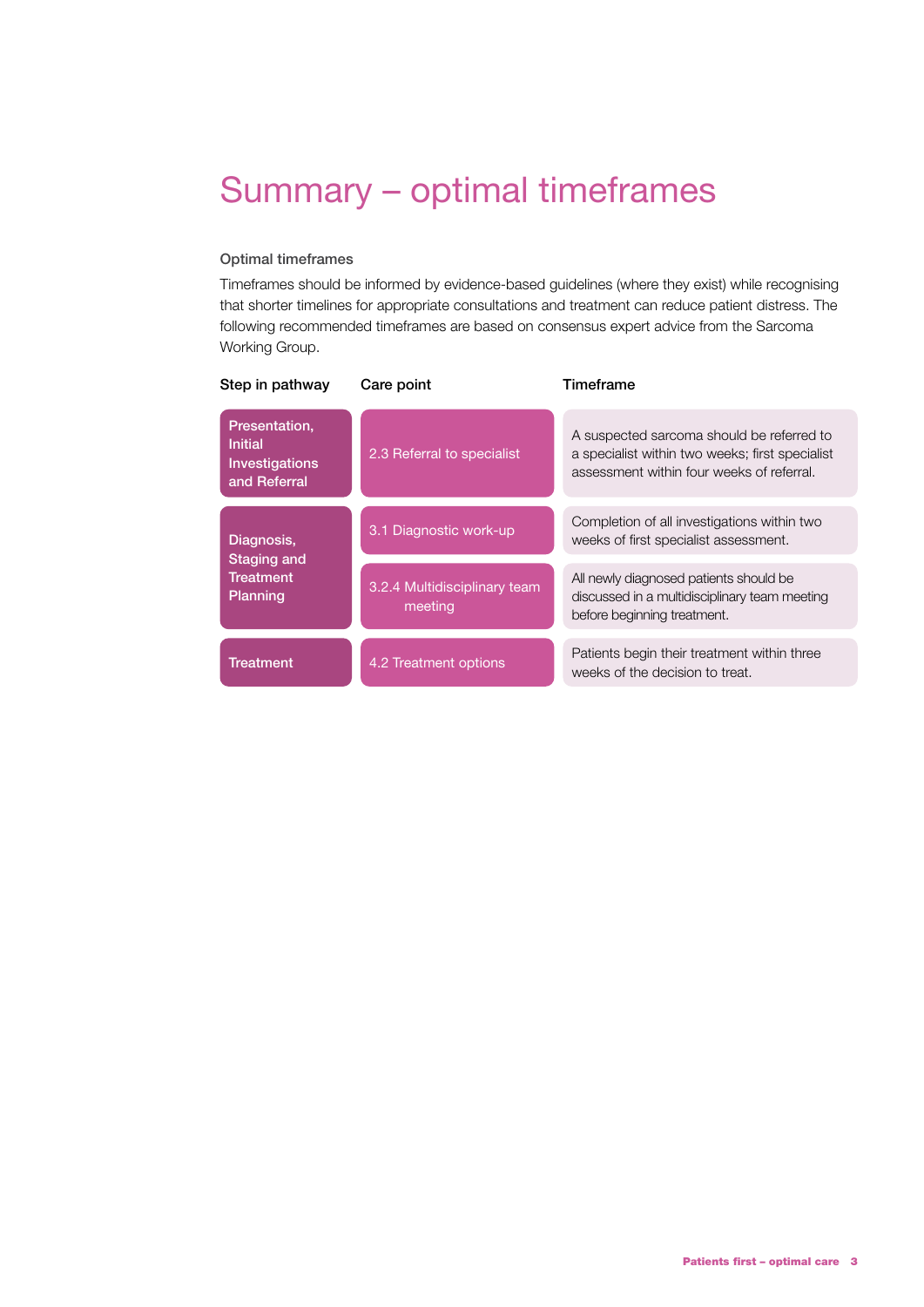# Summary – optimal timeframes

### Optimal timeframes

Timeframes should be informed by evidence-based guidelines (where they exist) while recognising that shorter timelines for appropriate consultations and treatment can reduce patient distress. The following recommended timeframes are based on consensus expert advice from the Sarcoma Working Group.

| Step in pathway | Care point | Timeframe |
| --- | --- | --- |
| Presentation, Initial Investigations and Referral | 2.3 Referral to specialist | A suspected sarcoma should be referred to a specialist within two weeks; first specialist assessment within four weeks of referral. |
| Diagnosis, Staging and Treatment Planning | 3.1 Diagnostic work-up | Completion of all investigations within two weeks of first specialist assessment. |
| | 3.2.4 Multidisciplinary team meeting | All newly diagnosed patients should be discussed in a multidisciplinary team meeting before beginning treatment. |
| Treatment | 4.2 Treatment options | Patients begin their treatment within three weeks of the decision to treat. |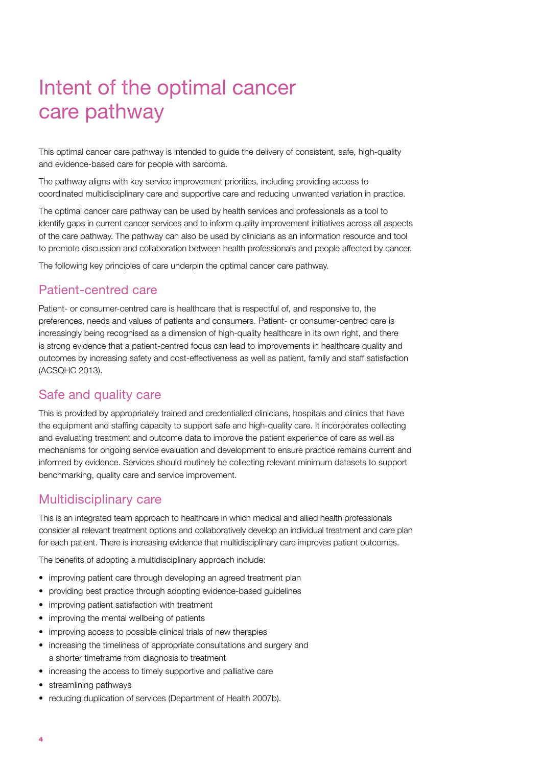# Intent of the optimal cancer care pathway

This optimal cancer care pathway is intended to guide the delivery of consistent, safe, high-quality and evidence-based care for people with sarcoma.

The pathway aligns with key service improvement priorities, including providing access to coordinated multidisciplinary care and supportive care and reducing unwanted variation in practice.

The optimal cancer care pathway can be used by health services and professionals as a tool to identify gaps in current cancer services and to inform quality improvement initiatives across all aspects of the care pathway. The pathway can also be used by clinicians as an information resource and tool to promote discussion and collaboration between health professionals and people affected by cancer.

The following key principles of care underpin the optimal cancer care pathway.

## Patient-centred care

Patient- or consumer-centred care is healthcare that is respectful of, and responsive to, the preferences, needs and values of patients and consumers. Patient- or consumer-centred care is increasingly being recognised as a dimension of high-quality healthcare in its own right, and there is strong evidence that a patient-centred focus can lead to improvements in healthcare quality and outcomes by increasing safety and cost-effectiveness as well as patient, family and staff satisfaction (ACSQHC 2013).

## Safe and quality care

This is provided by appropriately trained and credentialled clinicians, hospitals and clinics that have the equipment and staffing capacity to support safe and high-quality care. It incorporates collecting and evaluating treatment and outcome data to improve the patient experience of care as well as mechanisms for ongoing service evaluation and development to ensure practice remains current and informed by evidence. Services should routinely be collecting relevant minimum datasets to support benchmarking, quality care and service improvement.

## Multidisciplinary care

This is an integrated team approach to healthcare in which medical and allied health professionals consider all relevant treatment options and collaboratively develop an individual treatment and care plan for each patient. There is increasing evidence that multidisciplinary care improves patient outcomes.

The benefits of adopting a multidisciplinary approach include:

- improving patient care through developing an agreed treatment plan
- providing best practice through adopting evidence-based guidelines
- improving patient satisfaction with treatment
- improving the mental wellbeing of patients
- improving access to possible clinical trials of new therapies
- increasing the timeliness of appropriate consultations and surgery and a shorter timeframe from diagnosis to treatment
- increasing the access to timely supportive and palliative care
- streamlining pathways
- reducing duplication of services (Department of Health 2007b).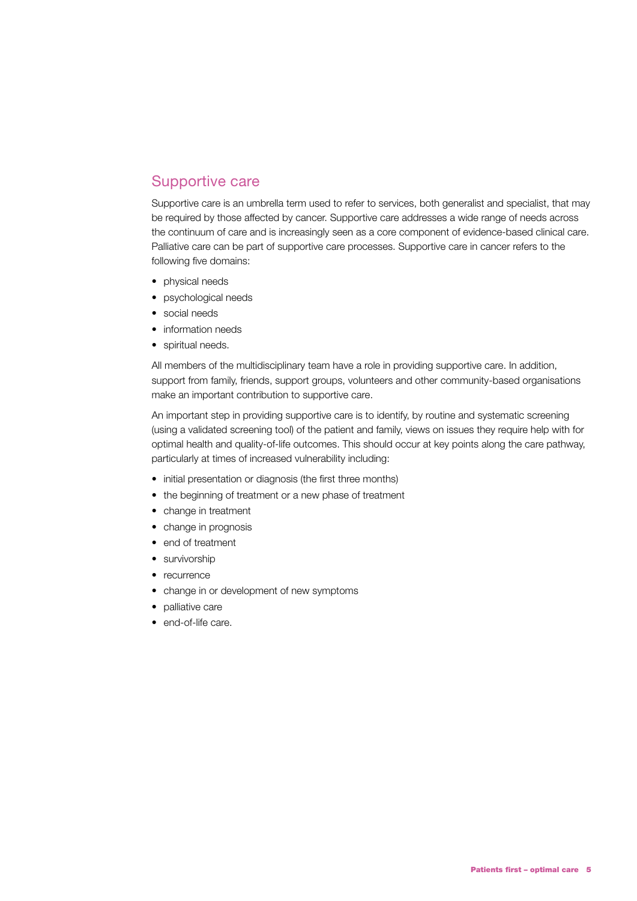## Supportive care

Supportive care is an umbrella term used to refer to services, both generalist and specialist, that may be required by those affected by cancer. Supportive care addresses a wide range of needs across the continuum of care and is increasingly seen as a core component of evidence-based clinical care. Palliative care can be part of supportive care processes. Supportive care in cancer refers to the following five domains:

- physical needs
- psychological needs
- social needs
- information needs
- spiritual needs.

All members of the multidisciplinary team have a role in providing supportive care. In addition, support from family, friends, support groups, volunteers and other community-based organisations make an important contribution to supportive care.

An important step in providing supportive care is to identify, by routine and systematic screening (using a validated screening tool) of the patient and family, views on issues they require help with for optimal health and quality-of-life outcomes. This should occur at key points along the care pathway, particularly at times of increased vulnerability including:

- initial presentation or diagnosis (the first three months)
- the beginning of treatment or a new phase of treatment
- change in treatment
- change in prognosis
- end of treatment
- survivorship
- recurrence
- change in or development of new symptoms
- palliative care
- end-of-life care.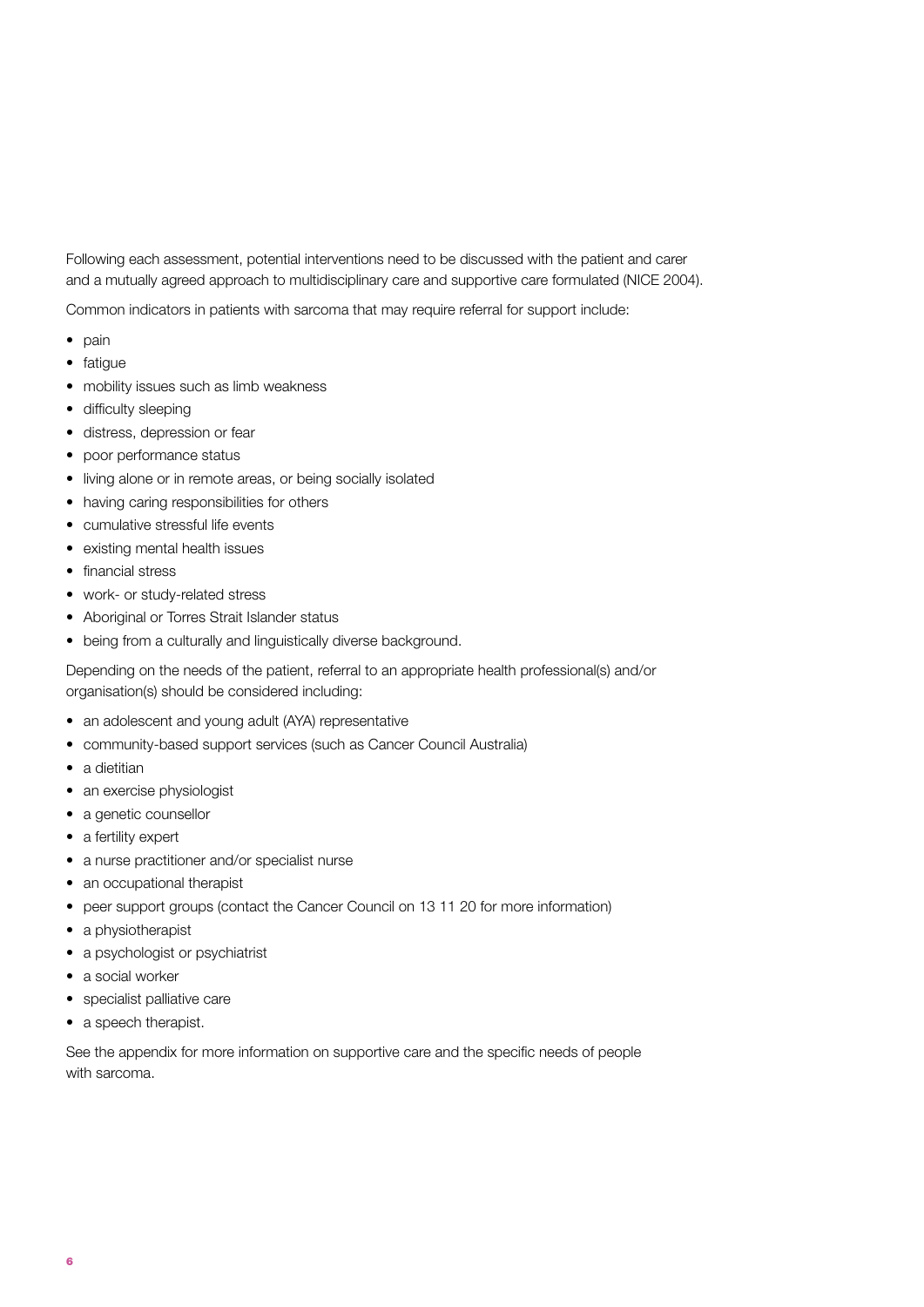Following each assessment, potential interventions need to be discussed with the patient and carer and a mutually agreed approach to multidisciplinary care and supportive care formulated (NICE 2004).

Common indicators in patients with sarcoma that may require referral for support include:

- pain
- fatigue
- mobility issues such as limb weakness
- difficulty sleeping
- distress, depression or fear
- poor performance status
- living alone or in remote areas, or being socially isolated
- having caring responsibilities for others
- cumulative stressful life events
- existing mental health issues
- financial stress
- work- or study-related stress
- Aboriginal or Torres Strait Islander status
- being from a culturally and linguistically diverse background.

Depending on the needs of the patient, referral to an appropriate health professional(s) and/or organisation(s) should be considered including:

- an adolescent and young adult (AYA) representative
- community-based support services (such as Cancer Council Australia)
- a dietitian
- an exercise physiologist
- a genetic counsellor
- a fertility expert
- a nurse practitioner and/or specialist nurse
- an occupational therapist
- peer support groups (contact the Cancer Council on 13 11 20 for more information)
- a physiotherapist
- a psychologist or psychiatrist
- a social worker
- specialist palliative care
- a speech therapist.

See the appendix for more information on supportive care and the specific needs of people with sarcoma.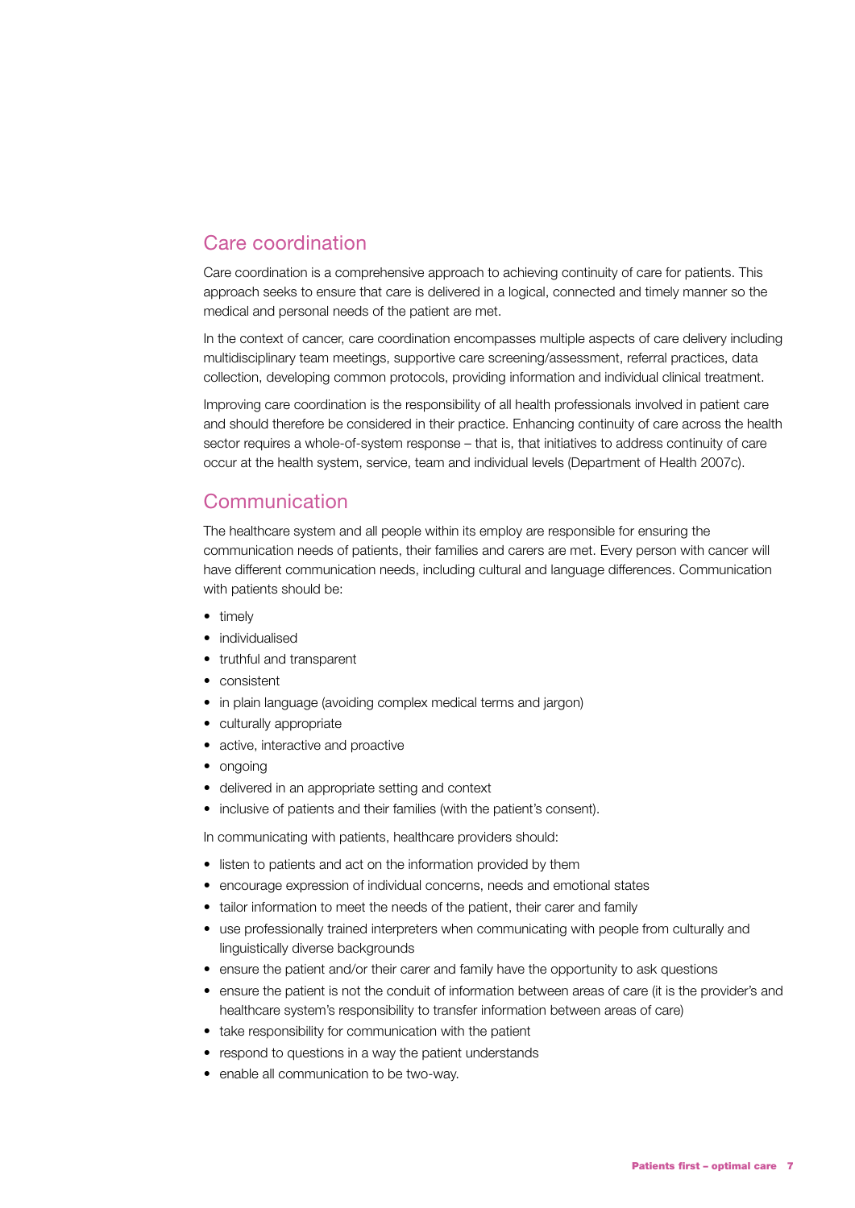## Care coordination

Care coordination is a comprehensive approach to achieving continuity of care for patients. This approach seeks to ensure that care is delivered in a logical, connected and timely manner so the medical and personal needs of the patient are met.

In the context of cancer, care coordination encompasses multiple aspects of care delivery including multidisciplinary team meetings, supportive care screening/assessment, referral practices, data collection, developing common protocols, providing information and individual clinical treatment.

Improving care coordination is the responsibility of all health professionals involved in patient care and should therefore be considered in their practice. Enhancing continuity of care across the health sector requires a whole-of-system response – that is, that initiatives to address continuity of care occur at the health system, service, team and individual levels (Department of Health 2007c).

## Communication

The healthcare system and all people within its employ are responsible for ensuring the communication needs of patients, their families and carers are met. Every person with cancer will have different communication needs, including cultural and language differences. Communication with patients should be:

- timely
- individualised
- truthful and transparent
- consistent
- in plain language (avoiding complex medical terms and jargon)
- culturally appropriate
- active, interactive and proactive
- ongoing
- delivered in an appropriate setting and context
- inclusive of patients and their families (with the patient's consent).

In communicating with patients, healthcare providers should:

- listen to patients and act on the information provided by them
- encourage expression of individual concerns, needs and emotional states
- tailor information to meet the needs of the patient, their carer and family
- use professionally trained interpreters when communicating with people from culturally and linguistically diverse backgrounds
- ensure the patient and/or their carer and family have the opportunity to ask questions
- ensure the patient is not the conduit of information between areas of care (it is the provider's and healthcare system's responsibility to transfer information between areas of care)
- take responsibility for communication with the patient
- respond to questions in a way the patient understands
- enable all communication to be two-way.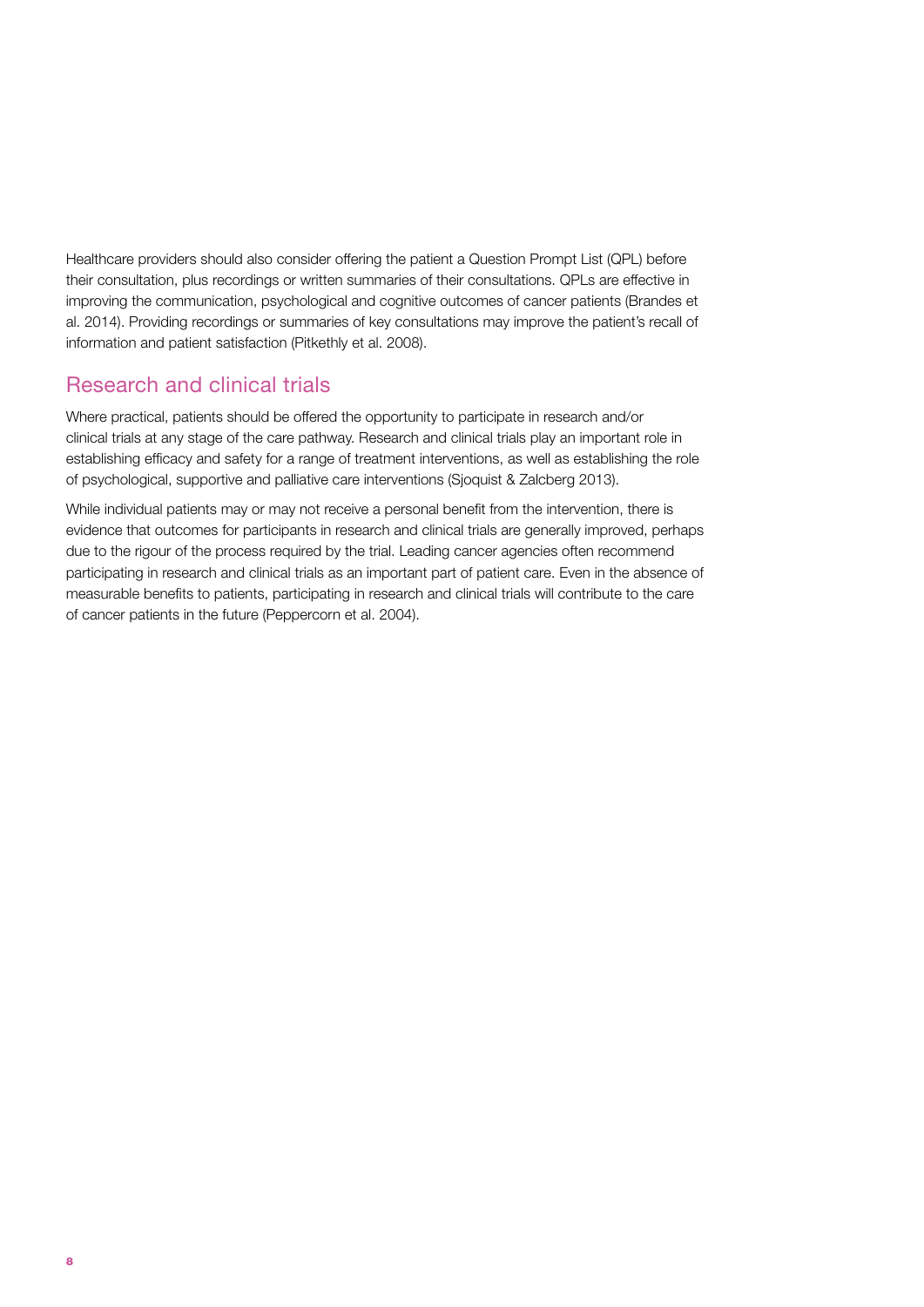Healthcare providers should also consider offering the patient a Question Prompt List (QPL) before their consultation, plus recordings or written summaries of their consultations. QPLs are effective in improving the communication, psychological and cognitive outcomes of cancer patients (Brandes et al. 2014). Providing recordings or summaries of key consultations may improve the patient's recall of information and patient satisfaction (Pitkethly et al. 2008).

## Research and clinical trials

Where practical, patients should be offered the opportunity to participate in research and/or clinical trials at any stage of the care pathway. Research and clinical trials play an important role in establishing efficacy and safety for a range of treatment interventions, as well as establishing the role of psychological, supportive and palliative care interventions (Sjoquist & Zalcberg 2013).

While individual patients may or may not receive a personal benefit from the intervention, there is evidence that outcomes for participants in research and clinical trials are generally improved, perhaps due to the rigour of the process required by the trial. Leading cancer agencies often recommend participating in research and clinical trials as an important part of patient care. Even in the absence of measurable benefits to patients, participating in research and clinical trials will contribute to the care of cancer patients in the future (Peppercorn et al. 2004).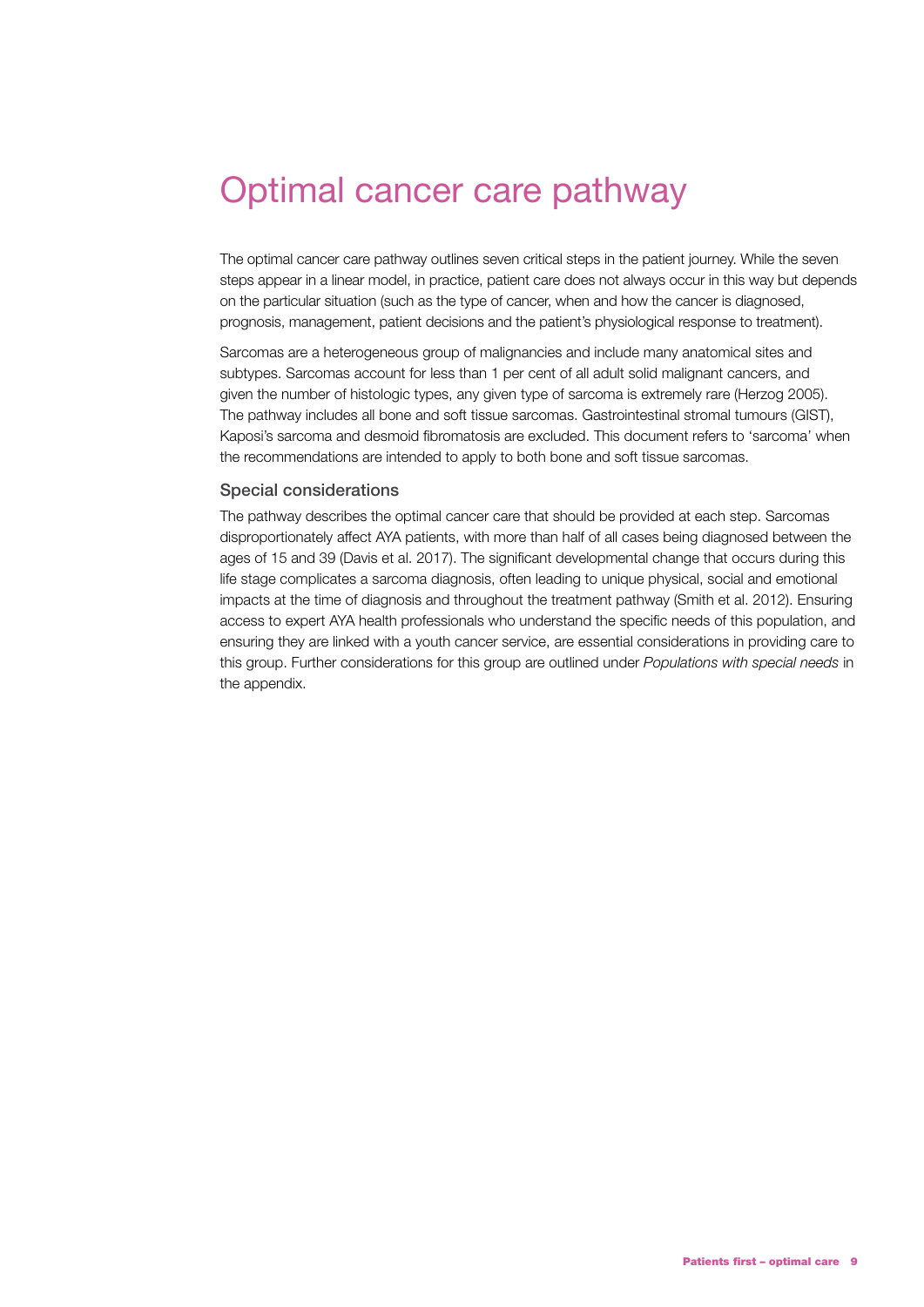# Optimal cancer care pathway

The optimal cancer care pathway outlines seven critical steps in the patient journey. While the seven steps appear in a linear model, in practice, patient care does not always occur in this way but depends on the particular situation (such as the type of cancer, when and how the cancer is diagnosed, prognosis, management, patient decisions and the patient's physiological response to treatment).

Sarcomas are a heterogeneous group of malignancies and include many anatomical sites and subtypes. Sarcomas account for less than 1 per cent of all adult solid malignant cancers, and given the number of histologic types, any given type of sarcoma is extremely rare (Herzog 2005). The pathway includes all bone and soft tissue sarcomas. Gastrointestinal stromal tumours (GIST), Kaposi's sarcoma and desmoid fibromatosis are excluded. This document refers to 'sarcoma' when the recommendations are intended to apply to both bone and soft tissue sarcomas.

## Special considerations

The pathway describes the optimal cancer care that should be provided at each step. Sarcomas disproportionately affect AYA patients, with more than half of all cases being diagnosed between the ages of 15 and 39 (Davis et al. 2017). The significant developmental change that occurs during this life stage complicates a sarcoma diagnosis, often leading to unique physical, social and emotional impacts at the time of diagnosis and throughout the treatment pathway (Smith et al. 2012). Ensuring access to expert AYA health professionals who understand the specific needs of this population, and ensuring they are linked with a youth cancer service, are essential considerations in providing care to this group. Further considerations for this group are outlined under *Populations with special needs* in the appendix.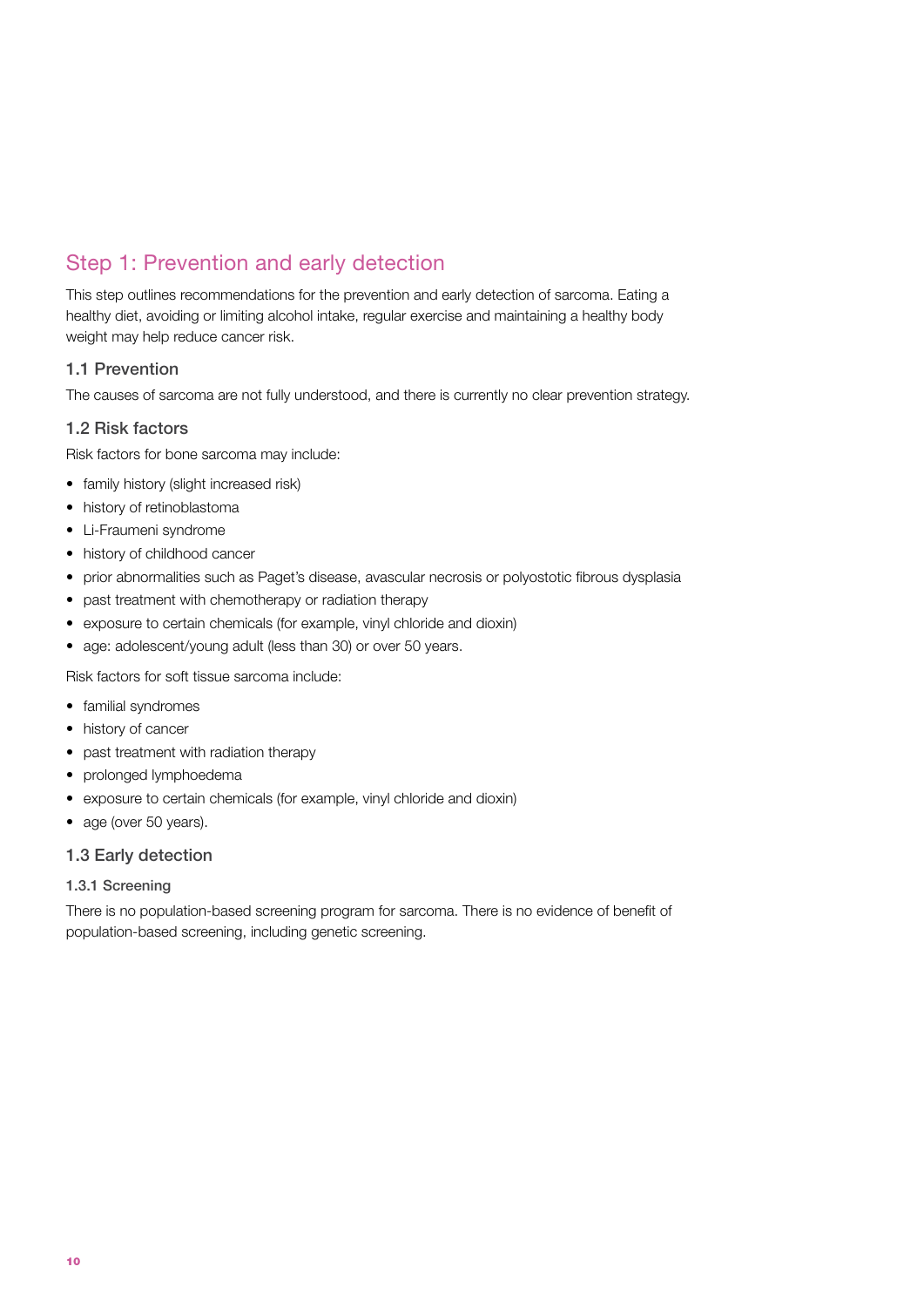# Step 1: Prevention and early detection

This step outlines recommendations for the prevention and early detection of sarcoma. Eating a healthy diet, avoiding or limiting alcohol intake, regular exercise and maintaining a healthy body weight may help reduce cancer risk.

## 1.1 Prevention

The causes of sarcoma are not fully understood, and there is currently no clear prevention strategy.

## 1.2 Risk factors

Risk factors for bone sarcoma may include:

- family history (slight increased risk)
- history of retinoblastoma
- Li-Fraumeni syndrome
- history of childhood cancer
- prior abnormalities such as Paget's disease, avascular necrosis or polyostotic fibrous dysplasia
- past treatment with chemotherapy or radiation therapy
- exposure to certain chemicals (for example, vinyl chloride and dioxin)
- age: adolescent/young adult (less than 30) or over 50 years.

Risk factors for soft tissue sarcoma include:

- familial syndromes
- history of cancer
- past treatment with radiation therapy
- prolonged lymphoedema
- exposure to certain chemicals (for example, vinyl chloride and dioxin)
- age (over 50 years).

## 1.3 Early detection

### 1.3.1 Screening

There is no population-based screening program for sarcoma. There is no evidence of benefit of population-based screening, including genetic screening.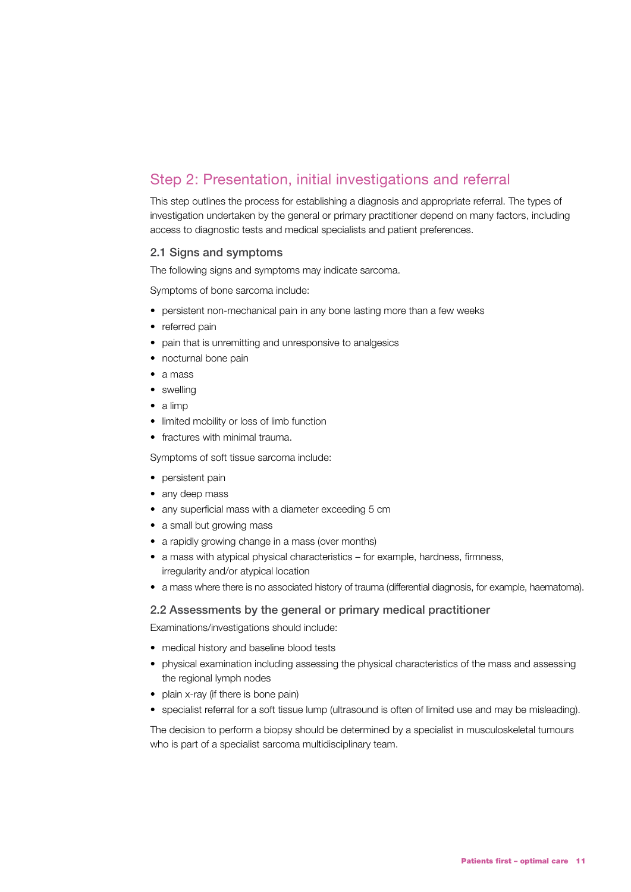## Step 2: Presentation, initial investigations and referral

This step outlines the process for establishing a diagnosis and appropriate referral. The types of investigation undertaken by the general or primary practitioner depend on many factors, including access to diagnostic tests and medical specialists and patient preferences.

### 2.1 Signs and symptoms

The following signs and symptoms may indicate sarcoma.

Symptoms of bone sarcoma include:

- persistent non-mechanical pain in any bone lasting more than a few weeks
- referred pain
- pain that is unremitting and unresponsive to analgesics
- nocturnal bone pain
- a mass
- swelling
- a limp
- limited mobility or loss of limb function
- fractures with minimal trauma.

Symptoms of soft tissue sarcoma include:

- persistent pain
- any deep mass
- any superficial mass with a diameter exceeding 5 cm
- a small but growing mass
- a rapidly growing change in a mass (over months)
- a mass with atypical physical characteristics – for example, hardness, firmness, irregularity and/or atypical location
- a mass where there is no associated history of trauma (differential diagnosis, for example, haematoma).

### 2.2 Assessments by the general or primary medical practitioner

Examinations/investigations should include:

- medical history and baseline blood tests
- physical examination including assessing the physical characteristics of the mass and assessing the regional lymph nodes
- plain x-ray (if there is bone pain)
- specialist referral for a soft tissue lump (ultrasound is often of limited use and may be misleading).

The decision to perform a biopsy should be determined by a specialist in musculoskeletal tumours who is part of a specialist sarcoma multidisciplinary team.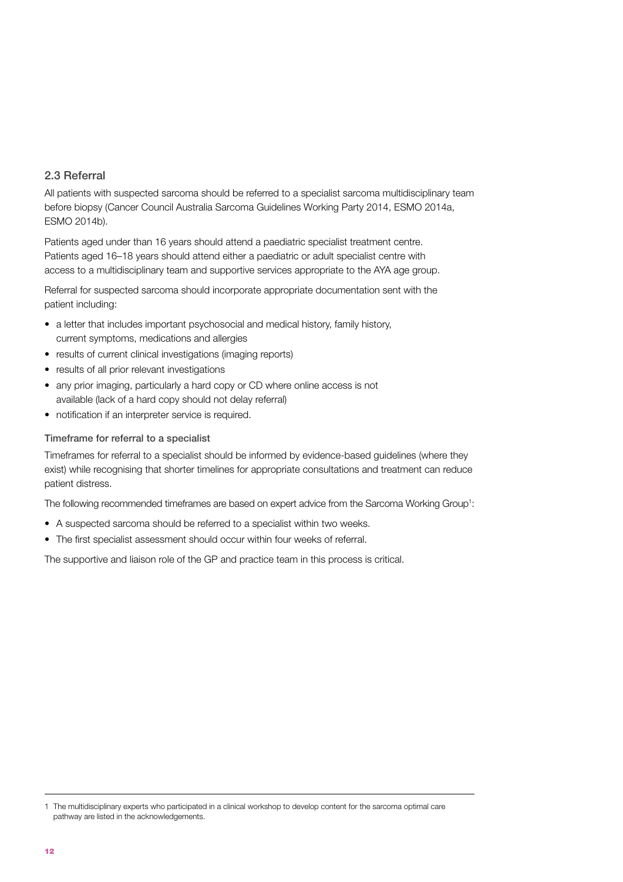## 2.3 Referral

All patients with suspected sarcoma should be referred to a specialist sarcoma multidisciplinary team before biopsy (Cancer Council Australia Sarcoma Guidelines Working Party 2014, ESMO 2014a, ESMO 2014b).

Patients aged under than 16 years should attend a paediatric specialist treatment centre. Patients aged 16–18 years should attend either a paediatric or adult specialist centre with access to a multidisciplinary team and supportive services appropriate to the AYA age group.

Referral for suspected sarcoma should incorporate appropriate documentation sent with the patient including:

- a letter that includes important psychosocial and medical history, family history, current symptoms, medications and allergies
- results of current clinical investigations (imaging reports)
- results of all prior relevant investigations
- any prior imaging, particularly a hard copy or CD where online access is not available (lack of a hard copy should not delay referral)
- notification if an interpreter service is required.

### Timeframe for referral to a specialist

Timeframes for referral to a specialist should be informed by evidence-based guidelines (where they exist) while recognising that shorter timelines for appropriate consultations and treatment can reduce patient distress.

The following recommended timeframes are based on expert advice from the Sarcoma Working Group[1]:

- A suspected sarcoma should be referred to a specialist within two weeks.
- The first specialist assessment should occur within four weeks of referral.

The supportive and liaison role of the GP and practice team in this process is critical.

---

1 The multidisciplinary experts who participated in a clinical workshop to develop content for the sarcoma optimal care pathway are listed in the acknowledgements.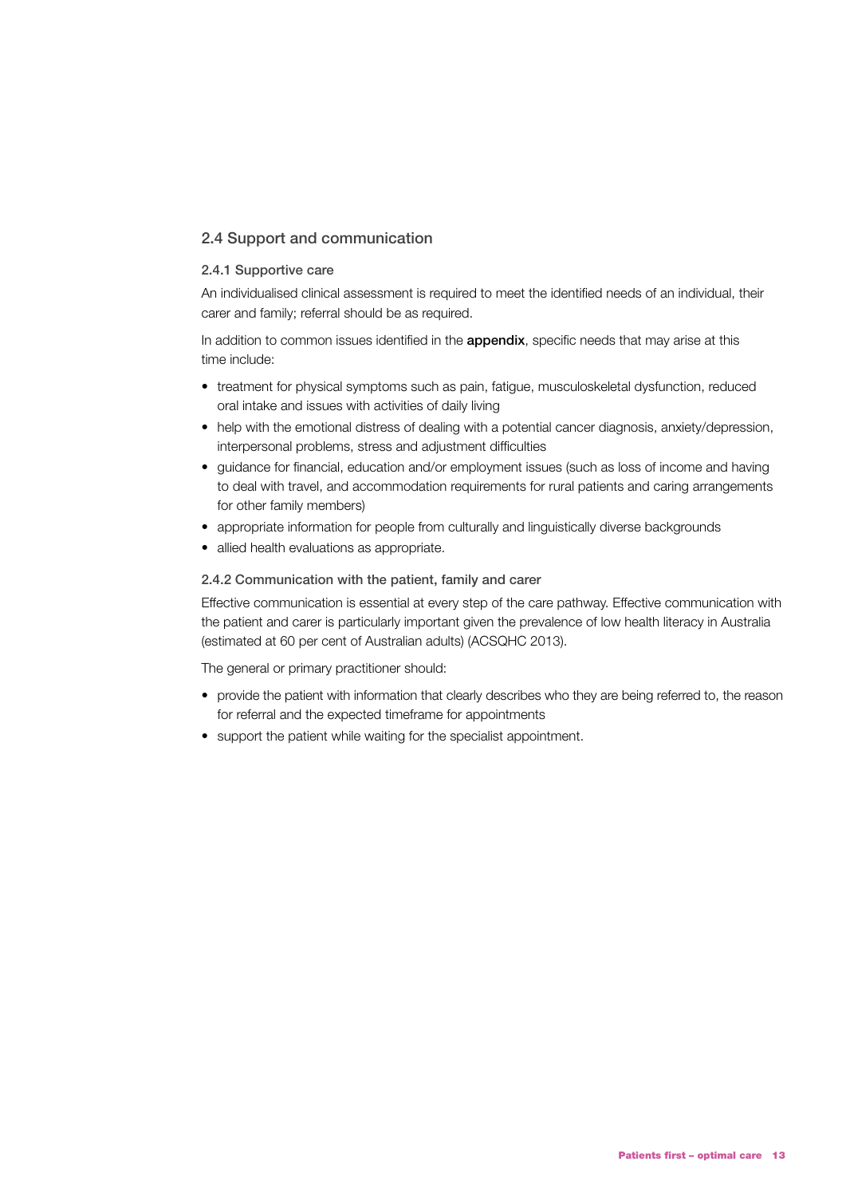## 2.4 Support and communication

### 2.4.1 Supportive care

An individualised clinical assessment is required to meet the identified needs of an individual, their carer and family; referral should be as required.

In addition to common issues identified in the **appendix**, specific needs that may arise at this time include:

- treatment for physical symptoms such as pain, fatigue, musculoskeletal dysfunction, reduced oral intake and issues with activities of daily living
- help with the emotional distress of dealing with a potential cancer diagnosis, anxiety/depression, interpersonal problems, stress and adjustment difficulties
- guidance for financial, education and/or employment issues (such as loss of income and having to deal with travel, and accommodation requirements for rural patients and caring arrangements for other family members)
- appropriate information for people from culturally and linguistically diverse backgrounds
- allied health evaluations as appropriate.

### 2.4.2 Communication with the patient, family and carer

Effective communication is essential at every step of the care pathway. Effective communication with the patient and carer is particularly important given the prevalence of low health literacy in Australia (estimated at 60 per cent of Australian adults) (ACSQHC 2013).

The general or primary practitioner should:

- provide the patient with information that clearly describes who they are being referred to, the reason for referral and the expected timeframe for appointments
- support the patient while waiting for the specialist appointment.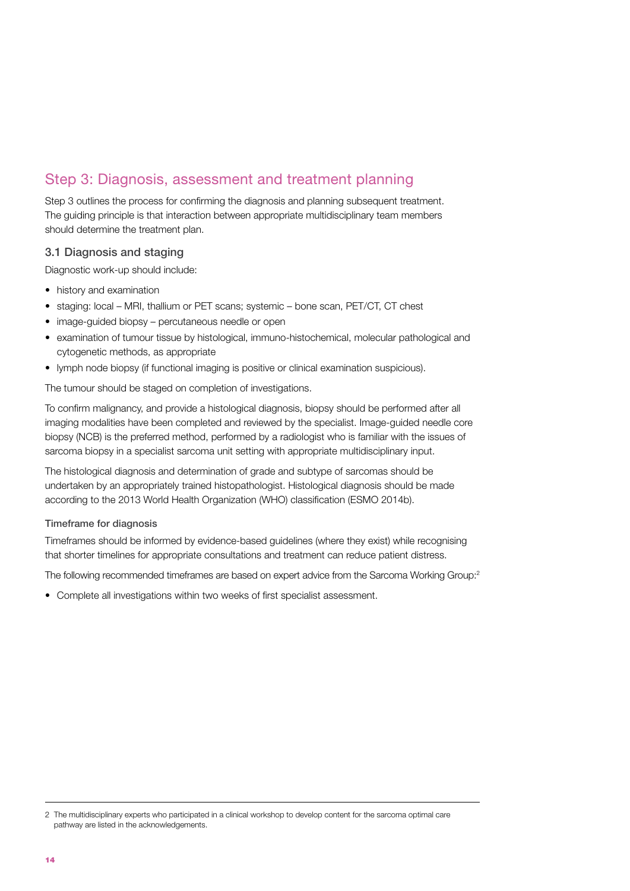## Step 3: Diagnosis, assessment and treatment planning

Step 3 outlines the process for confirming the diagnosis and planning subsequent treatment. The guiding principle is that interaction between appropriate multidisciplinary team members should determine the treatment plan.

### 3.1 Diagnosis and staging

Diagnostic work-up should include:

- history and examination
- staging: local – MRI, thallium or PET scans; systemic – bone scan, PET/CT, CT chest
- image-guided biopsy – percutaneous needle or open
- examination of tumour tissue by histological, immuno-histochemical, molecular pathological and cytogenetic methods, as appropriate
- lymph node biopsy (if functional imaging is positive or clinical examination suspicious).

The tumour should be staged on completion of investigations.

To confirm malignancy, and provide a histological diagnosis, biopsy should be performed after all imaging modalities have been completed and reviewed by the specialist. Image-guided needle core biopsy (NCB) is the preferred method, performed by a radiologist who is familiar with the issues of sarcoma biopsy in a specialist sarcoma unit setting with appropriate multidisciplinary input.

The histological diagnosis and determination of grade and subtype of sarcomas should be undertaken by an appropriately trained histopathologist. Histological diagnosis should be made according to the 2013 World Health Organization (WHO) classification (ESMO 2014b).

#### Timeframe for diagnosis

Timeframes should be informed by evidence-based guidelines (where they exist) while recognising that shorter timelines for appropriate consultations and treatment can reduce patient distress.

The following recommended timeframes are based on expert advice from the Sarcoma Working Group:[2]

- Complete all investigations within two weeks of first specialist assessment.

---

2 The multidisciplinary experts who participated in a clinical workshop to develop content for the sarcoma optimal care pathway are listed in the acknowledgements.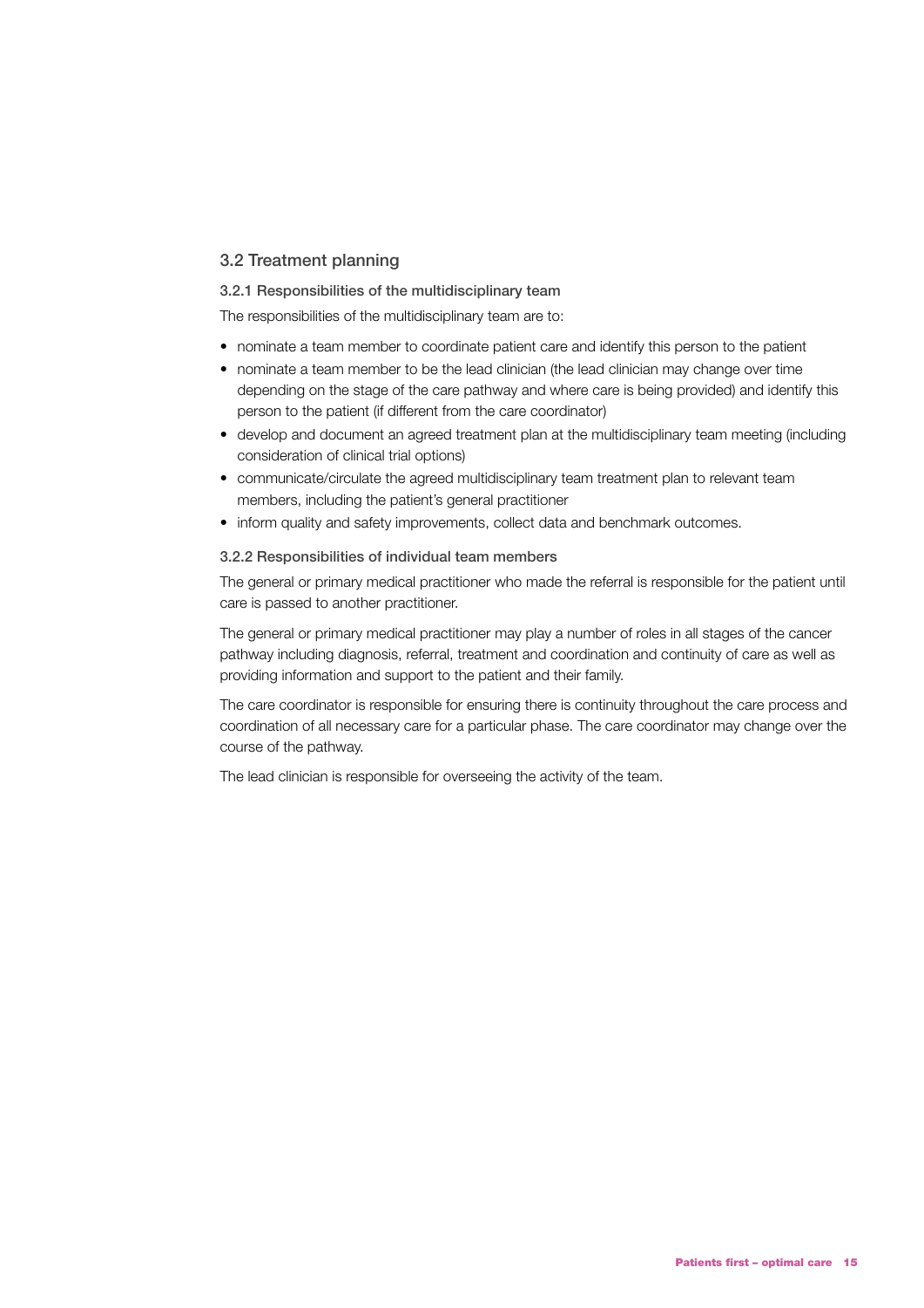## 3.2 Treatment planning

### 3.2.1 Responsibilities of the multidisciplinary team

The responsibilities of the multidisciplinary team are to:

- nominate a team member to coordinate patient care and identify this person to the patient
- nominate a team member to be the lead clinician (the lead clinician may change over time depending on the stage of the care pathway and where care is being provided) and identify this person to the patient (if different from the care coordinator)
- develop and document an agreed treatment plan at the multidisciplinary team meeting (including consideration of clinical trial options)
- communicate/circulate the agreed multidisciplinary team treatment plan to relevant team members, including the patient's general practitioner
- inform quality and safety improvements, collect data and benchmark outcomes.

### 3.2.2 Responsibilities of individual team members

The general or primary medical practitioner who made the referral is responsible for the patient until care is passed to another practitioner.

The general or primary medical practitioner may play a number of roles in all stages of the cancer pathway including diagnosis, referral, treatment and coordination and continuity of care as well as providing information and support to the patient and their family.

The care coordinator is responsible for ensuring there is continuity throughout the care process and coordination of all necessary care for a particular phase. The care coordinator may change over the course of the pathway.

The lead clinician is responsible for overseeing the activity of the team.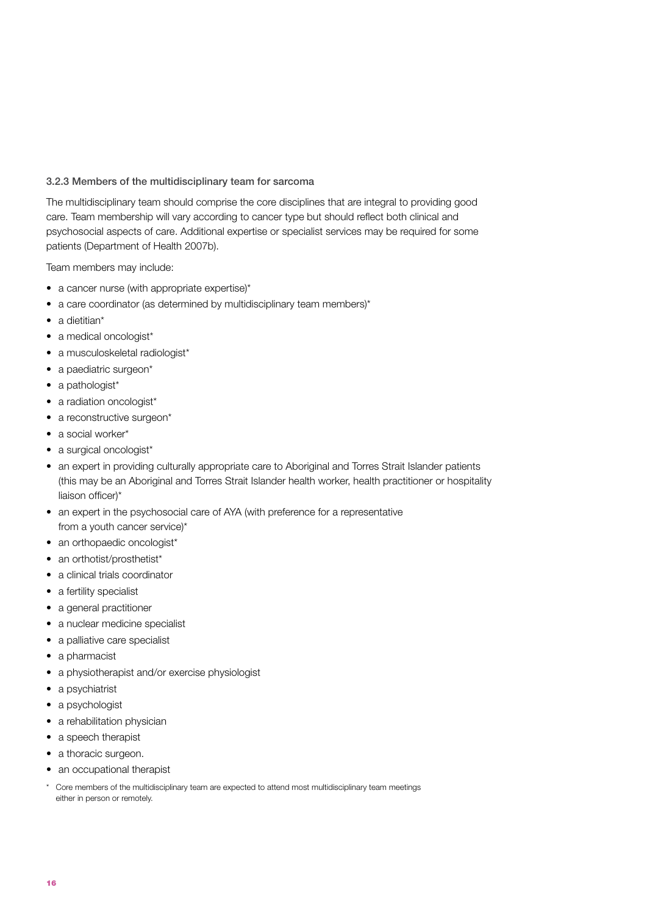### 3.2.3 Members of the multidisciplinary team for sarcoma

The multidisciplinary team should comprise the core disciplines that are integral to providing good care. Team membership will vary according to cancer type but should reflect both clinical and psychosocial aspects of care. Additional expertise or specialist services may be required for some patients (Department of Health 2007b).

Team members may include:

- a cancer nurse (with appropriate expertise)*
- a care coordinator (as determined by multidisciplinary team members)*
- a dietitian*
- a medical oncologist*
- a musculoskeletal radiologist*
- a paediatric surgeon*
- a pathologist*
- a radiation oncologist*
- a reconstructive surgeon*
- a social worker*
- a surgical oncologist*
- an expert in providing culturally appropriate care to Aboriginal and Torres Strait Islander patients (this may be an Aboriginal and Torres Strait Islander health worker, health practitioner or hospitality liaison officer)*
- an expert in the psychosocial care of AYA (with preference for a representative from a youth cancer service)*
- an orthopaedic oncologist*
- an orthotist/prosthetist*
- a clinical trials coordinator
- a fertility specialist
- a general practitioner
- a nuclear medicine specialist
- a palliative care specialist
- a pharmacist
- a physiotherapist and/or exercise physiologist
- a psychiatrist
- a psychologist
- a rehabilitation physician
- a speech therapist
- a thoracic surgeon.
- an occupational therapist

\* Core members of the multidisciplinary team are expected to attend most multidisciplinary team meetings either in person or remotely.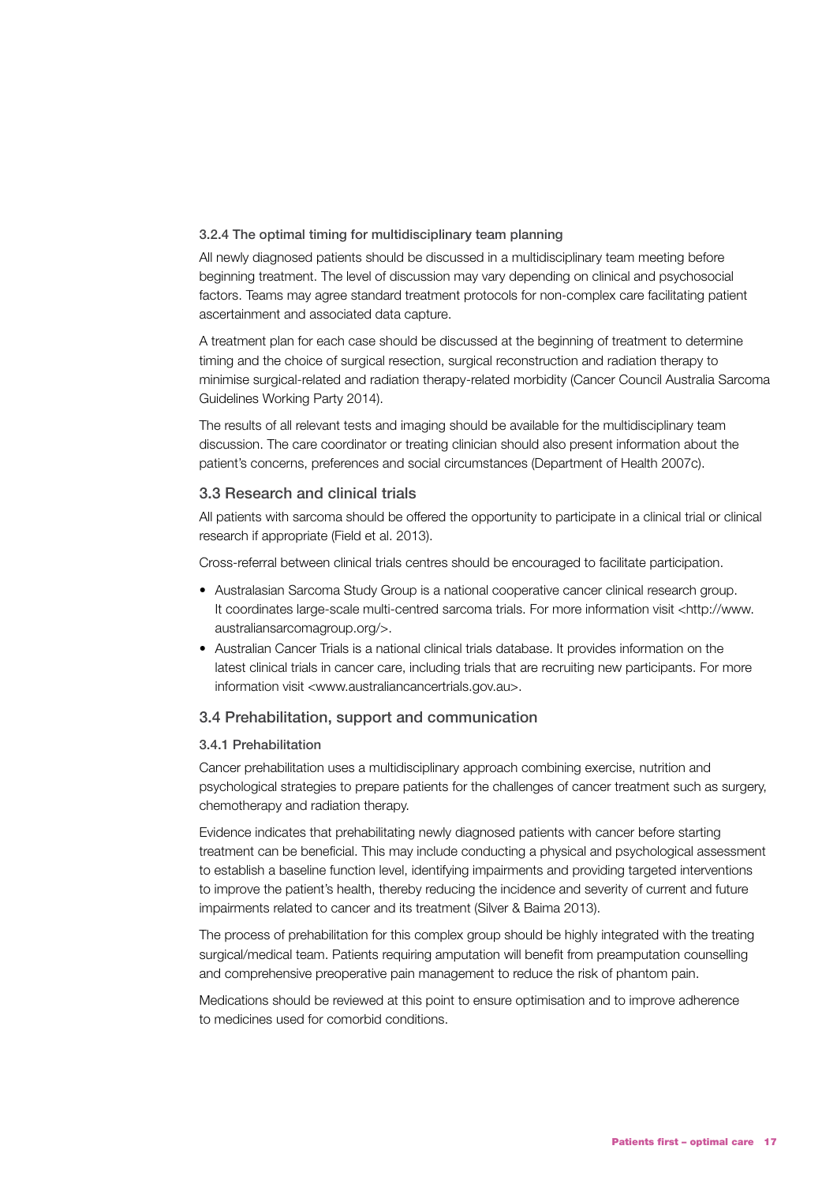#### 3.2.4 The optimal timing for multidisciplinary team planning

All newly diagnosed patients should be discussed in a multidisciplinary team meeting before beginning treatment. The level of discussion may vary depending on clinical and psychosocial factors. Teams may agree standard treatment protocols for non-complex care facilitating patient ascertainment and associated data capture.

A treatment plan for each case should be discussed at the beginning of treatment to determine timing and the choice of surgical resection, surgical reconstruction and radiation therapy to minimise surgical-related and radiation therapy-related morbidity (Cancer Council Australia Sarcoma Guidelines Working Party 2014).

The results of all relevant tests and imaging should be available for the multidisciplinary team discussion. The care coordinator or treating clinician should also present information about the patient's concerns, preferences and social circumstances (Department of Health 2007c).

### 3.3 Research and clinical trials

All patients with sarcoma should be offered the opportunity to participate in a clinical trial or clinical research if appropriate (Field et al. 2013).

Cross-referral between clinical trials centres should be encouraged to facilitate participation.

- Australasian Sarcoma Study Group is a national cooperative cancer clinical research group. It coordinates large-scale multi-centred sarcoma trials. For more information visit <http://www.australiansarcomagroup.org/>.
- Australian Cancer Trials is a national clinical trials database. It provides information on the latest clinical trials in cancer care, including trials that are recruiting new participants. For more information visit <www.australiancancertrials.gov.au>.

### 3.4 Prehabilitation, support and communication

#### 3.4.1 Prehabilitation

Cancer prehabilitation uses a multidisciplinary approach combining exercise, nutrition and psychological strategies to prepare patients for the challenges of cancer treatment such as surgery, chemotherapy and radiation therapy.

Evidence indicates that prehabilitating newly diagnosed patients with cancer before starting treatment can be beneficial. This may include conducting a physical and psychological assessment to establish a baseline function level, identifying impairments and providing targeted interventions to improve the patient's health, thereby reducing the incidence and severity of current and future impairments related to cancer and its treatment (Silver & Baima 2013).

The process of prehabilitation for this complex group should be highly integrated with the treating surgical/medical team. Patients requiring amputation will benefit from preamputation counselling and comprehensive preoperative pain management to reduce the risk of phantom pain.

Medications should be reviewed at this point to ensure optimisation and to improve adherence to medicines used for comorbid conditions.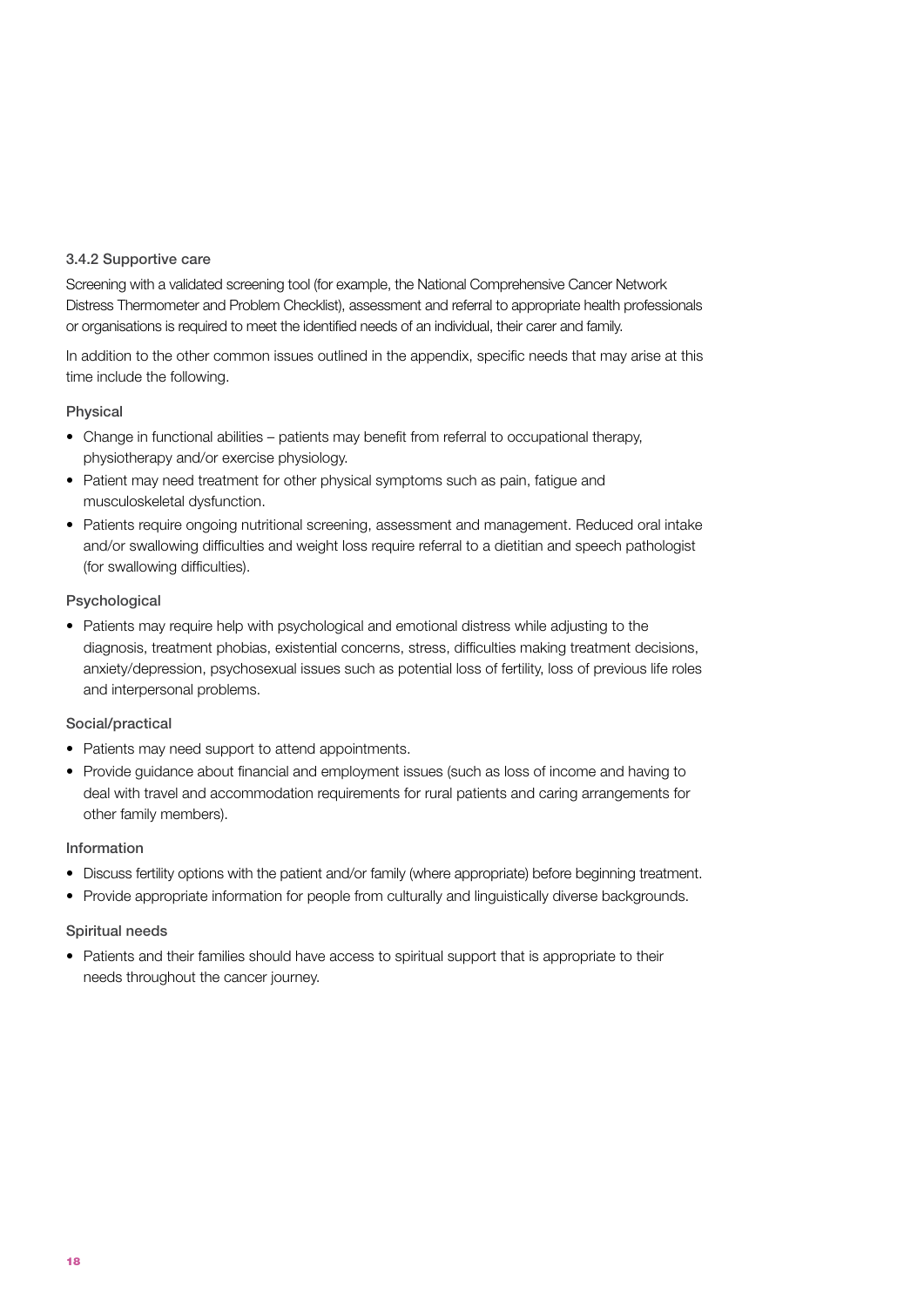### 3.4.2 Supportive care

Screening with a validated screening tool (for example, the National Comprehensive Cancer Network Distress Thermometer and Problem Checklist), assessment and referral to appropriate health professionals or organisations is required to meet the identified needs of an individual, their carer and family.

In addition to the other common issues outlined in the appendix, specific needs that may arise at this time include the following.

#### Physical

- Change in functional abilities – patients may benefit from referral to occupational therapy, physiotherapy and/or exercise physiology.
- Patient may need treatment for other physical symptoms such as pain, fatigue and musculoskeletal dysfunction.
- Patients require ongoing nutritional screening, assessment and management. Reduced oral intake and/or swallowing difficulties and weight loss require referral to a dietitian and speech pathologist (for swallowing difficulties).

#### Psychological

- Patients may require help with psychological and emotional distress while adjusting to the diagnosis, treatment phobias, existential concerns, stress, difficulties making treatment decisions, anxiety/depression, psychosexual issues such as potential loss of fertility, loss of previous life roles and interpersonal problems.

#### Social/practical

- Patients may need support to attend appointments.
- Provide guidance about financial and employment issues (such as loss of income and having to deal with travel and accommodation requirements for rural patients and caring arrangements for other family members).

#### Information

- Discuss fertility options with the patient and/or family (where appropriate) before beginning treatment.
- Provide appropriate information for people from culturally and linguistically diverse backgrounds.

#### Spiritual needs

- Patients and their families should have access to spiritual support that is appropriate to their needs throughout the cancer journey.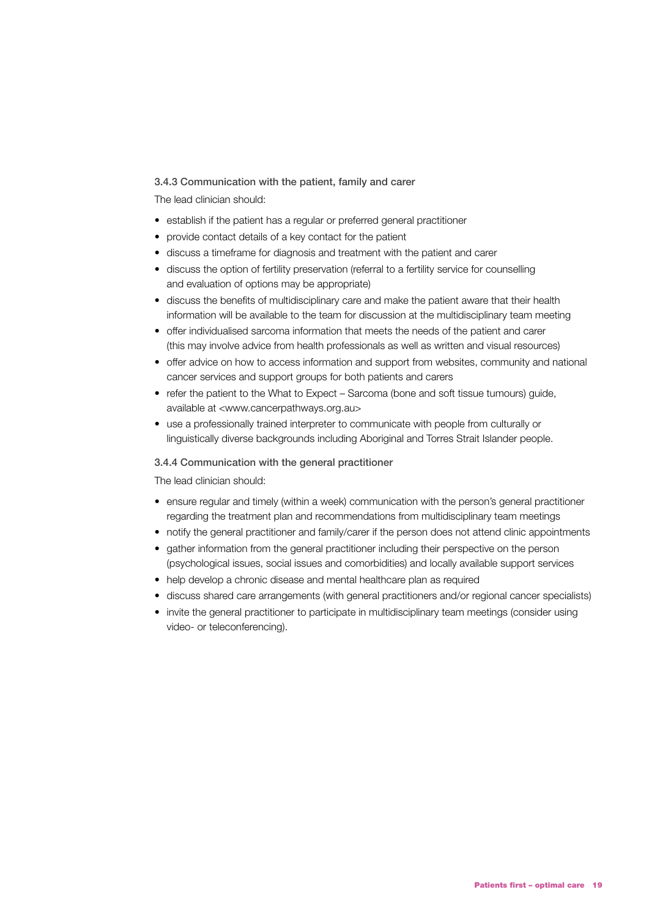### 3.4.3 Communication with the patient, family and carer

The lead clinician should:

- establish if the patient has a regular or preferred general practitioner
- provide contact details of a key contact for the patient
- discuss a timeframe for diagnosis and treatment with the patient and carer
- discuss the option of fertility preservation (referral to a fertility service for counselling and evaluation of options may be appropriate)
- discuss the benefits of multidisciplinary care and make the patient aware that their health information will be available to the team for discussion at the multidisciplinary team meeting
- offer individualised sarcoma information that meets the needs of the patient and carer (this may involve advice from health professionals as well as written and visual resources)
- offer advice on how to access information and support from websites, community and national cancer services and support groups for both patients and carers
- refer the patient to the What to Expect – Sarcoma (bone and soft tissue tumours) guide, available at <www.cancerpathways.org.au>
- use a professionally trained interpreter to communicate with people from culturally or linguistically diverse backgrounds including Aboriginal and Torres Strait Islander people.

### 3.4.4 Communication with the general practitioner

The lead clinician should:

- ensure regular and timely (within a week) communication with the person's general practitioner regarding the treatment plan and recommendations from multidisciplinary team meetings
- notify the general practitioner and family/carer if the person does not attend clinic appointments
- gather information from the general practitioner including their perspective on the person (psychological issues, social issues and comorbidities) and locally available support services
- help develop a chronic disease and mental healthcare plan as required
- discuss shared care arrangements (with general practitioners and/or regional cancer specialists)
- invite the general practitioner to participate in multidisciplinary team meetings (consider using video- or teleconferencing).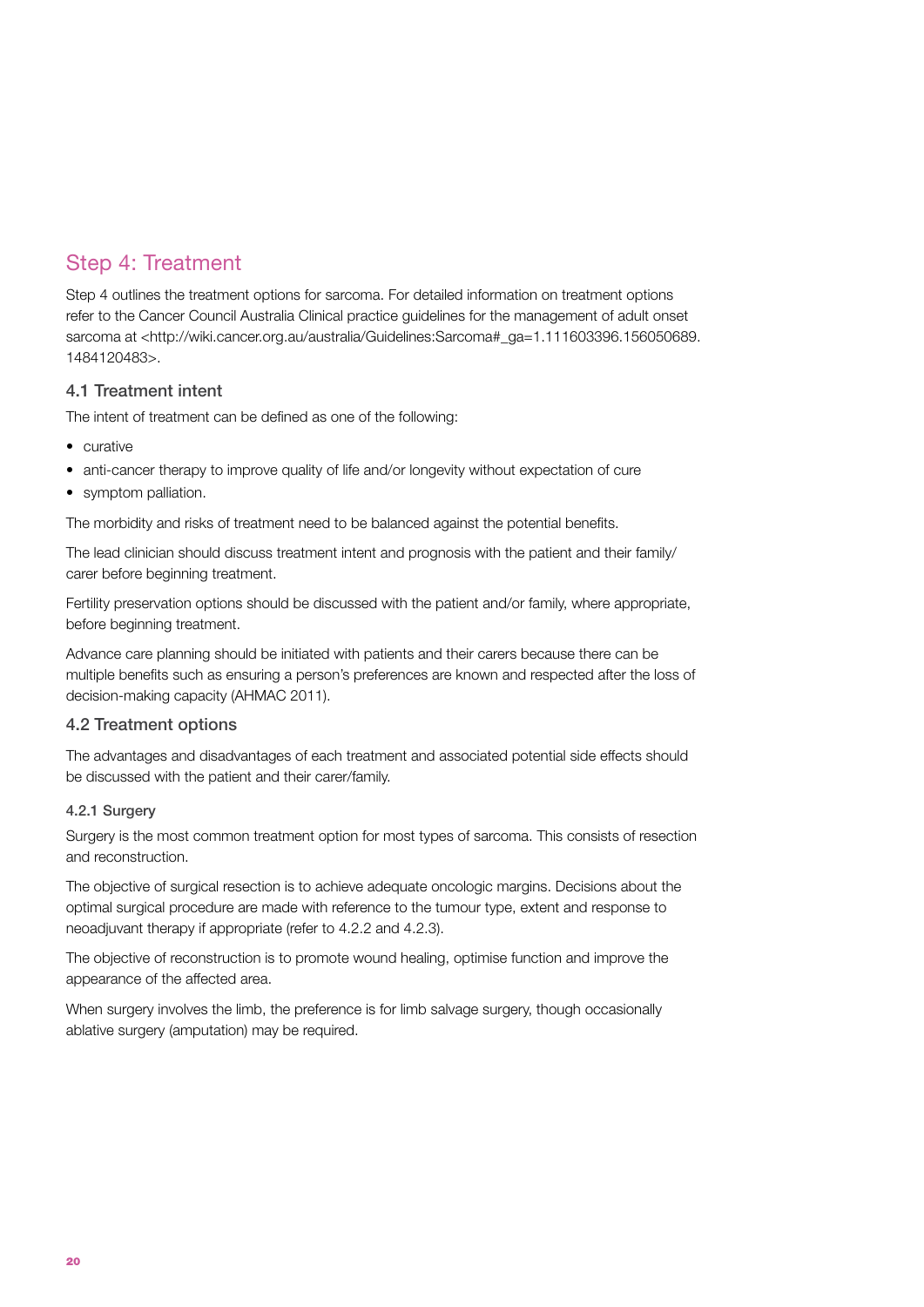## Step 4: Treatment

Step 4 outlines the treatment options for sarcoma. For detailed information on treatment options refer to the Cancer Council Australia Clinical practice guidelines for the management of adult onset sarcoma at <http://wiki.cancer.org.au/australia/Guidelines:Sarcoma#_ga=1.111603396.156050689.1484120483>.

### 4.1 Treatment intent

The intent of treatment can be defined as one of the following:

- curative
- anti-cancer therapy to improve quality of life and/or longevity without expectation of cure
- symptom palliation.

The morbidity and risks of treatment need to be balanced against the potential benefits.

The lead clinician should discuss treatment intent and prognosis with the patient and their family/carer before beginning treatment.

Fertility preservation options should be discussed with the patient and/or family, where appropriate, before beginning treatment.

Advance care planning should be initiated with patients and their carers because there can be multiple benefits such as ensuring a person's preferences are known and respected after the loss of decision-making capacity (AHMAC 2011).

### 4.2 Treatment options

The advantages and disadvantages of each treatment and associated potential side effects should be discussed with the patient and their carer/family.

#### 4.2.1 Surgery

Surgery is the most common treatment option for most types of sarcoma. This consists of resection and reconstruction.

The objective of surgical resection is to achieve adequate oncologic margins. Decisions about the optimal surgical procedure are made with reference to the tumour type, extent and response to neoadjuvant therapy if appropriate (refer to 4.2.2 and 4.2.3).

The objective of reconstruction is to promote wound healing, optimise function and improve the appearance of the affected area.

When surgery involves the limb, the preference is for limb salvage surgery, though occasionally ablative surgery (amputation) may be required.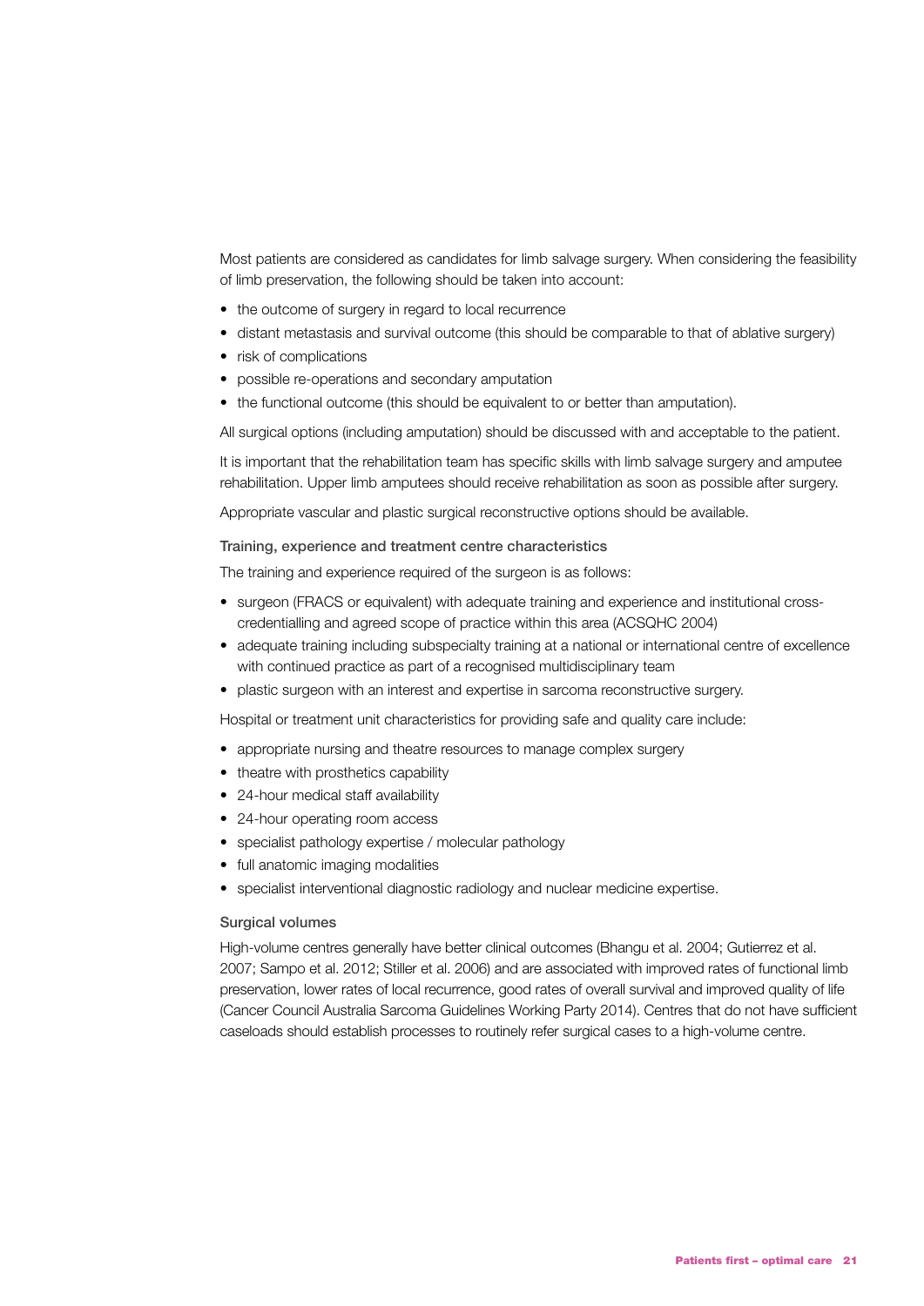Most patients are considered as candidates for limb salvage surgery. When considering the feasibility of limb preservation, the following should be taken into account:

- the outcome of surgery in regard to local recurrence
- distant metastasis and survival outcome (this should be comparable to that of ablative surgery)
- risk of complications
- possible re-operations and secondary amputation
- the functional outcome (this should be equivalent to or better than amputation).

All surgical options (including amputation) should be discussed with and acceptable to the patient.

It is important that the rehabilitation team has specific skills with limb salvage surgery and amputee rehabilitation. Upper limb amputees should receive rehabilitation as soon as possible after surgery.

Appropriate vascular and plastic surgical reconstructive options should be available.

### Training, experience and treatment centre characteristics

The training and experience required of the surgeon is as follows:

- surgeon (FRACS or equivalent) with adequate training and experience and institutional cross-credentialling and agreed scope of practice within this area (ACSQHC 2004)
- adequate training including subspecialty training at a national or international centre of excellence with continued practice as part of a recognised multidisciplinary team
- plastic surgeon with an interest and expertise in sarcoma reconstructive surgery.

Hospital or treatment unit characteristics for providing safe and quality care include:

- appropriate nursing and theatre resources to manage complex surgery
- theatre with prosthetics capability
- 24-hour medical staff availability
- 24-hour operating room access
- specialist pathology expertise / molecular pathology
- full anatomic imaging modalities
- specialist interventional diagnostic radiology and nuclear medicine expertise.

### Surgical volumes

High-volume centres generally have better clinical outcomes (Bhangu et al. 2004; Gutierrez et al. 2007; Sampo et al. 2012; Stiller et al. 2006) and are associated with improved rates of functional limb preservation, lower rates of local recurrence, good rates of overall survival and improved quality of life (Cancer Council Australia Sarcoma Guidelines Working Party 2014). Centres that do not have sufficient caseloads should establish processes to routinely refer surgical cases to a high-volume centre.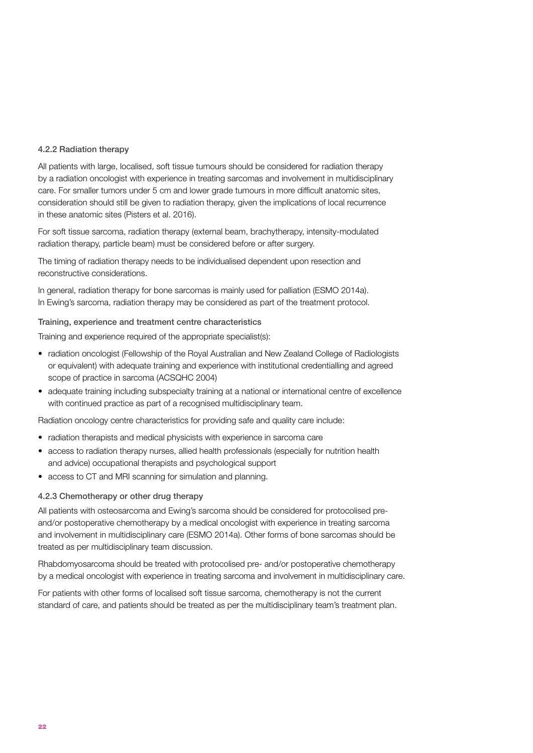### 4.2.2 Radiation therapy

All patients with large, localised, soft tissue tumours should be considered for radiation therapy by a radiation oncologist with experience in treating sarcomas and involvement in multidisciplinary care. For smaller tumors under 5 cm and lower grade tumours in more difficult anatomic sites, consideration should still be given to radiation therapy, given the implications of local recurrence in these anatomic sites (Pisters et al. 2016).

For soft tissue sarcoma, radiation therapy (external beam, brachytherapy, intensity-modulated radiation therapy, particle beam) must be considered before or after surgery.

The timing of radiation therapy needs to be individualised dependent upon resection and reconstructive considerations.

In general, radiation therapy for bone sarcomas is mainly used for palliation (ESMO 2014a). In Ewing's sarcoma, radiation therapy may be considered as part of the treatment protocol.

#### Training, experience and treatment centre characteristics

Training and experience required of the appropriate specialist(s):

- radiation oncologist (Fellowship of the Royal Australian and New Zealand College of Radiologists or equivalent) with adequate training and experience with institutional credentialling and agreed scope of practice in sarcoma (ACSQHC 2004)
- adequate training including subspecialty training at a national or international centre of excellence with continued practice as part of a recognised multidisciplinary team.

Radiation oncology centre characteristics for providing safe and quality care include:

- radiation therapists and medical physicists with experience in sarcoma care
- access to radiation therapy nurses, allied health professionals (especially for nutrition health and advice) occupational therapists and psychological support
- access to CT and MRI scanning for simulation and planning.

### 4.2.3 Chemotherapy or other drug therapy

All patients with osteosarcoma and Ewing's sarcoma should be considered for protocolised pre- and/or postoperative chemotherapy by a medical oncologist with experience in treating sarcoma and involvement in multidisciplinary care (ESMO 2014a). Other forms of bone sarcomas should be treated as per multidisciplinary team discussion.

Rhabdomyosarcoma should be treated with protocolised pre- and/or postoperative chemotherapy by a medical oncologist with experience in treating sarcoma and involvement in multidisciplinary care.

For patients with other forms of localised soft tissue sarcoma, chemotherapy is not the current standard of care, and patients should be treated as per the multidisciplinary team's treatment plan.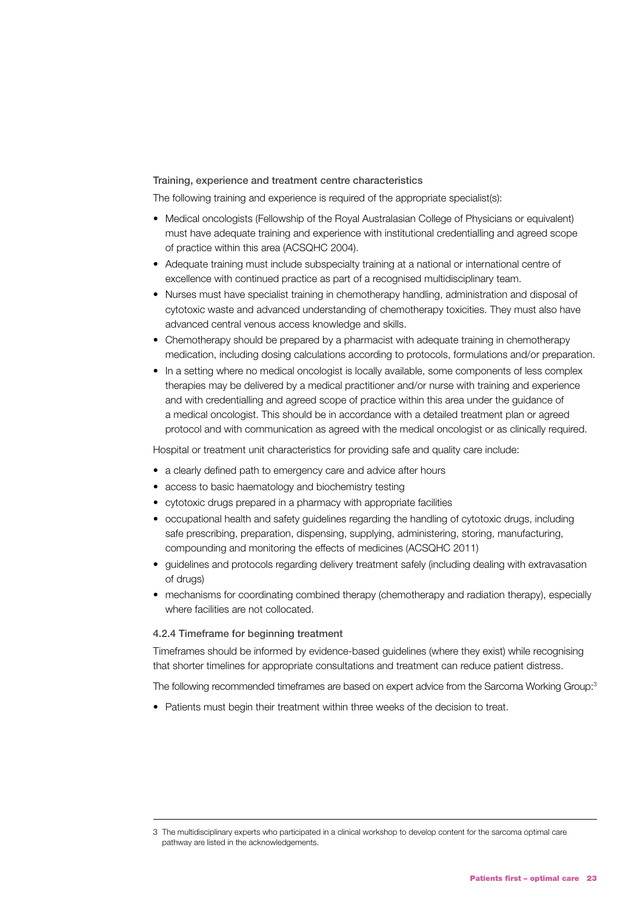#### Training, experience and treatment centre characteristics

The following training and experience is required of the appropriate specialist(s):

- Medical oncologists (Fellowship of the Royal Australasian College of Physicians or equivalent) must have adequate training and experience with institutional credentialling and agreed scope of practice within this area (ACSQHC 2004).
- Adequate training must include subspecialty training at a national or international centre of excellence with continued practice as part of a recognised multidisciplinary team.
- Nurses must have specialist training in chemotherapy handling, administration and disposal of cytotoxic waste and advanced understanding of chemotherapy toxicities. They must also have advanced central venous access knowledge and skills.
- Chemotherapy should be prepared by a pharmacist with adequate training in chemotherapy medication, including dosing calculations according to protocols, formulations and/or preparation.
- In a setting where no medical oncologist is locally available, some components of less complex therapies may be delivered by a medical practitioner and/or nurse with training and experience and with credentialling and agreed scope of practice within this area under the guidance of a medical oncologist. This should be in accordance with a detailed treatment plan or agreed protocol and with communication as agreed with the medical oncologist or as clinically required.

Hospital or treatment unit characteristics for providing safe and quality care include:

- a clearly defined path to emergency care and advice after hours
- access to basic haematology and biochemistry testing
- cytotoxic drugs prepared in a pharmacy with appropriate facilities
- occupational health and safety guidelines regarding the handling of cytotoxic drugs, including safe prescribing, preparation, dispensing, supplying, administering, storing, manufacturing, compounding and monitoring the effects of medicines (ACSQHC 2011)
- guidelines and protocols regarding delivery treatment safely (including dealing with extravasation of drugs)
- mechanisms for coordinating combined therapy (chemotherapy and radiation therapy), especially where facilities are not collocated.

### 4.2.4 Timeframe for beginning treatment

Timeframes should be informed by evidence-based guidelines (where they exist) while recognising that shorter timelines for appropriate consultations and treatment can reduce patient distress.

The following recommended timeframes are based on expert advice from the Sarcoma Working Group:[3]

- Patients must begin their treatment within three weeks of the decision to treat.

---

3 The multidisciplinary experts who participated in a clinical workshop to develop content for the sarcoma optimal care pathway are listed in the acknowledgements.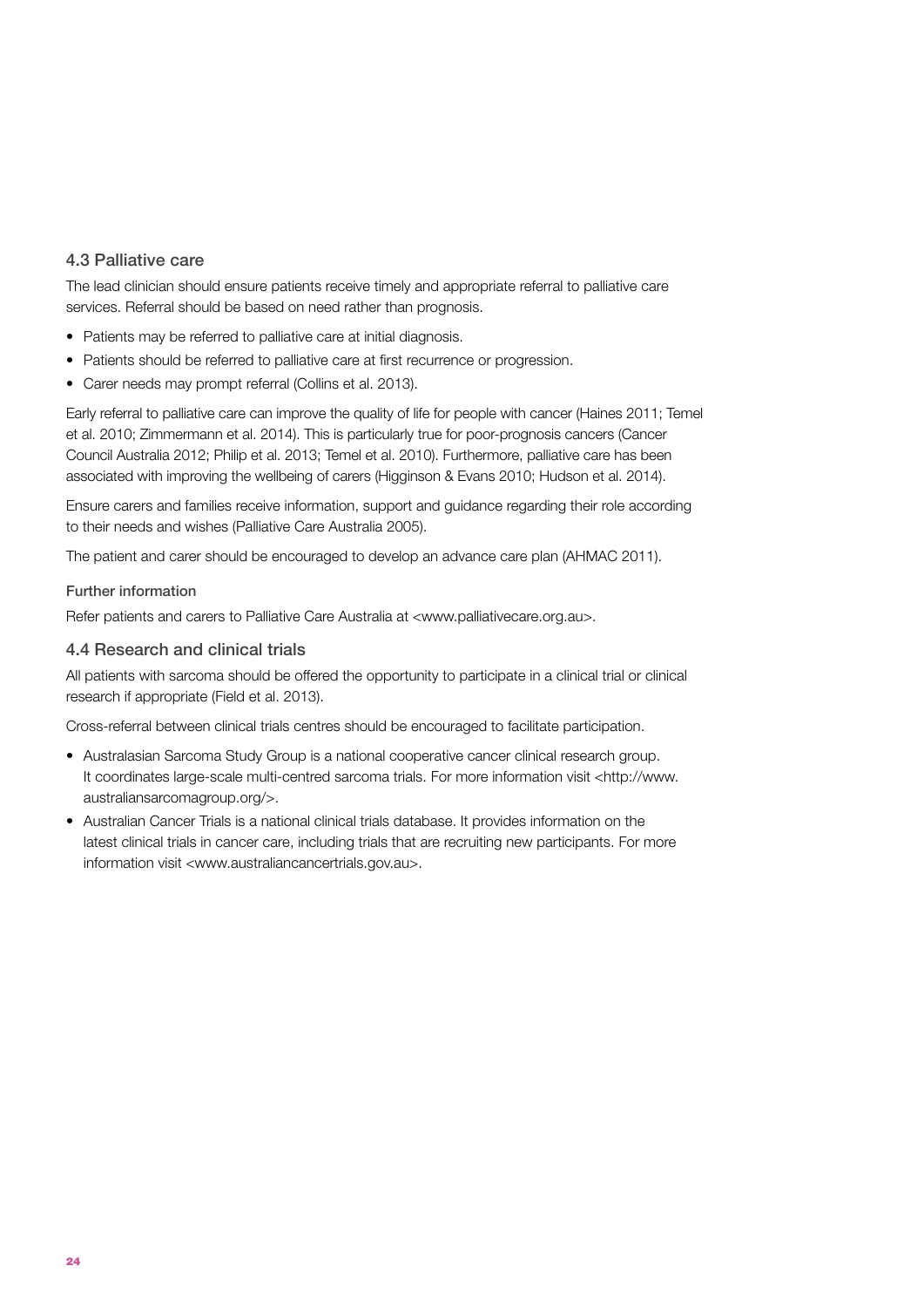## 4.3 Palliative care

The lead clinician should ensure patients receive timely and appropriate referral to palliative care services. Referral should be based on need rather than prognosis.

- Patients may be referred to palliative care at initial diagnosis.
- Patients should be referred to palliative care at first recurrence or progression.
- Carer needs may prompt referral (Collins et al. 2013).

Early referral to palliative care can improve the quality of life for people with cancer (Haines 2011; Temel et al. 2010; Zimmermann et al. 2014). This is particularly true for poor-prognosis cancers (Cancer Council Australia 2012; Philip et al. 2013; Temel et al. 2010). Furthermore, palliative care has been associated with improving the wellbeing of carers (Higginson & Evans 2010; Hudson et al. 2014).

Ensure carers and families receive information, support and guidance regarding their role according to their needs and wishes (Palliative Care Australia 2005).

The patient and carer should be encouraged to develop an advance care plan (AHMAC 2011).

### Further information

Refer patients and carers to Palliative Care Australia at <www.palliativecare.org.au>.

## 4.4 Research and clinical trials

All patients with sarcoma should be offered the opportunity to participate in a clinical trial or clinical research if appropriate (Field et al. 2013).

Cross-referral between clinical trials centres should be encouraged to facilitate participation.

- Australasian Sarcoma Study Group is a national cooperative cancer clinical research group. It coordinates large-scale multi-centred sarcoma trials. For more information visit <http://www.australiansarcomagroup.org/>.
- Australian Cancer Trials is a national clinical trials database. It provides information on the latest clinical trials in cancer care, including trials that are recruiting new participants. For more information visit <www.australiancancertrials.gov.au>.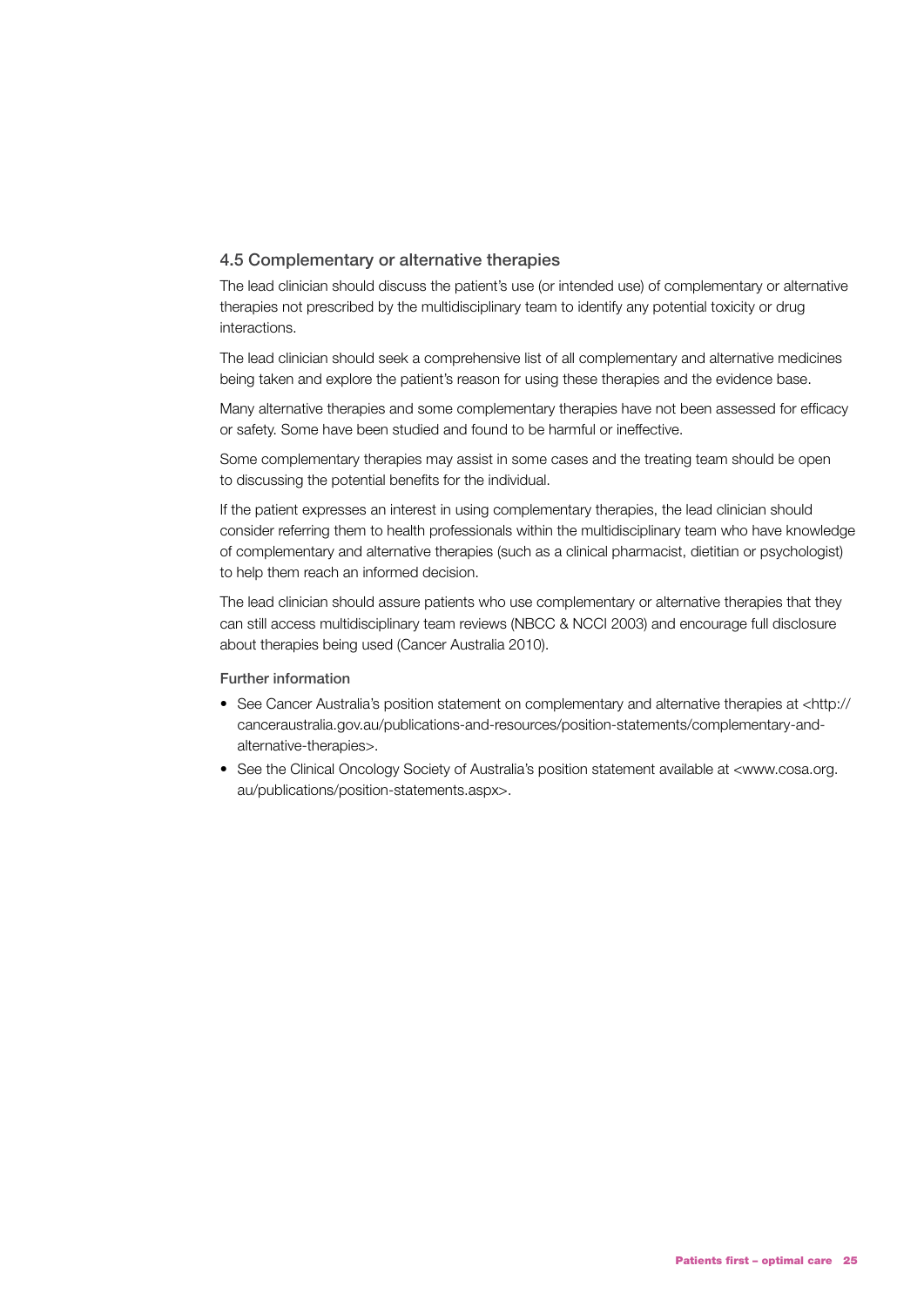## 4.5 Complementary or alternative therapies

The lead clinician should discuss the patient's use (or intended use) of complementary or alternative therapies not prescribed by the multidisciplinary team to identify any potential toxicity or drug interactions.

The lead clinician should seek a comprehensive list of all complementary and alternative medicines being taken and explore the patient's reason for using these therapies and the evidence base.

Many alternative therapies and some complementary therapies have not been assessed for efficacy or safety. Some have been studied and found to be harmful or ineffective.

Some complementary therapies may assist in some cases and the treating team should be open to discussing the potential benefits for the individual.

If the patient expresses an interest in using complementary therapies, the lead clinician should consider referring them to health professionals within the multidisciplinary team who have knowledge of complementary and alternative therapies (such as a clinical pharmacist, dietitian or psychologist) to help them reach an informed decision.

The lead clinician should assure patients who use complementary or alternative therapies that they can still access multidisciplinary team reviews (NBCC & NCCI 2003) and encourage full disclosure about therapies being used (Cancer Australia 2010).

#### Further information

- See Cancer Australia's position statement on complementary and alternative therapies at <http://canceraustralia.gov.au/publications-and-resources/position-statements/complementary-and-alternative-therapies>.
- See the Clinical Oncology Society of Australia's position statement available at <www.cosa.org.au/publications/position-statements.aspx>.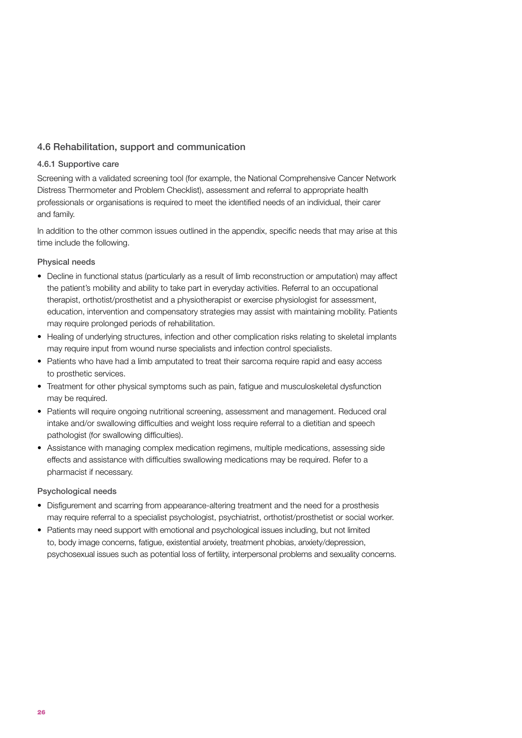## 4.6 Rehabilitation, support and communication

### 4.6.1 Supportive care

Screening with a validated screening tool (for example, the National Comprehensive Cancer Network Distress Thermometer and Problem Checklist), assessment and referral to appropriate health professionals or organisations is required to meet the identified needs of an individual, their carer and family.

In addition to the other common issues outlined in the appendix, specific needs that may arise at this time include the following.

#### Physical needs

- Decline in functional status (particularly as a result of limb reconstruction or amputation) may affect the patient's mobility and ability to take part in everyday activities. Referral to an occupational therapist, orthotist/prosthetist and a physiotherapist or exercise physiologist for assessment, education, intervention and compensatory strategies may assist with maintaining mobility. Patients may require prolonged periods of rehabilitation.
- Healing of underlying structures, infection and other complication risks relating to skeletal implants may require input from wound nurse specialists and infection control specialists.
- Patients who have had a limb amputated to treat their sarcoma require rapid and easy access to prosthetic services.
- Treatment for other physical symptoms such as pain, fatigue and musculoskeletal dysfunction may be required.
- Patients will require ongoing nutritional screening, assessment and management. Reduced oral intake and/or swallowing difficulties and weight loss require referral to a dietitian and speech pathologist (for swallowing difficulties).
- Assistance with managing complex medication regimens, multiple medications, assessing side effects and assistance with difficulties swallowing medications may be required. Refer to a pharmacist if necessary.

#### Psychological needs

- Disfigurement and scarring from appearance-altering treatment and the need for a prosthesis may require referral to a specialist psychologist, psychiatrist, orthotist/prosthetist or social worker.
- Patients may need support with emotional and psychological issues including, but not limited to, body image concerns, fatigue, existential anxiety, treatment phobias, anxiety/depression, psychosexual issues such as potential loss of fertility, interpersonal problems and sexuality concerns.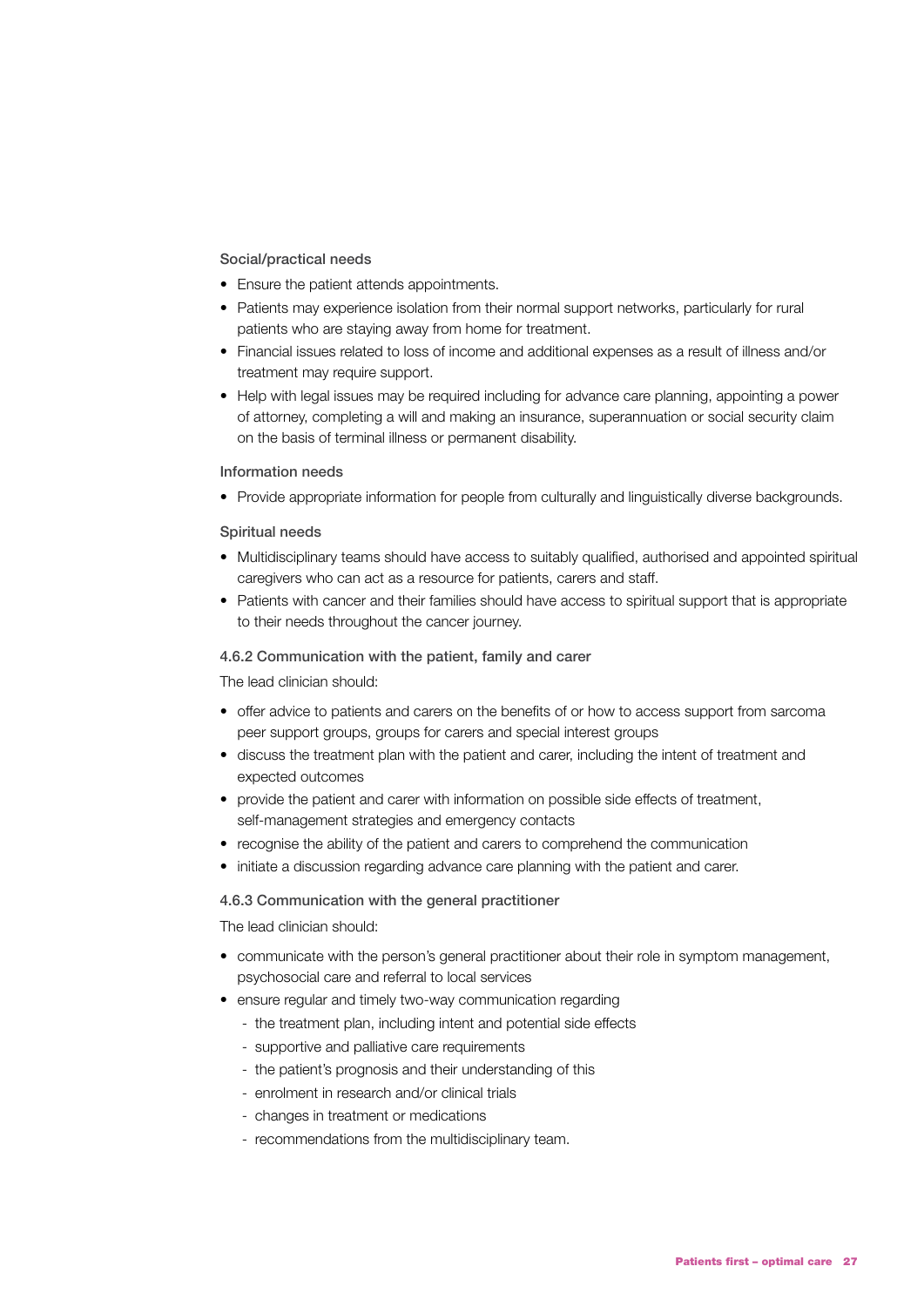#### Social/practical needs

- Ensure the patient attends appointments.
- Patients may experience isolation from their normal support networks, particularly for rural patients who are staying away from home for treatment.
- Financial issues related to loss of income and additional expenses as a result of illness and/or treatment may require support.
- Help with legal issues may be required including for advance care planning, appointing a power of attorney, completing a will and making an insurance, superannuation or social security claim on the basis of terminal illness or permanent disability.

#### Information needs

- Provide appropriate information for people from culturally and linguistically diverse backgrounds.

#### Spiritual needs

- Multidisciplinary teams should have access to suitably qualified, authorised and appointed spiritual caregivers who can act as a resource for patients, carers and staff.
- Patients with cancer and their families should have access to spiritual support that is appropriate to their needs throughout the cancer journey.

### 4.6.2 Communication with the patient, family and carer

The lead clinician should:

- offer advice to patients and carers on the benefits of or how to access support from sarcoma peer support groups, groups for carers and special interest groups
- discuss the treatment plan with the patient and carer, including the intent of treatment and expected outcomes
- provide the patient and carer with information on possible side effects of treatment, self-management strategies and emergency contacts
- recognise the ability of the patient and carers to comprehend the communication
- initiate a discussion regarding advance care planning with the patient and carer.

### 4.6.3 Communication with the general practitioner

The lead clinician should:

- communicate with the person's general practitioner about their role in symptom management, psychosocial care and referral to local services
- ensure regular and timely two-way communication regarding
  - the treatment plan, including intent and potential side effects
  - supportive and palliative care requirements
  - the patient's prognosis and their understanding of this
  - enrolment in research and/or clinical trials
  - changes in treatment or medications
  - recommendations from the multidisciplinary team.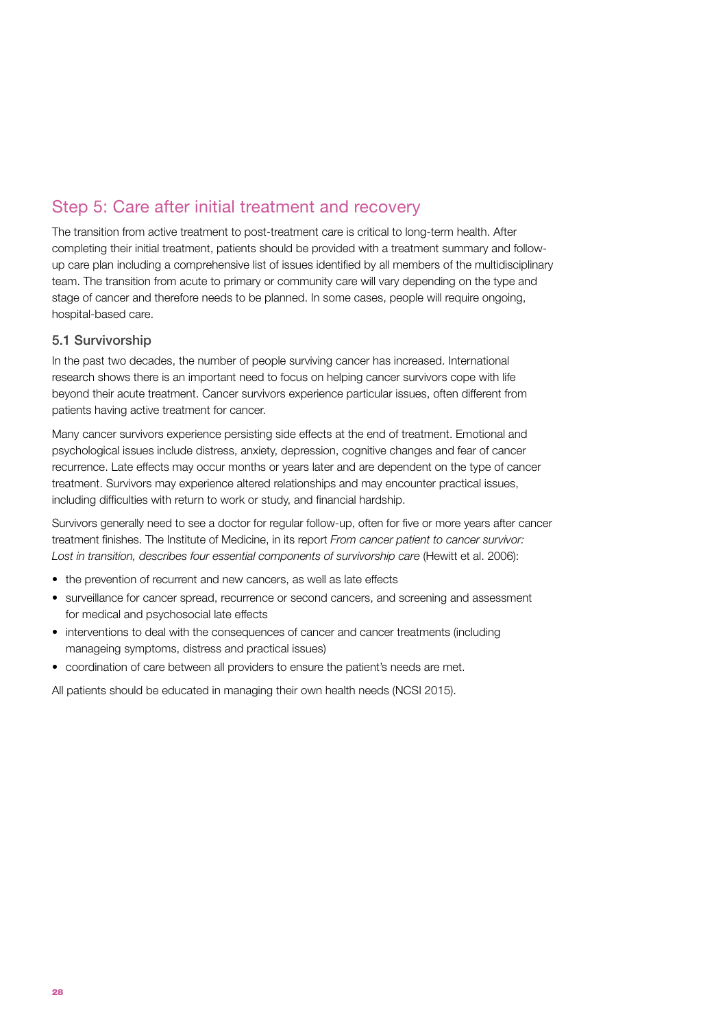## Step 5: Care after initial treatment and recovery

The transition from active treatment to post-treatment care is critical to long-term health. After completing their initial treatment, patients should be provided with a treatment summary and follow-up care plan including a comprehensive list of issues identified by all members of the multidisciplinary team. The transition from acute to primary or community care will vary depending on the type and stage of cancer and therefore needs to be planned. In some cases, people will require ongoing, hospital-based care.

### 5.1 Survivorship

In the past two decades, the number of people surviving cancer has increased. International research shows there is an important need to focus on helping cancer survivors cope with life beyond their acute treatment. Cancer survivors experience particular issues, often different from patients having active treatment for cancer.

Many cancer survivors experience persisting side effects at the end of treatment. Emotional and psychological issues include distress, anxiety, depression, cognitive changes and fear of cancer recurrence. Late effects may occur months or years later and are dependent on the type of cancer treatment. Survivors may experience altered relationships and may encounter practical issues, including difficulties with return to work or study, and financial hardship.

Survivors generally need to see a doctor for regular follow-up, often for five or more years after cancer treatment finishes. The Institute of Medicine, in its report *From cancer patient to cancer survivor: Lost in transition, describes four essential components of survivorship care* (Hewitt et al. 2006):

- the prevention of recurrent and new cancers, as well as late effects
- surveillance for cancer spread, recurrence or second cancers, and screening and assessment for medical and psychosocial late effects
- interventions to deal with the consequences of cancer and cancer treatments (including manageing symptoms, distress and practical issues)
- coordination of care between all providers to ensure the patient's needs are met.

All patients should be educated in managing their own health needs (NCSI 2015).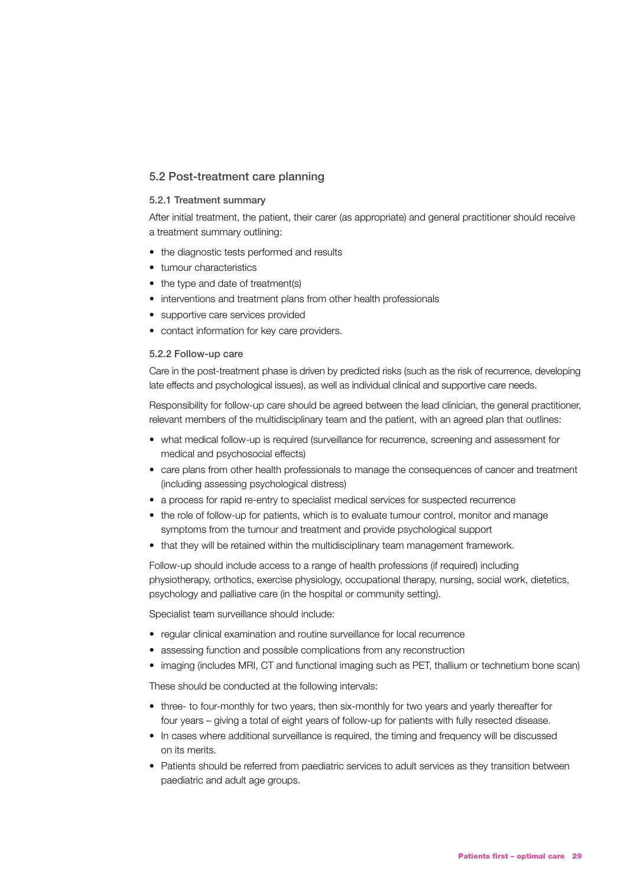## 5.2 Post-treatment care planning

### 5.2.1 Treatment summary

After initial treatment, the patient, their carer (as appropriate) and general practitioner should receive a treatment summary outlining:

- the diagnostic tests performed and results
- tumour characteristics
- the type and date of treatment(s)
- interventions and treatment plans from other health professionals
- supportive care services provided
- contact information for key care providers.

### 5.2.2 Follow-up care

Care in the post-treatment phase is driven by predicted risks (such as the risk of recurrence, developing late effects and psychological issues), as well as individual clinical and supportive care needs.

Responsibility for follow-up care should be agreed between the lead clinician, the general practitioner, relevant members of the multidisciplinary team and the patient, with an agreed plan that outlines:

- what medical follow-up is required (surveillance for recurrence, screening and assessment for medical and psychosocial effects)
- care plans from other health professionals to manage the consequences of cancer and treatment (including assessing psychological distress)
- a process for rapid re-entry to specialist medical services for suspected recurrence
- the role of follow-up for patients, which is to evaluate tumour control, monitor and manage symptoms from the tumour and treatment and provide psychological support
- that they will be retained within the multidisciplinary team management framework.

Follow-up should include access to a range of health professions (if required) including physiotherapy, orthotics, exercise physiology, occupational therapy, nursing, social work, dietetics, psychology and palliative care (in the hospital or community setting).

Specialist team surveillance should include:

- regular clinical examination and routine surveillance for local recurrence
- assessing function and possible complications from any reconstruction
- imaging (includes MRI, CT and functional imaging such as PET, thallium or technetium bone scan)

These should be conducted at the following intervals:

- three- to four-monthly for two years, then six-monthly for two years and yearly thereafter for four years – giving a total of eight years of follow-up for patients with fully resected disease.
- In cases where additional surveillance is required, the timing and frequency will be discussed on its merits.
- Patients should be referred from paediatric services to adult services as they transition between paediatric and adult age groups.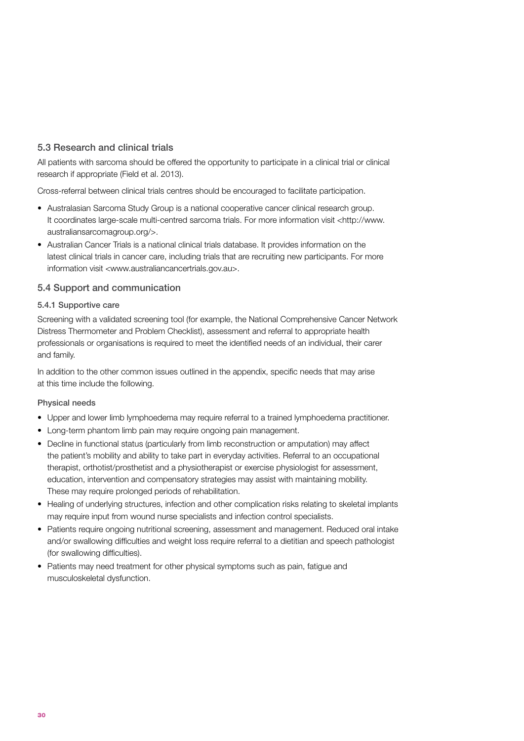## 5.3 Research and clinical trials

All patients with sarcoma should be offered the opportunity to participate in a clinical trial or clinical research if appropriate (Field et al. 2013).

Cross-referral between clinical trials centres should be encouraged to facilitate participation.

- Australasian Sarcoma Study Group is a national cooperative cancer clinical research group. It coordinates large-scale multi-centred sarcoma trials. For more information visit <http://www.australiansarcomagroup.org/>.
- Australian Cancer Trials is a national clinical trials database. It provides information on the latest clinical trials in cancer care, including trials that are recruiting new participants. For more information visit <www.australiancancertrials.gov.au>.

## 5.4 Support and communication

### 5.4.1 Supportive care

Screening with a validated screening tool (for example, the National Comprehensive Cancer Network Distress Thermometer and Problem Checklist), assessment and referral to appropriate health professionals or organisations is required to meet the identified needs of an individual, their carer and family.

In addition to the other common issues outlined in the appendix, specific needs that may arise at this time include the following.

#### Physical needs

- Upper and lower limb lymphoedema may require referral to a trained lymphoedema practitioner.
- Long-term phantom limb pain may require ongoing pain management.
- Decline in functional status (particularly from limb reconstruction or amputation) may affect the patient's mobility and ability to take part in everyday activities. Referral to an occupational therapist, orthotist/prosthetist and a physiotherapist or exercise physiologist for assessment, education, intervention and compensatory strategies may assist with maintaining mobility. These may require prolonged periods of rehabilitation.
- Healing of underlying structures, infection and other complication risks relating to skeletal implants may require input from wound nurse specialists and infection control specialists.
- Patients require ongoing nutritional screening, assessment and management. Reduced oral intake and/or swallowing difficulties and weight loss require referral to a dietitian and speech pathologist (for swallowing difficulties).
- Patients may need treatment for other physical symptoms such as pain, fatigue and musculoskeletal dysfunction.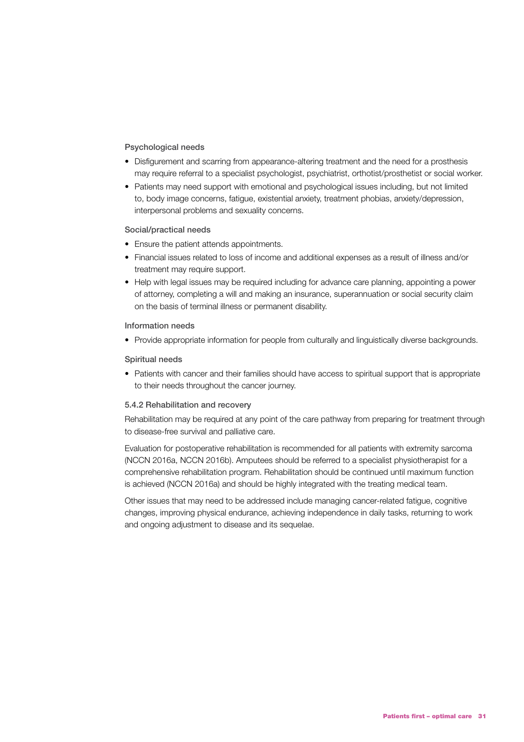#### Psychological needs

- Disfigurement and scarring from appearance-altering treatment and the need for a prosthesis may require referral to a specialist psychologist, psychiatrist, orthotist/prosthetist or social worker.
- Patients may need support with emotional and psychological issues including, but not limited to, body image concerns, fatigue, existential anxiety, treatment phobias, anxiety/depression, interpersonal problems and sexuality concerns.

#### Social/practical needs

- Ensure the patient attends appointments.
- Financial issues related to loss of income and additional expenses as a result of illness and/or treatment may require support.
- Help with legal issues may be required including for advance care planning, appointing a power of attorney, completing a will and making an insurance, superannuation or social security claim on the basis of terminal illness or permanent disability.

#### Information needs

- Provide appropriate information for people from culturally and linguistically diverse backgrounds.

#### Spiritual needs

- Patients with cancer and their families should have access to spiritual support that is appropriate to their needs throughout the cancer journey.

### 5.4.2 Rehabilitation and recovery

Rehabilitation may be required at any point of the care pathway from preparing for treatment through to disease-free survival and palliative care.

Evaluation for postoperative rehabilitation is recommended for all patients with extremity sarcoma (NCCN 2016a, NCCN 2016b). Amputees should be referred to a specialist physiotherapist for a comprehensive rehabilitation program. Rehabilitation should be continued until maximum function is achieved (NCCN 2016a) and should be highly integrated with the treating medical team.

Other issues that may need to be addressed include managing cancer-related fatigue, cognitive changes, improving physical endurance, achieving independence in daily tasks, returning to work and ongoing adjustment to disease and its sequelae.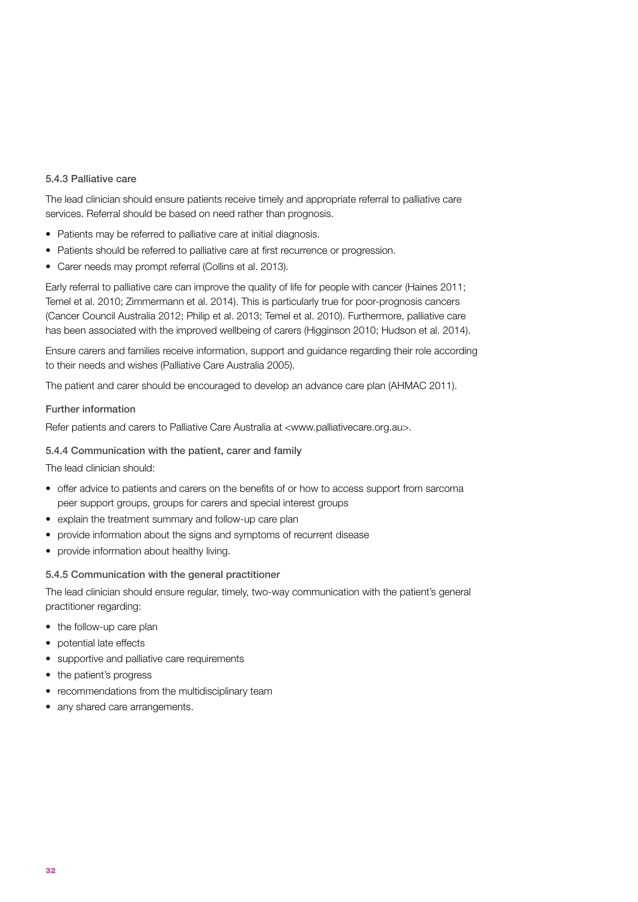### 5.4.3 Palliative care

The lead clinician should ensure patients receive timely and appropriate referral to palliative care services. Referral should be based on need rather than prognosis.

- Patients may be referred to palliative care at initial diagnosis.
- Patients should be referred to palliative care at first recurrence or progression.
- Carer needs may prompt referral (Collins et al. 2013).

Early referral to palliative care can improve the quality of life for people with cancer (Haines 2011; Temel et al. 2010; Zimmermann et al. 2014). This is particularly true for poor-prognosis cancers (Cancer Council Australia 2012; Philip et al. 2013; Temel et al. 2010). Furthermore, palliative care has been associated with the improved wellbeing of carers (Higginson 2010; Hudson et al. 2014).

Ensure carers and families receive information, support and guidance regarding their role according to their needs and wishes (Palliative Care Australia 2005).

The patient and carer should be encouraged to develop an advance care plan (AHMAC 2011).

#### Further information

Refer patients and carers to Palliative Care Australia at <www.palliativecare.org.au>.

### 5.4.4 Communication with the patient, carer and family

The lead clinician should:

- offer advice to patients and carers on the benefits of or how to access support from sarcoma peer support groups, groups for carers and special interest groups
- explain the treatment summary and follow-up care plan
- provide information about the signs and symptoms of recurrent disease
- provide information about healthy living.

### 5.4.5 Communication with the general practitioner

The lead clinician should ensure regular, timely, two-way communication with the patient's general practitioner regarding:

- the follow-up care plan
- potential late effects
- supportive and palliative care requirements
- the patient's progress
- recommendations from the multidisciplinary team
- any shared care arrangements.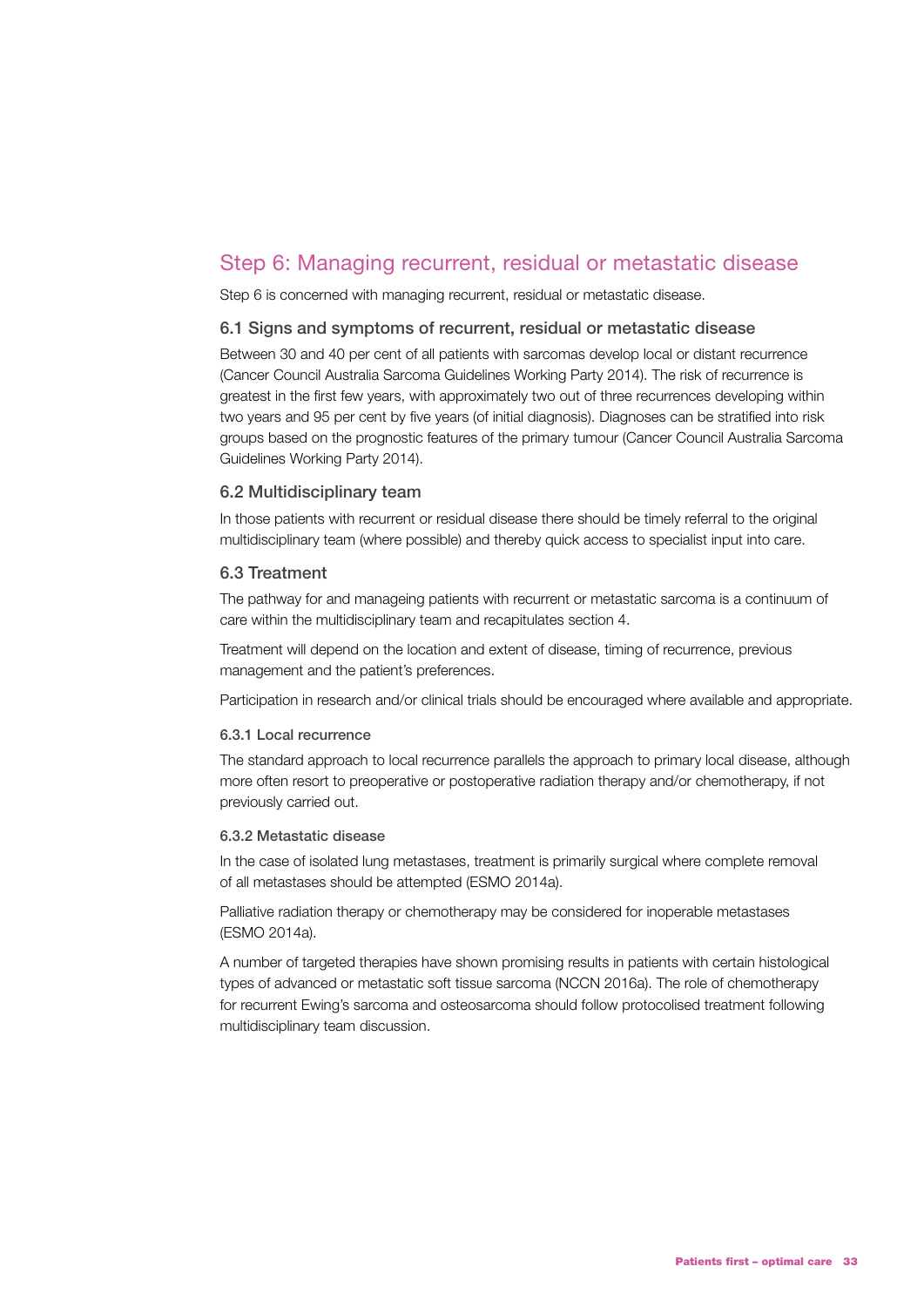## Step 6: Managing recurrent, residual or metastatic disease

Step 6 is concerned with managing recurrent, residual or metastatic disease.

### 6.1 Signs and symptoms of recurrent, residual or metastatic disease

Between 30 and 40 per cent of all patients with sarcomas develop local or distant recurrence (Cancer Council Australia Sarcoma Guidelines Working Party 2014). The risk of recurrence is greatest in the first few years, with approximately two out of three recurrences developing within two years and 95 per cent by five years (of initial diagnosis). Diagnoses can be stratified into risk groups based on the prognostic features of the primary tumour (Cancer Council Australia Sarcoma Guidelines Working Party 2014).

### 6.2 Multidisciplinary team

In those patients with recurrent or residual disease there should be timely referral to the original multidisciplinary team (where possible) and thereby quick access to specialist input into care.

### 6.3 Treatment

The pathway for and manageing patients with recurrent or metastatic sarcoma is a continuum of care within the multidisciplinary team and recapitulates section 4.

Treatment will depend on the location and extent of disease, timing of recurrence, previous management and the patient's preferences.

Participation in research and/or clinical trials should be encouraged where available and appropriate.

#### 6.3.1 Local recurrence

The standard approach to local recurrence parallels the approach to primary local disease, although more often resort to preoperative or postoperative radiation therapy and/or chemotherapy, if not previously carried out.

#### 6.3.2 Metastatic disease

In the case of isolated lung metastases, treatment is primarily surgical where complete removal of all metastases should be attempted (ESMO 2014a).

Palliative radiation therapy or chemotherapy may be considered for inoperable metastases (ESMO 2014a).

A number of targeted therapies have shown promising results in patients with certain histological types of advanced or metastatic soft tissue sarcoma (NCCN 2016a). The role of chemotherapy for recurrent Ewing's sarcoma and osteosarcoma should follow protocolised treatment following multidisciplinary team discussion.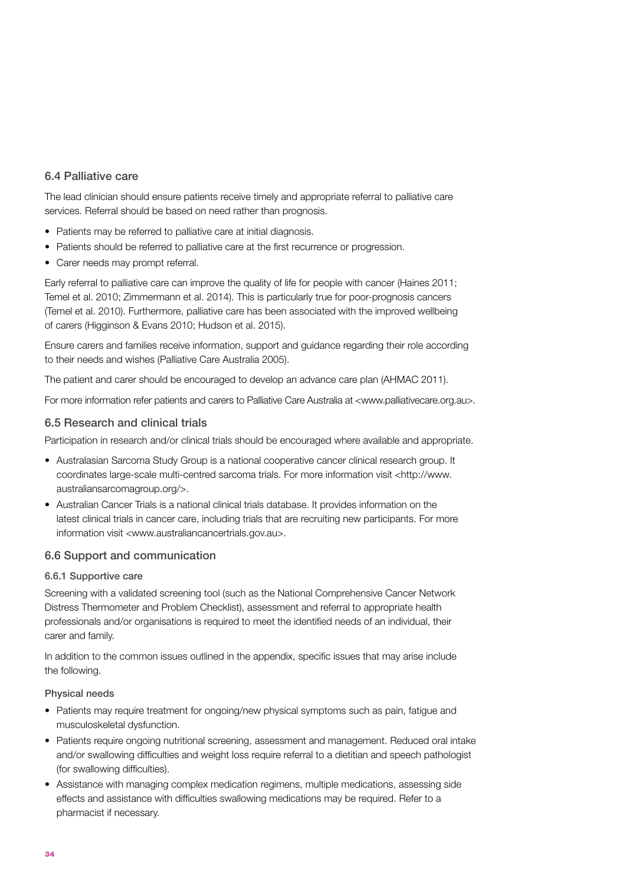## 6.4 Palliative care

The lead clinician should ensure patients receive timely and appropriate referral to palliative care services. Referral should be based on need rather than prognosis.

- Patients may be referred to palliative care at initial diagnosis.
- Patients should be referred to palliative care at the first recurrence or progression.
- Carer needs may prompt referral.

Early referral to palliative care can improve the quality of life for people with cancer (Haines 2011; Temel et al. 2010; Zimmermann et al. 2014). This is particularly true for poor-prognosis cancers (Temel et al. 2010). Furthermore, palliative care has been associated with the improved wellbeing of carers (Higginson & Evans 2010; Hudson et al. 2015).

Ensure carers and families receive information, support and guidance regarding their role according to their needs and wishes (Palliative Care Australia 2005).

The patient and carer should be encouraged to develop an advance care plan (AHMAC 2011).

For more information refer patients and carers to Palliative Care Australia at <www.palliativecare.org.au>.

## 6.5 Research and clinical trials

Participation in research and/or clinical trials should be encouraged where available and appropriate.

- Australasian Sarcoma Study Group is a national cooperative cancer clinical research group. It coordinates large-scale multi-centred sarcoma trials. For more information visit <http://www.australiansarcomagroup.org/>.
- Australian Cancer Trials is a national clinical trials database. It provides information on the latest clinical trials in cancer care, including trials that are recruiting new participants. For more information visit <www.australiancancertrials.gov.au>.

## 6.6 Support and communication

### 6.6.1 Supportive care

Screening with a validated screening tool (such as the National Comprehensive Cancer Network Distress Thermometer and Problem Checklist), assessment and referral to appropriate health professionals and/or organisations is required to meet the identified needs of an individual, their carer and family.

In addition to the common issues outlined in the appendix, specific issues that may arise include the following.

#### Physical needs

- Patients may require treatment for ongoing/new physical symptoms such as pain, fatigue and musculoskeletal dysfunction.
- Patients require ongoing nutritional screening, assessment and management. Reduced oral intake and/or swallowing difficulties and weight loss require referral to a dietitian and speech pathologist (for swallowing difficulties).
- Assistance with managing complex medication regimens, multiple medications, assessing side effects and assistance with difficulties swallowing medications may be required. Refer to a pharmacist if necessary.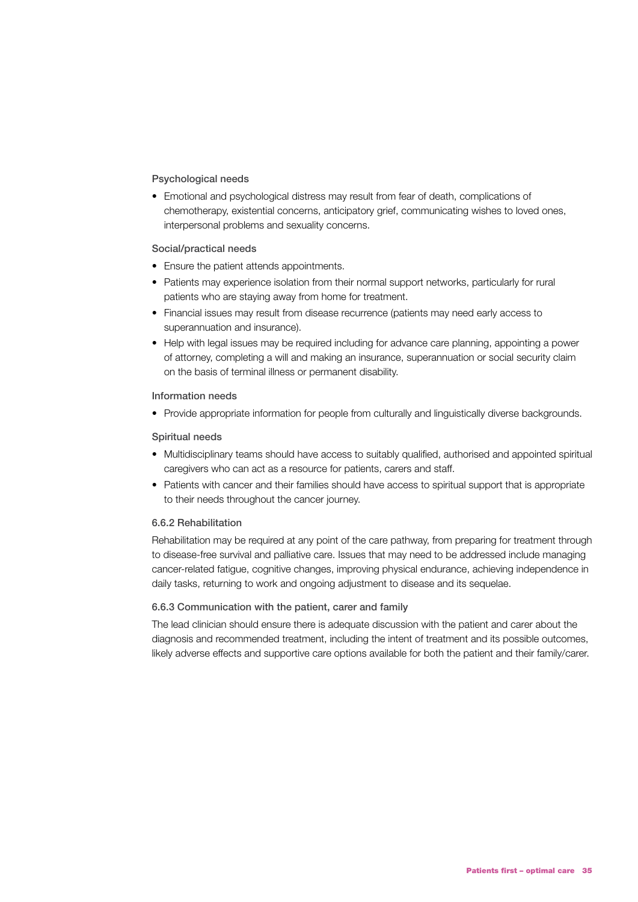#### Psychological needs

- Emotional and psychological distress may result from fear of death, complications of chemotherapy, existential concerns, anticipatory grief, communicating wishes to loved ones, interpersonal problems and sexuality concerns.

#### Social/practical needs

- Ensure the patient attends appointments.
- Patients may experience isolation from their normal support networks, particularly for rural patients who are staying away from home for treatment.
- Financial issues may result from disease recurrence (patients may need early access to superannuation and insurance).
- Help with legal issues may be required including for advance care planning, appointing a power of attorney, completing a will and making an insurance, superannuation or social security claim on the basis of terminal illness or permanent disability.

#### Information needs

- Provide appropriate information for people from culturally and linguistically diverse backgrounds.

#### Spiritual needs

- Multidisciplinary teams should have access to suitably qualified, authorised and appointed spiritual caregivers who can act as a resource for patients, carers and staff.
- Patients with cancer and their families should have access to spiritual support that is appropriate to their needs throughout the cancer journey.

### 6.6.2 Rehabilitation

Rehabilitation may be required at any point of the care pathway, from preparing for treatment through to disease-free survival and palliative care. Issues that may need to be addressed include managing cancer-related fatigue, cognitive changes, improving physical endurance, achieving independence in daily tasks, returning to work and ongoing adjustment to disease and its sequelae.

### 6.6.3 Communication with the patient, carer and family

The lead clinician should ensure there is adequate discussion with the patient and carer about the diagnosis and recommended treatment, including the intent of treatment and its possible outcomes, likely adverse effects and supportive care options available for both the patient and their family/carer.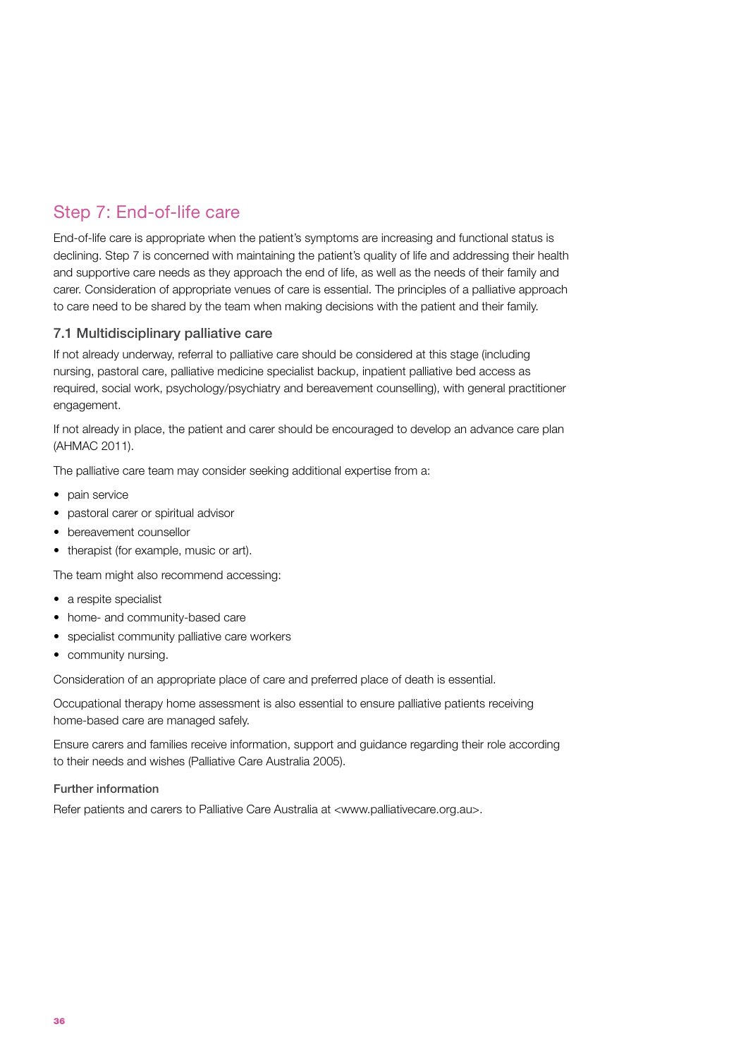## Step 7: End-of-life care

End-of-life care is appropriate when the patient's symptoms are increasing and functional status is declining. Step 7 is concerned with maintaining the patient's quality of life and addressing their health and supportive care needs as they approach the end of life, as well as the needs of their family and carer. Consideration of appropriate venues of care is essential. The principles of a palliative approach to care need to be shared by the team when making decisions with the patient and their family.

### 7.1 Multidisciplinary palliative care

If not already underway, referral to palliative care should be considered at this stage (including nursing, pastoral care, palliative medicine specialist backup, inpatient palliative bed access as required, social work, psychology/psychiatry and bereavement counselling), with general practitioner engagement.

If not already in place, the patient and carer should be encouraged to develop an advance care plan (AHMAC 2011).

The palliative care team may consider seeking additional expertise from a:

- pain service
- pastoral carer or spiritual advisor
- bereavement counsellor
- therapist (for example, music or art).

The team might also recommend accessing:

- a respite specialist
- home- and community-based care
- specialist community palliative care workers
- community nursing.

Consideration of an appropriate place of care and preferred place of death is essential.

Occupational therapy home assessment is also essential to ensure palliative patients receiving home-based care are managed safely.

Ensure carers and families receive information, support and guidance regarding their role according to their needs and wishes (Palliative Care Australia 2005).

#### Further information

Refer patients and carers to Palliative Care Australia at <www.palliativecare.org.au>.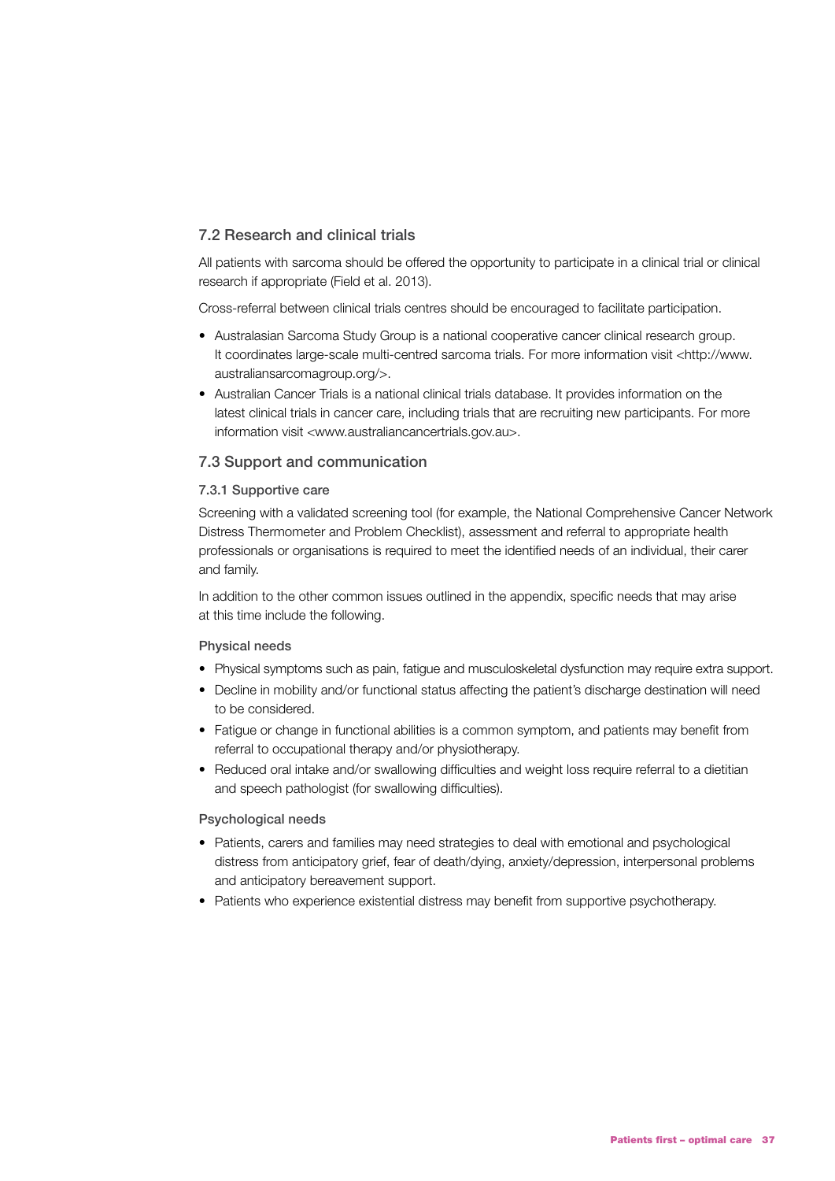## 7.2 Research and clinical trials

All patients with sarcoma should be offered the opportunity to participate in a clinical trial or clinical research if appropriate (Field et al. 2013).

Cross-referral between clinical trials centres should be encouraged to facilitate participation.

- Australasian Sarcoma Study Group is a national cooperative cancer clinical research group. It coordinates large-scale multi-centred sarcoma trials. For more information visit <http://www.australiansarcomagroup.org/>.
- Australian Cancer Trials is a national clinical trials database. It provides information on the latest clinical trials in cancer care, including trials that are recruiting new participants. For more information visit <www.australiancancertrials.gov.au>.

## 7.3 Support and communication

### 7.3.1 Supportive care

Screening with a validated screening tool (for example, the National Comprehensive Cancer Network Distress Thermometer and Problem Checklist), assessment and referral to appropriate health professionals or organisations is required to meet the identified needs of an individual, their carer and family.

In addition to the other common issues outlined in the appendix, specific needs that may arise at this time include the following.

#### Physical needs

- Physical symptoms such as pain, fatigue and musculoskeletal dysfunction may require extra support.
- Decline in mobility and/or functional status affecting the patient's discharge destination will need to be considered.
- Fatigue or change in functional abilities is a common symptom, and patients may benefit from referral to occupational therapy and/or physiotherapy.
- Reduced oral intake and/or swallowing difficulties and weight loss require referral to a dietitian and speech pathologist (for swallowing difficulties).

#### Psychological needs

- Patients, carers and families may need strategies to deal with emotional and psychological distress from anticipatory grief, fear of death/dying, anxiety/depression, interpersonal problems and anticipatory bereavement support.
- Patients who experience existential distress may benefit from supportive psychotherapy.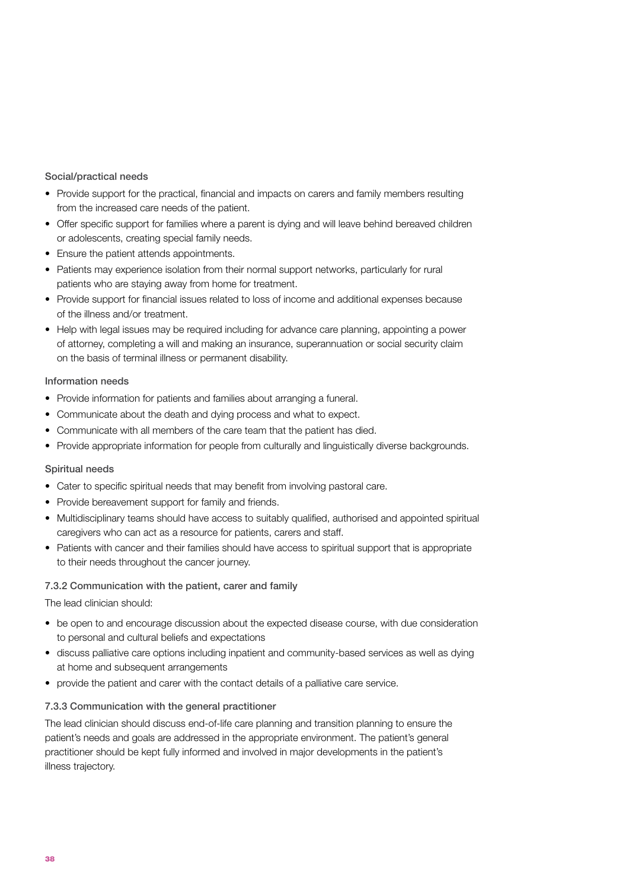#### Social/practical needs

- Provide support for the practical, financial and impacts on carers and family members resulting from the increased care needs of the patient.
- Offer specific support for families where a parent is dying and will leave behind bereaved children or adolescents, creating special family needs.
- Ensure the patient attends appointments.
- Patients may experience isolation from their normal support networks, particularly for rural patients who are staying away from home for treatment.
- Provide support for financial issues related to loss of income and additional expenses because of the illness and/or treatment.
- Help with legal issues may be required including for advance care planning, appointing a power of attorney, completing a will and making an insurance, superannuation or social security claim on the basis of terminal illness or permanent disability.

#### Information needs

- Provide information for patients and families about arranging a funeral.
- Communicate about the death and dying process and what to expect.
- Communicate with all members of the care team that the patient has died.
- Provide appropriate information for people from culturally and linguistically diverse backgrounds.

#### Spiritual needs

- Cater to specific spiritual needs that may benefit from involving pastoral care.
- Provide bereavement support for family and friends.
- Multidisciplinary teams should have access to suitably qualified, authorised and appointed spiritual caregivers who can act as a resource for patients, carers and staff.
- Patients with cancer and their families should have access to spiritual support that is appropriate to their needs throughout the cancer journey.

### 7.3.2 Communication with the patient, carer and family

The lead clinician should:

- be open to and encourage discussion about the expected disease course, with due consideration to personal and cultural beliefs and expectations
- discuss palliative care options including inpatient and community-based services as well as dying at home and subsequent arrangements
- provide the patient and carer with the contact details of a palliative care service.

### 7.3.3 Communication with the general practitioner

The lead clinician should discuss end-of-life care planning and transition planning to ensure the patient's needs and goals are addressed in the appropriate environment. The patient's general practitioner should be kept fully informed and involved in major developments in the patient's illness trajectory.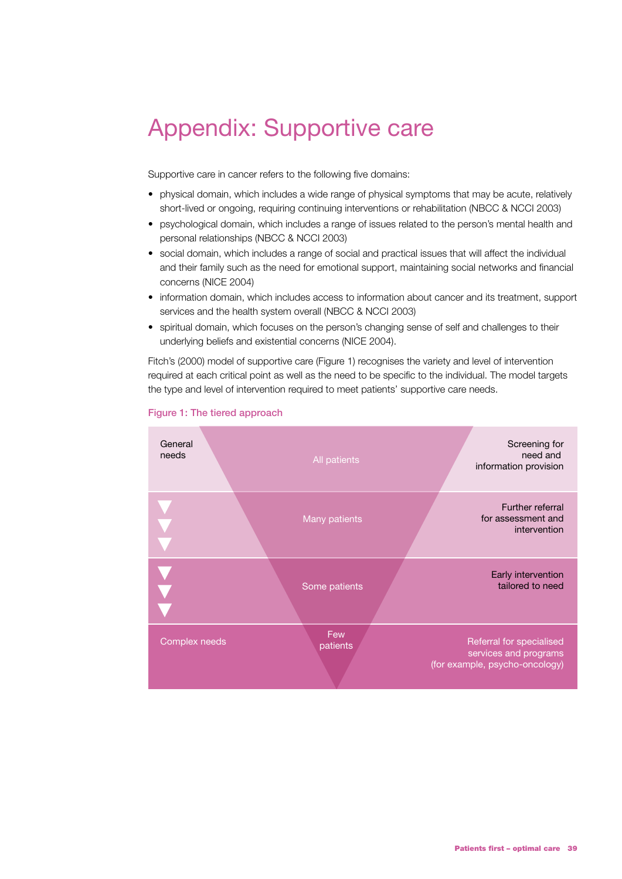# Appendix: Supportive care

Supportive care in cancer refers to the following five domains:

- physical domain, which includes a wide range of physical symptoms that may be acute, relatively short-lived or ongoing, requiring continuing interventions or rehabilitation (NBCC & NCCI 2003)
- psychological domain, which includes a range of issues related to the person's mental health and personal relationships (NBCC & NCCI 2003)
- social domain, which includes a range of social and practical issues that will affect the individual and their family such as the need for emotional support, maintaining social networks and financial concerns (NICE 2004)
- information domain, which includes access to information about cancer and its treatment, support services and the health system overall (NBCC & NCCI 2003)
- spiritual domain, which focuses on the person's changing sense of self and challenges to their underlying beliefs and existential concerns (NICE 2004).

Fitch's (2000) model of supportive care (Figure 1) recognises the variety and level of intervention required at each critical point as well as the need to be specific to the individual. The model targets the type and level of intervention required to meet patients' supportive care needs.

Figure 1: The tiered approach

| Needs | Patients | Intervention |
|---|---|---|
| General needs | All patients | Screening for need and information provision |
| ▼ | Many patients | Further referral for assessment and intervention |
| ▼ | Some patients | Early intervention tailored to need |
| Complex needs | Few patients | Referral for specialised services and programs (for example, psycho-oncology) |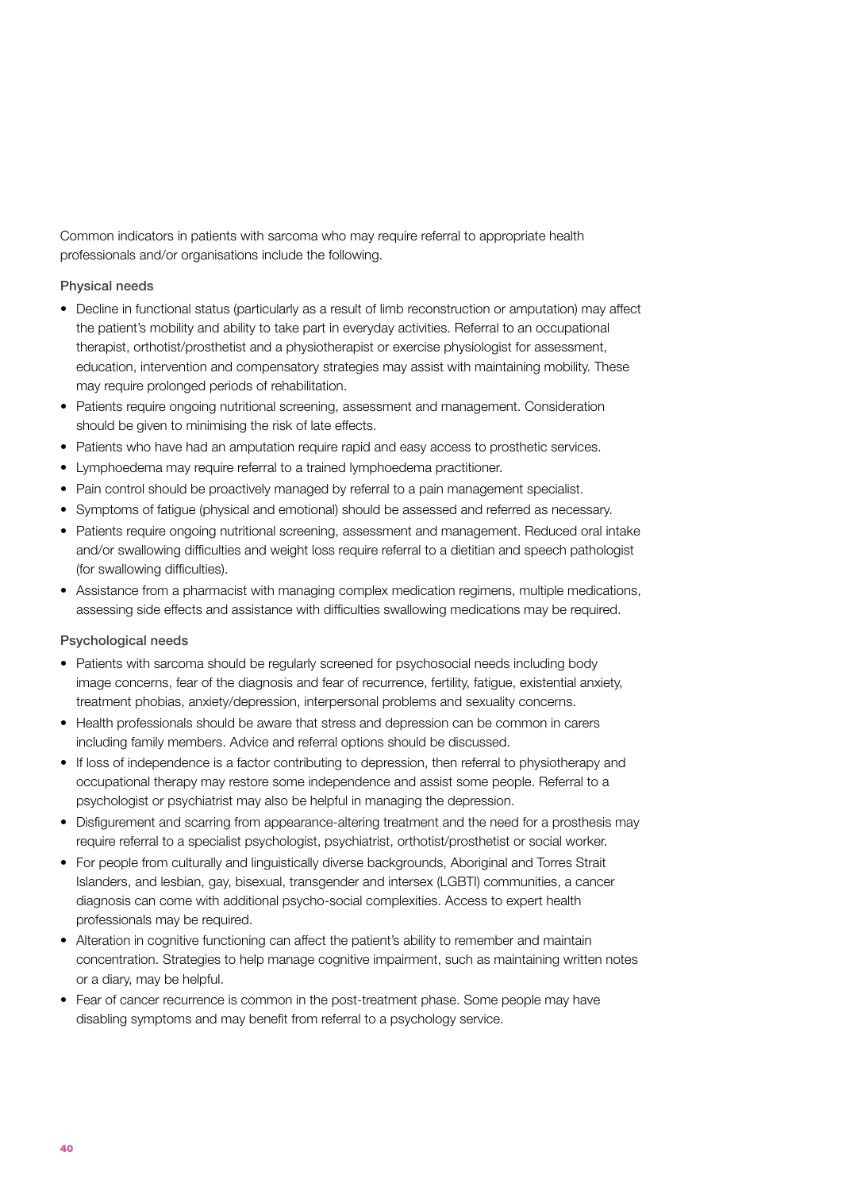Common indicators in patients with sarcoma who may require referral to appropriate health professionals and/or organisations include the following.

### Physical needs

- Decline in functional status (particularly as a result of limb reconstruction or amputation) may affect the patient's mobility and ability to take part in everyday activities. Referral to an occupational therapist, orthotist/prosthetist and a physiotherapist or exercise physiologist for assessment, education, intervention and compensatory strategies may assist with maintaining mobility. These may require prolonged periods of rehabilitation.
- Patients require ongoing nutritional screening, assessment and management. Consideration should be given to minimising the risk of late effects.
- Patients who have had an amputation require rapid and easy access to prosthetic services.
- Lymphoedema may require referral to a trained lymphoedema practitioner.
- Pain control should be proactively managed by referral to a pain management specialist.
- Symptoms of fatigue (physical and emotional) should be assessed and referred as necessary.
- Patients require ongoing nutritional screening, assessment and management. Reduced oral intake and/or swallowing difficulties and weight loss require referral to a dietitian and speech pathologist (for swallowing difficulties).
- Assistance from a pharmacist with managing complex medication regimens, multiple medications, assessing side effects and assistance with difficulties swallowing medications may be required.

### Psychological needs

- Patients with sarcoma should be regularly screened for psychosocial needs including body image concerns, fear of the diagnosis and fear of recurrence, fertility, fatigue, existential anxiety, treatment phobias, anxiety/depression, interpersonal problems and sexuality concerns.
- Health professionals should be aware that stress and depression can be common in carers including family members. Advice and referral options should be discussed.
- If loss of independence is a factor contributing to depression, then referral to physiotherapy and occupational therapy may restore some independence and assist some people. Referral to a psychologist or psychiatrist may also be helpful in managing the depression.
- Disfigurement and scarring from appearance-altering treatment and the need for a prosthesis may require referral to a specialist psychologist, psychiatrist, orthotist/prosthetist or social worker.
- For people from culturally and linguistically diverse backgrounds, Aboriginal and Torres Strait Islanders, and lesbian, gay, bisexual, transgender and intersex (LGBTI) communities, a cancer diagnosis can come with additional psycho-social complexities. Access to expert health professionals may be required.
- Alteration in cognitive functioning can affect the patient's ability to remember and maintain concentration. Strategies to help manage cognitive impairment, such as maintaining written notes or a diary, may be helpful.
- Fear of cancer recurrence is common in the post-treatment phase. Some people may have disabling symptoms and may benefit from referral to a psychology service.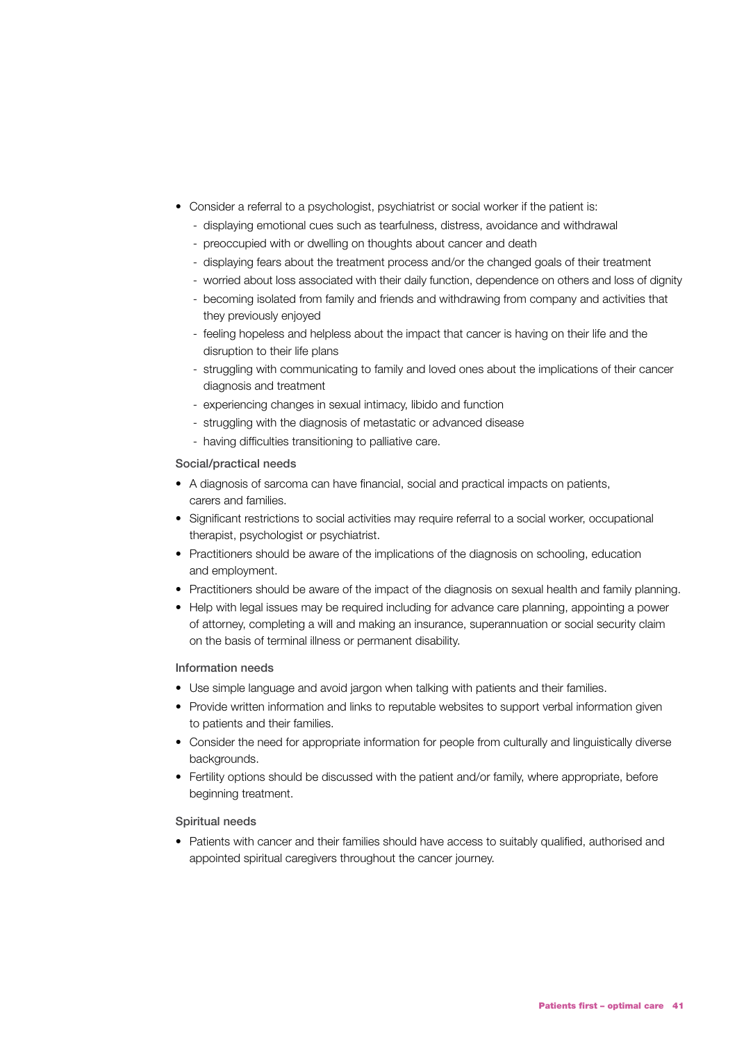- Consider a referral to a psychologist, psychiatrist or social worker if the patient is:
  - displaying emotional cues such as tearfulness, distress, avoidance and withdrawal
  - preoccupied with or dwelling on thoughts about cancer and death
  - displaying fears about the treatment process and/or the changed goals of their treatment
  - worried about loss associated with their daily function, dependence on others and loss of dignity
  - becoming isolated from family and friends and withdrawing from company and activities that they previously enjoyed
  - feeling hopeless and helpless about the impact that cancer is having on their life and the disruption to their life plans
  - struggling with communicating to family and loved ones about the implications of their cancer diagnosis and treatment
  - experiencing changes in sexual intimacy, libido and function
  - struggling with the diagnosis of metastatic or advanced disease
  - having difficulties transitioning to palliative care.

### Social/practical needs

- A diagnosis of sarcoma can have financial, social and practical impacts on patients, carers and families.
- Significant restrictions to social activities may require referral to a social worker, occupational therapist, psychologist or psychiatrist.
- Practitioners should be aware of the implications of the diagnosis on schooling, education and employment.
- Practitioners should be aware of the impact of the diagnosis on sexual health and family planning.
- Help with legal issues may be required including for advance care planning, appointing a power of attorney, completing a will and making an insurance, superannuation or social security claim on the basis of terminal illness or permanent disability.

### Information needs

- Use simple language and avoid jargon when talking with patients and their families.
- Provide written information and links to reputable websites to support verbal information given to patients and their families.
- Consider the need for appropriate information for people from culturally and linguistically diverse backgrounds.
- Fertility options should be discussed with the patient and/or family, where appropriate, before beginning treatment.

### Spiritual needs

- Patients with cancer and their families should have access to suitably qualified, authorised and appointed spiritual caregivers throughout the cancer journey.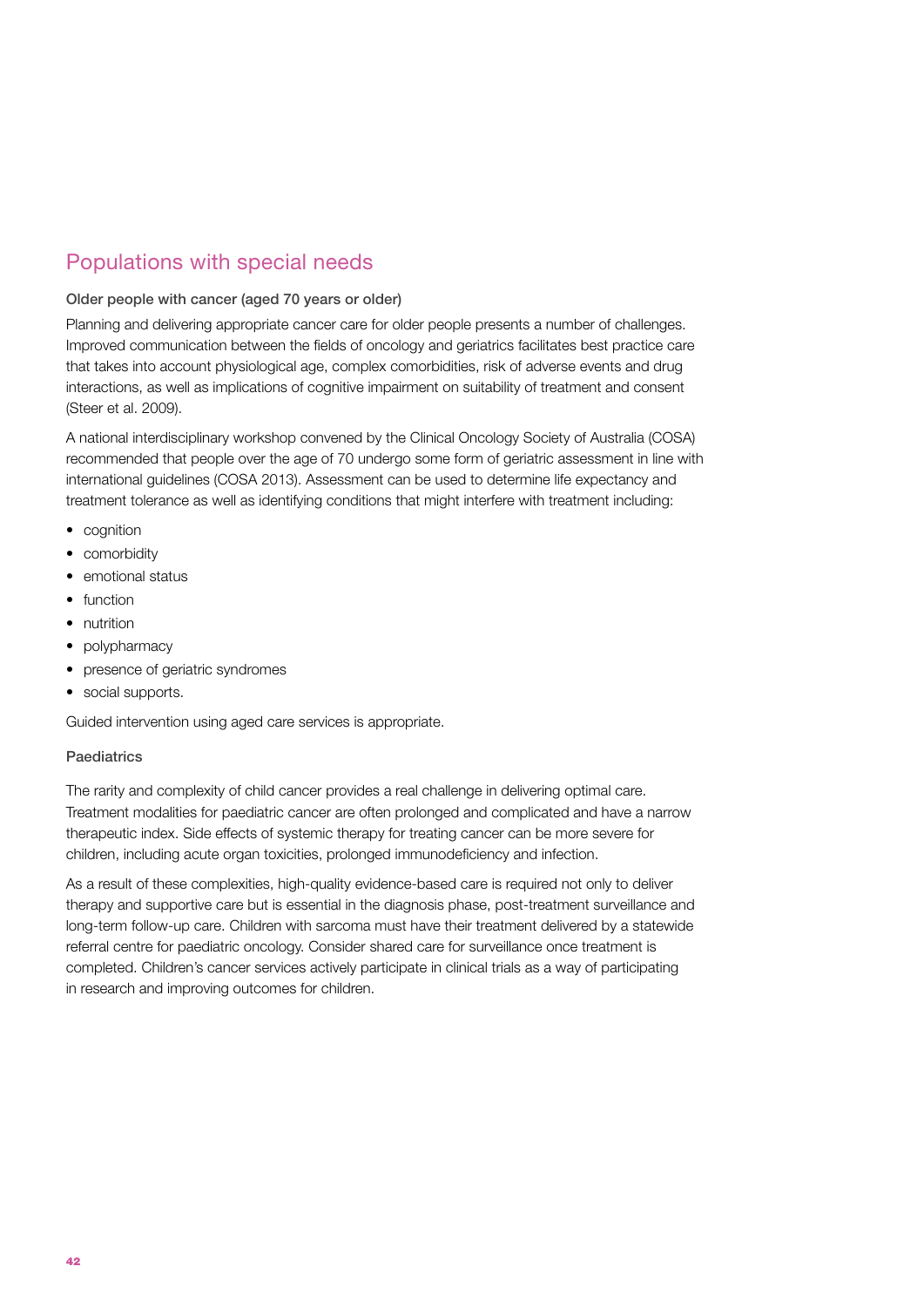## Populations with special needs

### Older people with cancer (aged 70 years or older)

Planning and delivering appropriate cancer care for older people presents a number of challenges. Improved communication between the fields of oncology and geriatrics facilitates best practice care that takes into account physiological age, complex comorbidities, risk of adverse events and drug interactions, as well as implications of cognitive impairment on suitability of treatment and consent (Steer et al. 2009).

A national interdisciplinary workshop convened by the Clinical Oncology Society of Australia (COSA) recommended that people over the age of 70 undergo some form of geriatric assessment in line with international guidelines (COSA 2013). Assessment can be used to determine life expectancy and treatment tolerance as well as identifying conditions that might interfere with treatment including:

- cognition
- comorbidity
- emotional status
- function
- nutrition
- polypharmacy
- presence of geriatric syndromes
- social supports.

Guided intervention using aged care services is appropriate.

### Paediatrics

The rarity and complexity of child cancer provides a real challenge in delivering optimal care. Treatment modalities for paediatric cancer are often prolonged and complicated and have a narrow therapeutic index. Side effects of systemic therapy for treating cancer can be more severe for children, including acute organ toxicities, prolonged immunodeficiency and infection.

As a result of these complexities, high-quality evidence-based care is required not only to deliver therapy and supportive care but is essential in the diagnosis phase, post-treatment surveillance and long-term follow-up care. Children with sarcoma must have their treatment delivered by a statewide referral centre for paediatric oncology. Consider shared care for surveillance once treatment is completed. Children's cancer services actively participate in clinical trials as a way of participating in research and improving outcomes for children.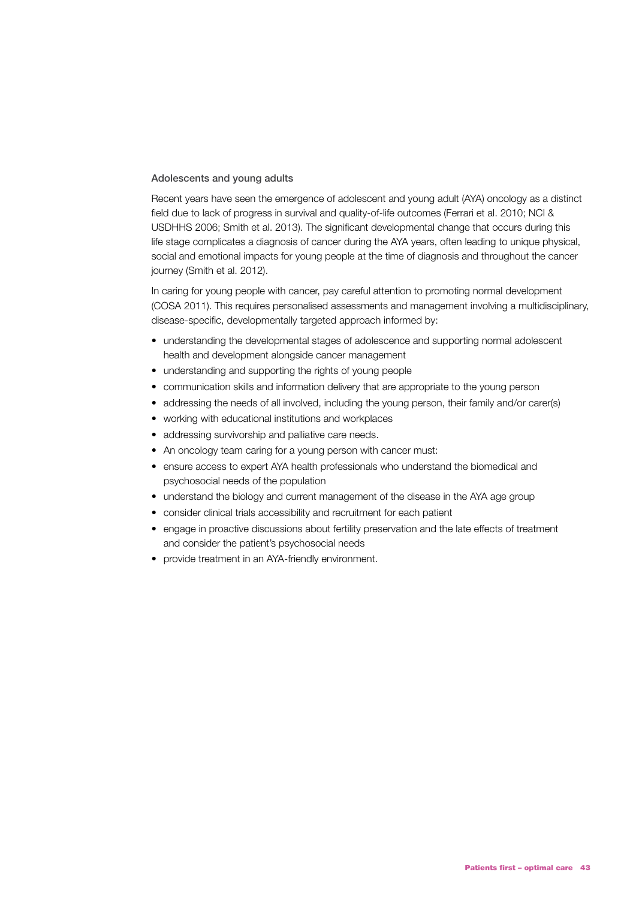### Adolescents and young adults

Recent years have seen the emergence of adolescent and young adult (AYA) oncology as a distinct field due to lack of progress in survival and quality-of-life outcomes (Ferrari et al. 2010; NCI & USDHHS 2006; Smith et al. 2013). The significant developmental change that occurs during this life stage complicates a diagnosis of cancer during the AYA years, often leading to unique physical, social and emotional impacts for young people at the time of diagnosis and throughout the cancer journey (Smith et al. 2012).

In caring for young people with cancer, pay careful attention to promoting normal development (COSA 2011). This requires personalised assessments and management involving a multidisciplinary, disease-specific, developmentally targeted approach informed by:

- understanding the developmental stages of adolescence and supporting normal adolescent health and development alongside cancer management
- understanding and supporting the rights of young people
- communication skills and information delivery that are appropriate to the young person
- addressing the needs of all involved, including the young person, their family and/or carer(s)
- working with educational institutions and workplaces
- addressing survivorship and palliative care needs.
- An oncology team caring for a young person with cancer must:
- ensure access to expert AYA health professionals who understand the biomedical and psychosocial needs of the population
- understand the biology and current management of the disease in the AYA age group
- consider clinical trials accessibility and recruitment for each patient
- engage in proactive discussions about fertility preservation and the late effects of treatment and consider the patient's psychosocial needs
- provide treatment in an AYA-friendly environment.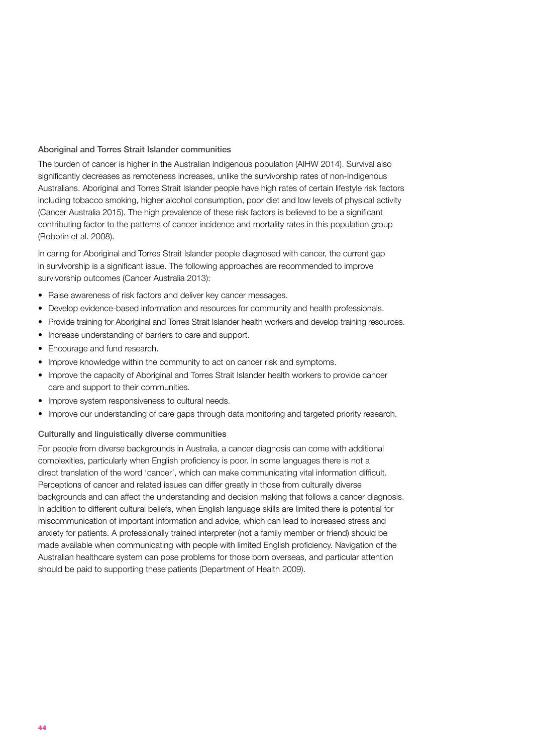### Aboriginal and Torres Strait Islander communities

The burden of cancer is higher in the Australian Indigenous population (AIHW 2014). Survival also significantly decreases as remoteness increases, unlike the survivorship rates of non-Indigenous Australians. Aboriginal and Torres Strait Islander people have high rates of certain lifestyle risk factors including tobacco smoking, higher alcohol consumption, poor diet and low levels of physical activity (Cancer Australia 2015). The high prevalence of these risk factors is believed to be a significant contributing factor to the patterns of cancer incidence and mortality rates in this population group (Robotin et al. 2008).

In caring for Aboriginal and Torres Strait Islander people diagnosed with cancer, the current gap in survivorship is a significant issue. The following approaches are recommended to improve survivorship outcomes (Cancer Australia 2013):

- Raise awareness of risk factors and deliver key cancer messages.
- Develop evidence-based information and resources for community and health professionals.
- Provide training for Aboriginal and Torres Strait Islander health workers and develop training resources.
- Increase understanding of barriers to care and support.
- Encourage and fund research.
- Improve knowledge within the community to act on cancer risk and symptoms.
- Improve the capacity of Aboriginal and Torres Strait Islander health workers to provide cancer care and support to their communities.
- Improve system responsiveness to cultural needs.
- Improve our understanding of care gaps through data monitoring and targeted priority research.

### Culturally and linguistically diverse communities

For people from diverse backgrounds in Australia, a cancer diagnosis can come with additional complexities, particularly when English proficiency is poor. In some languages there is not a direct translation of the word 'cancer', which can make communicating vital information difficult. Perceptions of cancer and related issues can differ greatly in those from culturally diverse backgrounds and can affect the understanding and decision making that follows a cancer diagnosis. In addition to different cultural beliefs, when English language skills are limited there is potential for miscommunication of important information and advice, which can lead to increased stress and anxiety for patients. A professionally trained interpreter (not a family member or friend) should be made available when communicating with people with limited English proficiency. Navigation of the Australian healthcare system can pose problems for those born overseas, and particular attention should be paid to supporting these patients (Department of Health 2009).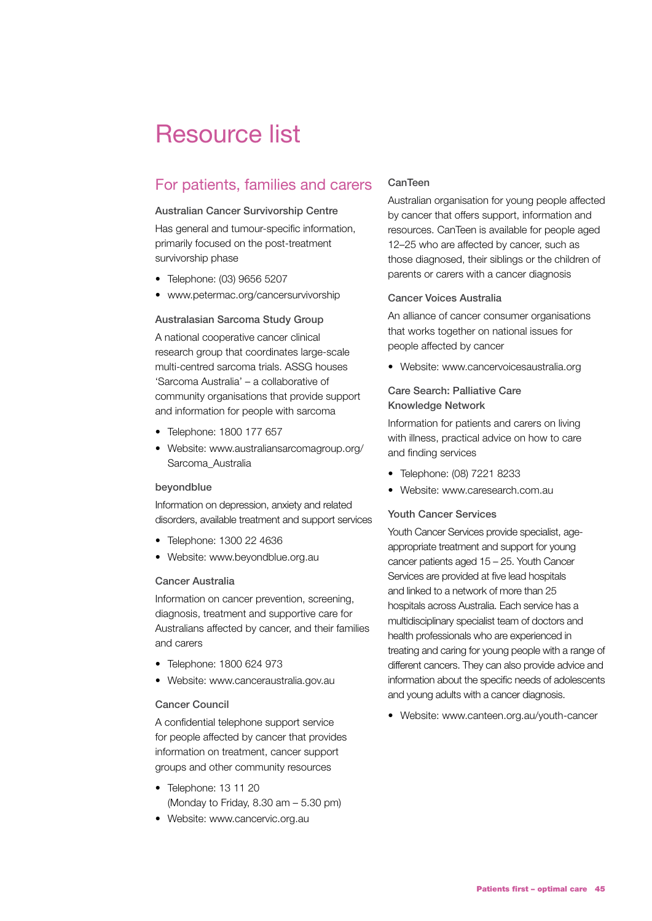# Resource list

## For patients, families and carers

### Australian Cancer Survivorship Centre

Has general and tumour-specific information, primarily focused on the post-treatment survivorship phase

- Telephone: (03) 9656 5207
- www.petermac.org/cancersurvivorship

### Australasian Sarcoma Study Group

A national cooperative cancer clinical research group that coordinates large-scale multi-centred sarcoma trials. ASSG houses 'Sarcoma Australia' – a collaborative of community organisations that provide support and information for people with sarcoma

- Telephone: 1800 177 657
- Website: www.australiansarcomagroup.org/Sarcoma_Australia

### beyondblue

Information on depression, anxiety and related disorders, available treatment and support services

- Telephone: 1300 22 4636
- Website: www.beyondblue.org.au

### Cancer Australia

Information on cancer prevention, screening, diagnosis, treatment and supportive care for Australians affected by cancer, and their families and carers

- Telephone: 1800 624 973
- Website: www.canceraustralia.gov.au

### Cancer Council

A confidential telephone support service for people affected by cancer that provides information on treatment, cancer support groups and other community resources

- Telephone: 13 11 20 (Monday to Friday, 8.30 am – 5.30 pm)
- Website: www.cancervic.org.au

### CanTeen

Australian organisation for young people affected by cancer that offers support, information and resources. CanTeen is available for people aged 12–25 who are affected by cancer, such as those diagnosed, their siblings or the children of parents or carers with a cancer diagnosis

### Cancer Voices Australia

An alliance of cancer consumer organisations that works together on national issues for people affected by cancer

- Website: www.cancervoicesaustralia.org

### Care Search: Palliative Care Knowledge Network

Information for patients and carers on living with illness, practical advice on how to care and finding services

- Telephone: (08) 7221 8233
- Website: www.caresearch.com.au

### Youth Cancer Services

Youth Cancer Services provide specialist, age-appropriate treatment and support for young cancer patients aged 15 – 25. Youth Cancer Services are provided at five lead hospitals and linked to a network of more than 25 hospitals across Australia. Each service has a multidisciplinary specialist team of doctors and health professionals who are experienced in treating and caring for young people with a range of different cancers. They can also provide advice and information about the specific needs of adolescents and young adults with a cancer diagnosis.

- Website: www.canteen.org.au/youth-cancer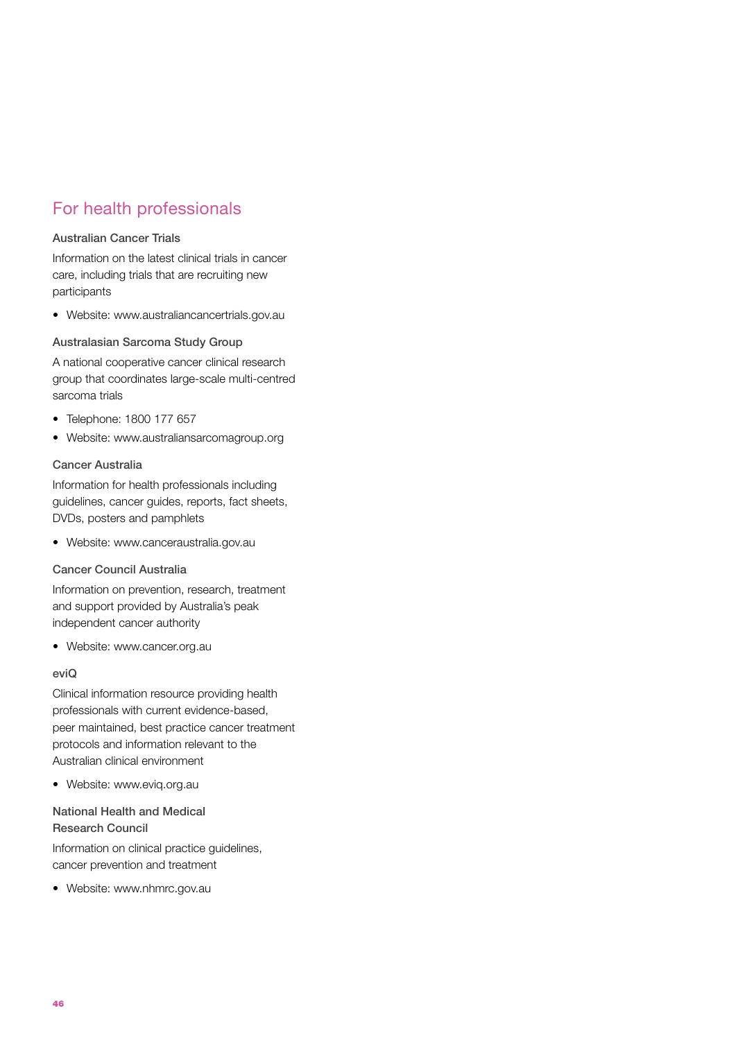## For health professionals

### Australian Cancer Trials

Information on the latest clinical trials in cancer care, including trials that are recruiting new participants

- Website: www.australiancancertrials.gov.au

### Australasian Sarcoma Study Group

A national cooperative cancer clinical research group that coordinates large-scale multi-centred sarcoma trials

- Telephone: 1800 177 657
- Website: www.australiansarcomagroup.org

### Cancer Australia

Information for health professionals including guidelines, cancer guides, reports, fact sheets, DVDs, posters and pamphlets

- Website: www.canceraustralia.gov.au

### Cancer Council Australia

Information on prevention, research, treatment and support provided by Australia's peak independent cancer authority

- Website: www.cancer.org.au

### eviQ

Clinical information resource providing health professionals with current evidence-based, peer maintained, best practice cancer treatment protocols and information relevant to the Australian clinical environment

- Website: www.eviq.org.au

### National Health and Medical Research Council

Information on clinical practice guidelines, cancer prevention and treatment

- Website: www.nhmrc.gov.au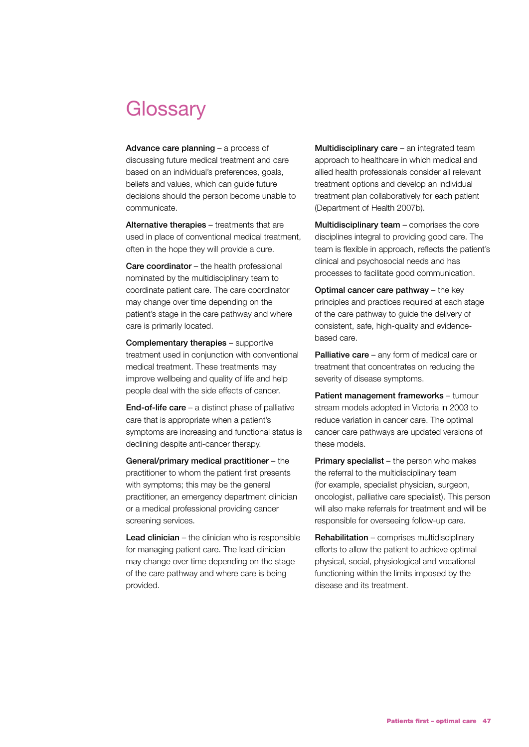# Glossary

**Advance care planning** – a process of discussing future medical treatment and care based on an individual's preferences, goals, beliefs and values, which can guide future decisions should the person become unable to communicate.

**Alternative therapies** – treatments that are used in place of conventional medical treatment, often in the hope they will provide a cure.

**Care coordinator** – the health professional nominated by the multidisciplinary team to coordinate patient care. The care coordinator may change over time depending on the patient's stage in the care pathway and where care is primarily located.

**Complementary therapies** – supportive treatment used in conjunction with conventional medical treatment. These treatments may improve wellbeing and quality of life and help people deal with the side effects of cancer.

**End-of-life care** – a distinct phase of palliative care that is appropriate when a patient's symptoms are increasing and functional status is declining despite anti-cancer therapy.

**General/primary medical practitioner** – the practitioner to whom the patient first presents with symptoms; this may be the general practitioner, an emergency department clinician or a medical professional providing cancer screening services.

**Lead clinician** – the clinician who is responsible for managing patient care. The lead clinician may change over time depending on the stage of the care pathway and where care is being provided.

**Multidisciplinary care** – an integrated team approach to healthcare in which medical and allied health professionals consider all relevant treatment options and develop an individual treatment plan collaboratively for each patient (Department of Health 2007b).

**Multidisciplinary team** – comprises the core disciplines integral to providing good care. The team is flexible in approach, reflects the patient's clinical and psychosocial needs and has processes to facilitate good communication.

**Optimal cancer care pathway** – the key principles and practices required at each stage of the care pathway to guide the delivery of consistent, safe, high-quality and evidence-based care.

**Palliative care** – any form of medical care or treatment that concentrates on reducing the severity of disease symptoms.

**Patient management frameworks** – tumour stream models adopted in Victoria in 2003 to reduce variation in cancer care. The optimal cancer care pathways are updated versions of these models.

**Primary specialist** – the person who makes the referral to the multidisciplinary team (for example, specialist physician, surgeon, oncologist, palliative care specialist). This person will also make referrals for treatment and will be responsible for overseeing follow-up care.

**Rehabilitation** – comprises multidisciplinary efforts to allow the patient to achieve optimal physical, social, physiological and vocational functioning within the limits imposed by the disease and its treatment.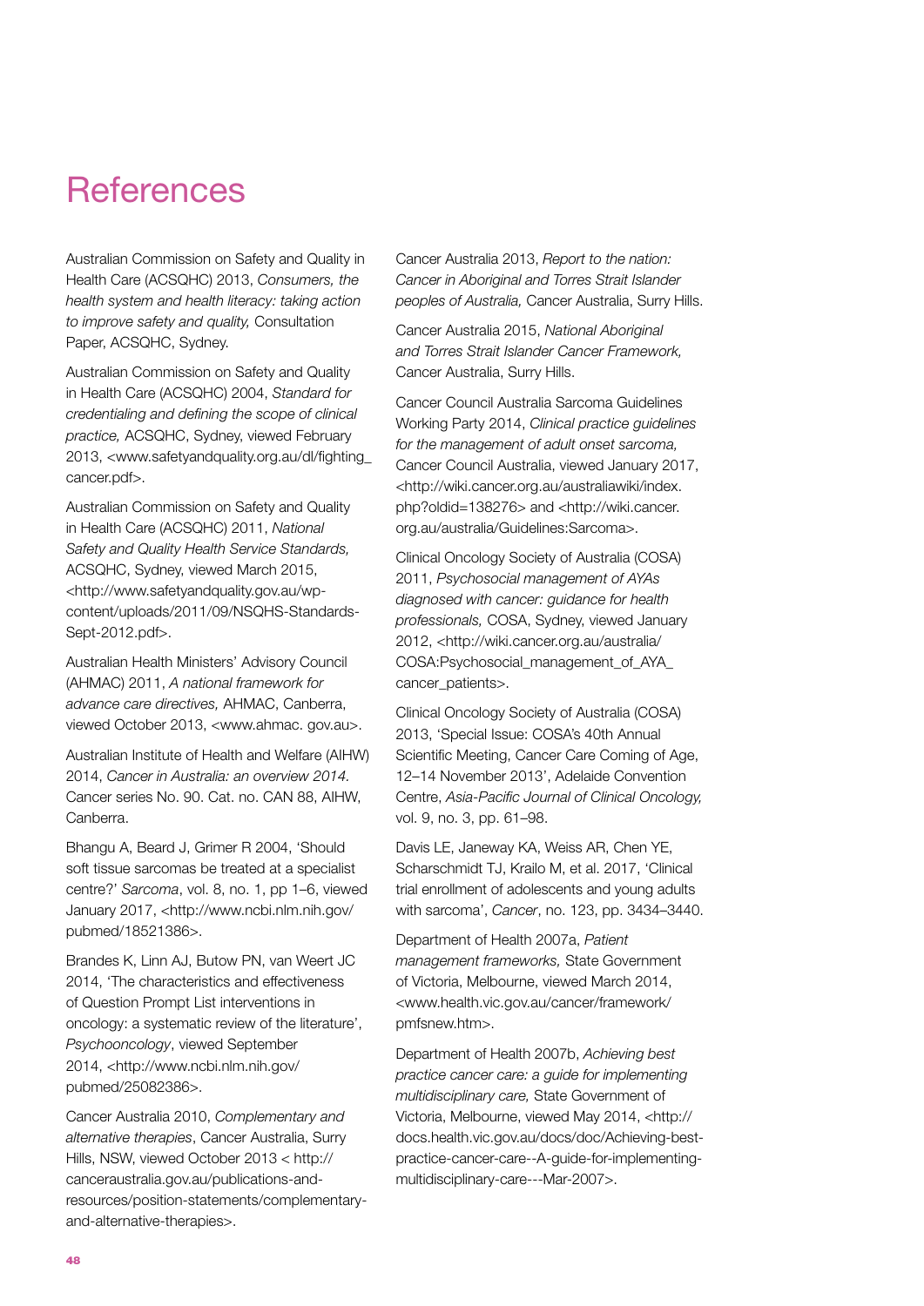# References

Australian Commission on Safety and Quality in Health Care (ACSQHC) 2013, *Consumers, the health system and health literacy: taking action to improve safety and quality,* Consultation Paper, ACSQHC, Sydney.

Australian Commission on Safety and Quality in Health Care (ACSQHC) 2004, *Standard for credentialing and defining the scope of clinical practice,* ACSQHC, Sydney, viewed February 2013, <www.safetyandquality.org.au/dl/fighting_cancer.pdf>.

Australian Commission on Safety and Quality in Health Care (ACSQHC) 2011, *National Safety and Quality Health Service Standards,* ACSQHC, Sydney, viewed March 2015, <http://www.safetyandquality.gov.au/wp-content/uploads/2011/09/NSQHS-Standards-Sept-2012.pdf>.

Australian Health Ministers' Advisory Council (AHMAC) 2011, *A national framework for advance care directives,* AHMAC, Canberra, viewed October 2013, <www.ahmac. gov.au>.

Australian Institute of Health and Welfare (AIHW) 2014, *Cancer in Australia: an overview 2014.* Cancer series No. 90. Cat. no. CAN 88, AIHW, Canberra.

Bhangu A, Beard J, Grimer R 2004, 'Should soft tissue sarcomas be treated at a specialist centre?' *Sarcoma*, vol. 8, no. 1, pp 1–6, viewed January 2017, <http://www.ncbi.nlm.nih.gov/pubmed/18521386>.

Brandes K, Linn AJ, Butow PN, van Weert JC 2014, 'The characteristics and effectiveness of Question Prompt List interventions in oncology: a systematic review of the literature', *Psychooncology*, viewed September 2014, <http://www.ncbi.nlm.nih.gov/pubmed/25082386>.

Cancer Australia 2010, *Complementary and alternative therapies*, Cancer Australia, Surry Hills, NSW, viewed October 2013 < http://canceraustralia.gov.au/publications-and-resources/position-statements/complementary-and-alternative-therapies>.

Cancer Australia 2013, *Report to the nation: Cancer in Aboriginal and Torres Strait Islander peoples of Australia,* Cancer Australia, Surry Hills.

Cancer Australia 2015, *National Aboriginal and Torres Strait Islander Cancer Framework,* Cancer Australia, Surry Hills.

Cancer Council Australia Sarcoma Guidelines Working Party 2014, *Clinical practice guidelines for the management of adult onset sarcoma,* Cancer Council Australia, viewed January 2017, <http://wiki.cancer.org.au/australiawiki/index.php?oldid=138276> and <http://wiki.cancer.org.au/australia/Guidelines:Sarcoma>.

Clinical Oncology Society of Australia (COSA) 2011, *Psychosocial management of AYAs diagnosed with cancer: guidance for health professionals,* COSA, Sydney, viewed January 2012, <http://wiki.cancer.org.au/australia/COSA:Psychosocial_management_of_AYA_cancer_patients>.

Clinical Oncology Society of Australia (COSA) 2013, 'Special Issue: COSA's 40th Annual Scientific Meeting, Cancer Care Coming of Age, 12–14 November 2013', Adelaide Convention Centre, *Asia-Pacific Journal of Clinical Oncology,* vol. 9, no. 3, pp. 61–98.

Davis LE, Janeway KA, Weiss AR, Chen YE, Scharschmidt TJ, Krailo M, et al. 2017, 'Clinical trial enrollment of adolescents and young adults with sarcoma', *Cancer*, no. 123, pp. 3434–3440.

Department of Health 2007a, *Patient management frameworks,* State Government of Victoria, Melbourne, viewed March 2014, <www.health.vic.gov.au/cancer/framework/pmfsnew.htm>.

Department of Health 2007b, *Achieving best practice cancer care: a guide for implementing multidisciplinary care,* State Government of Victoria, Melbourne, viewed May 2014, <http://docs.health.vic.gov.au/docs/doc/Achieving-best-practice-cancer-care--A-guide-for-implementing-multidisciplinary-care---Mar-2007>.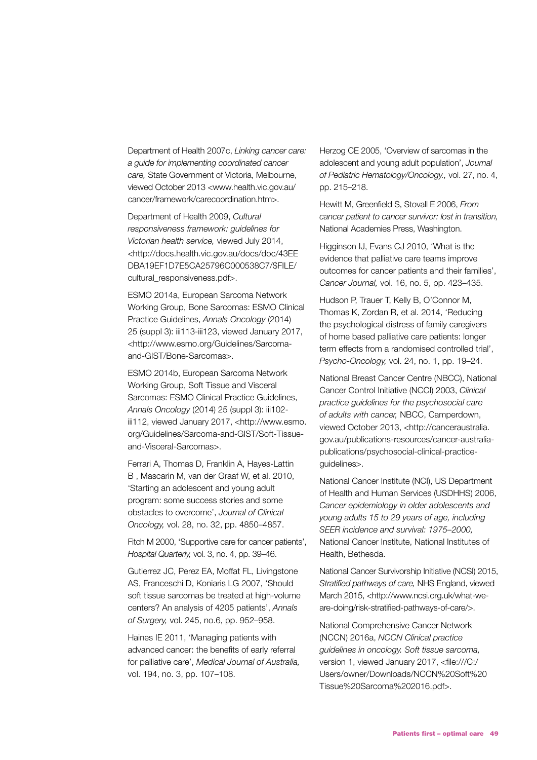Department of Health 2007c, *Linking cancer care: a guide for implementing coordinated cancer care,* State Government of Victoria, Melbourne, viewed October 2013 <www.health.vic.gov.au/cancer/framework/carecoordination.htm>.

Department of Health 2009, *Cultural responsiveness framework: guidelines for Victorian health service,* viewed July 2014, <http://docs.health.vic.gov.au/docs/doc/43EEDBA19EF1D7E5CA25796C000538C7/$FILE/cultural_responsiveness.pdf>.

ESMO 2014a, European Sarcoma Network Working Group, Bone Sarcomas: ESMO Clinical Practice Guidelines, *Annals Oncology* (2014) 25 (suppl 3): iii113-iii123, viewed January 2017, <http://www.esmo.org/Guidelines/Sarcoma-and-GIST/Bone-Sarcomas>.

ESMO 2014b, European Sarcoma Network Working Group, Soft Tissue and Visceral Sarcomas: ESMO Clinical Practice Guidelines, *Annals Oncology* (2014) 25 (suppl 3): iii102-iii112, viewed January 2017, <http://www.esmo.org/Guidelines/Sarcoma-and-GIST/Soft-Tissue-and-Visceral-Sarcomas>.

Ferrari A, Thomas D, Franklin A, Hayes-Lattin B , Mascarin M, van der Graaf W, et al. 2010, 'Starting an adolescent and young adult program: some success stories and some obstacles to overcome', *Journal of Clinical Oncology,* vol. 28, no. 32, pp. 4850–4857.

Fitch M 2000, 'Supportive care for cancer patients', *Hospital Quarterly,* vol. 3, no. 4, pp. 39–46.

Gutierrez JC, Perez EA, Moffat FL, Livingstone AS, Franceschi D, Koniaris LG 2007, 'Should soft tissue sarcomas be treated at high-volume centers? An analysis of 4205 patients', *Annals of Surgery,* vol. 245, no.6, pp. 952–958.

Haines IE 2011, 'Managing patients with advanced cancer: the benefits of early referral for palliative care', *Medical Journal of Australia,* vol. 194, no. 3, pp. 107–108.

Herzog CE 2005, 'Overview of sarcomas in the adolescent and young adult population', *Journal of Pediatric Hematology/Oncology.,* vol. 27, no. 4, pp. 215–218.

Hewitt M, Greenfield S, Stovall E 2006, *From cancer patient to cancer survivor: lost in transition,* National Academies Press, Washington.

Higginson IJ, Evans CJ 2010, 'What is the evidence that palliative care teams improve outcomes for cancer patients and their families', *Cancer Journal,* vol. 16, no. 5, pp. 423–435.

Hudson P, Trauer T, Kelly B, O'Connor M, Thomas K, Zordan R, et al. 2014, 'Reducing the psychological distress of family caregivers of home based palliative care patients: longer term effects from a randomised controlled trial', *Psycho-Oncology,* vol. 24, no. 1, pp. 19–24.

National Breast Cancer Centre (NBCC), National Cancer Control Initiative (NCCI) 2003, *Clinical practice guidelines for the psychosocial care of adults with cancer,* NBCC, Camperdown, viewed October 2013, <http://canceraustralia.gov.au/publications-resources/cancer-australia-publications/psychosocial-clinical-practice-guidelines>.

National Cancer Institute (NCI), US Department of Health and Human Services (USDHHS) 2006, *Cancer epidemiology in older adolescents and young adults 15 to 29 years of age, including SEER incidence and survival: 1975–2000,* National Cancer Institute, National Institutes of Health, Bethesda.

National Cancer Survivorship Initiative (NCSI) 2015, *Stratified pathways of care,* NHS England, viewed March 2015, <http://www.ncsi.org.uk/what-we-are-doing/risk-stratified-pathways-of-care/>.

National Comprehensive Cancer Network (NCCN) 2016a, *NCCN Clinical practice guidelines in oncology. Soft tissue sarcoma,* version 1, viewed January 2017, <file:///C:/Users/owner/Downloads/NCCN%20Soft%20Tissue%20Sarcoma%202016.pdf>.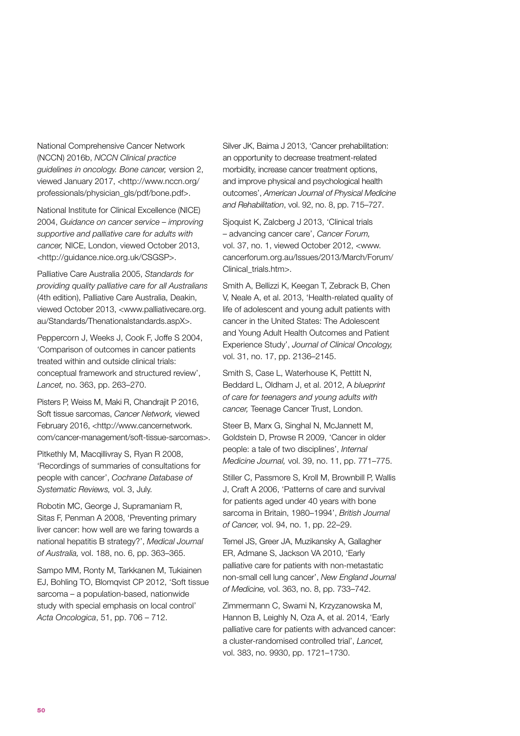National Comprehensive Cancer Network (NCCN) 2016b, *NCCN Clinical practice guidelines in oncology. Bone cancer,* version 2, viewed January 2017, <http://www.nccn.org/professionals/physician_gls/pdf/bone.pdf>.

National Institute for Clinical Excellence (NICE) 2004, *Guidance on cancer service – improving supportive and palliative care for adults with cancer,* NICE, London, viewed October 2013, <http://guidance.nice.org.uk/CSGSP>.

Palliative Care Australia 2005, *Standards for providing quality palliative care for all Australians* (4th edition), Palliative Care Australia, Deakin, viewed October 2013, <www.palliativecare.org.au/Standards/Thenationalstandards.aspX>.

Peppercorn J, Weeks J, Cook F, Joffe S 2004, 'Comparison of outcomes in cancer patients treated within and outside clinical trials: conceptual framework and structured review', *Lancet,* no. 363, pp. 263–270.

Pisters P, Weiss M, Maki R, Chandrajit P 2016, Soft tissue sarcomas, *Cancer Network,* viewed February 2016, <http://www.cancernetwork.com/cancer-management/soft-tissue-sarcomas>.

Pitkethly M, Macqillivray S, Ryan R 2008, 'Recordings of summaries of consultations for people with cancer', *Cochrane Database of Systematic Reviews,* vol. 3, July.

Robotin MC, George J, Supramaniam R, Sitas F, Penman A 2008, 'Preventing primary liver cancer: how well are we faring towards a national hepatitis B strategy?', *Medical Journal of Australia,* vol. 188, no. 6, pp. 363–365.

Sampo MM, Ronty M, Tarkkanen M, Tukiainen EJ, Bohling TO, Blomqvist CP 2012, 'Soft tissue sarcoma – a population-based, nationwide study with special emphasis on local control' *Acta Oncologica*, 51, pp. 706 – 712.

Silver JK, Baima J 2013, 'Cancer prehabilitation: an opportunity to decrease treatment-related morbidity, increase cancer treatment options, and improve physical and psychological health outcomes', *American Journal of Physical Medicine and Rehabilitation*, vol. 92, no. 8, pp. 715–727.

Sjoquist K, Zalcberg J 2013, 'Clinical trials – advancing cancer care', *Cancer Forum,* vol. 37, no. 1, viewed October 2012, <www.cancerforum.org.au/Issues/2013/March/Forum/Clinical_trials.htm>.

Smith A, Bellizzi K, Keegan T, Zebrack B, Chen V, Neale A, et al. 2013, 'Health-related quality of life of adolescent and young adult patients with cancer in the United States: The Adolescent and Young Adult Health Outcomes and Patient Experience Study', *Journal of Clinical Oncology,* vol. 31, no. 17, pp. 2136–2145.

Smith S, Case L, Waterhouse K, Pettitt N, Beddard L, Oldham J, et al. 2012, A *blueprint of care for teenagers and young adults with cancer,* Teenage Cancer Trust, London.

Steer B, Marx G, Singhal N, McJannett M, Goldstein D, Prowse R 2009, 'Cancer in older people: a tale of two disciplines', *Internal Medicine Journal,* vol. 39, no. 11, pp. 771–775.

Stiller C, Passmore S, Kroll M, Brownbill P, Wallis J, Craft A 2006, 'Patterns of care and survival for patients aged under 40 years with bone sarcoma in Britain, 1980–1994', *British Journal of Cancer,* vol. 94, no. 1, pp. 22–29.

Temel JS, Greer JA, Muzikansky A, Gallagher ER, Admane S, Jackson VA 2010, 'Early palliative care for patients with non-metastatic non-small cell lung cancer', *New England Journal of Medicine,* vol. 363, no. 8, pp. 733–742.

Zimmermann C, Swami N, Krzyzanowska M, Hannon B, Leighly N, Oza A, et al. 2014, 'Early palliative care for patients with advanced cancer: a cluster-randomised controlled trial', *Lancet,* vol. 383, no. 9930, pp. 1721–1730.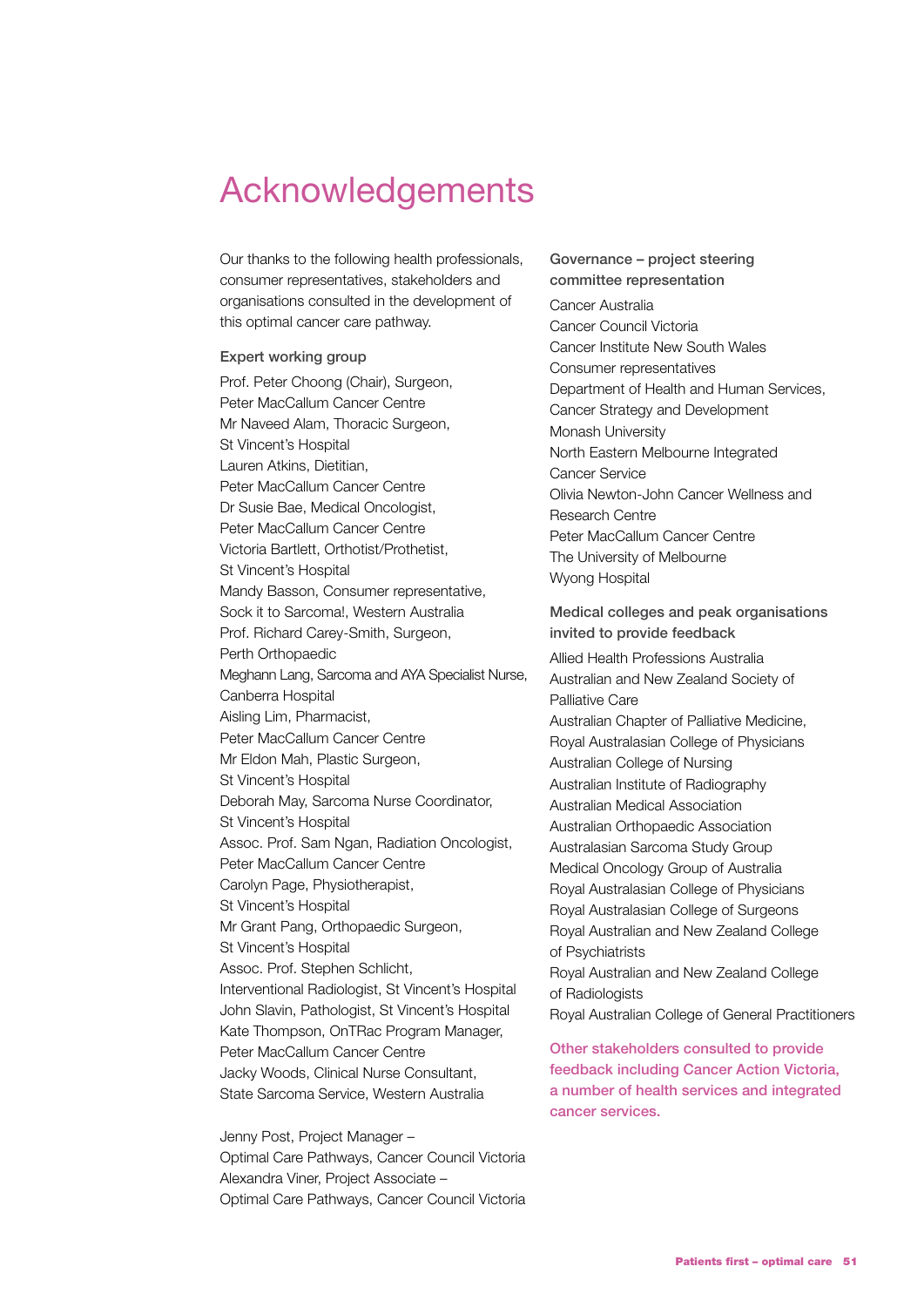# Acknowledgements

Our thanks to the following health professionals, consumer representatives, stakeholders and organisations consulted in the development of this optimal cancer care pathway.

### Expert working group

Prof. Peter Choong (Chair), Surgeon, Peter MacCallum Cancer Centre
Mr Naveed Alam, Thoracic Surgeon, St Vincent's Hospital
Lauren Atkins, Dietitian, Peter MacCallum Cancer Centre
Dr Susie Bae, Medical Oncologist, Peter MacCallum Cancer Centre
Victoria Bartlett, Orthotist/Prothetist, St Vincent's Hospital
Mandy Basson, Consumer representative, Sock it to Sarcoma!, Western Australia
Prof. Richard Carey-Smith, Surgeon, Perth Orthopaedic
Meghann Lang, Sarcoma and AYA Specialist Nurse, Canberra Hospital
Aisling Lim, Pharmacist, Peter MacCallum Cancer Centre
Mr Eldon Mah, Plastic Surgeon, St Vincent's Hospital
Deborah May, Sarcoma Nurse Coordinator, St Vincent's Hospital
Assoc. Prof. Sam Ngan, Radiation Oncologist, Peter MacCallum Cancer Centre
Carolyn Page, Physiotherapist, St Vincent's Hospital
Mr Grant Pang, Orthopaedic Surgeon, St Vincent's Hospital
Assoc. Prof. Stephen Schlicht, Interventional Radiologist, St Vincent's Hospital
John Slavin, Pathologist, St Vincent's Hospital
Kate Thompson, OnTRac Program Manager, Peter MacCallum Cancer Centre
Jacky Woods, Clinical Nurse Consultant, State Sarcoma Service, Western Australia

Jenny Post, Project Manager – Optimal Care Pathways, Cancer Council Victoria
Alexandra Viner, Project Associate – Optimal Care Pathways, Cancer Council Victoria

### Governance – project steering committee representation

Cancer Australia
Cancer Council Victoria
Cancer Institute New South Wales
Consumer representatives
Department of Health and Human Services, Cancer Strategy and Development
Monash University
North Eastern Melbourne Integrated Cancer Service
Olivia Newton-John Cancer Wellness and Research Centre
Peter MacCallum Cancer Centre
The University of Melbourne
Wyong Hospital

### Medical colleges and peak organisations invited to provide feedback

Allied Health Professions Australia
Australian and New Zealand Society of Palliative Care
Australian Chapter of Palliative Medicine, Royal Australasian College of Physicians
Australian College of Nursing
Australian Institute of Radiography
Australian Medical Association
Australian Orthopaedic Association
Australasian Sarcoma Study Group
Medical Oncology Group of Australia
Royal Australasian College of Physicians
Royal Australasian College of Surgeons
Royal Australian and New Zealand College of Psychiatrists
Royal Australian and New Zealand College of Radiologists
Royal Australian College of General Practitioners

**Other stakeholders consulted to provide feedback including Cancer Action Victoria, a number of health services and integrated cancer services.**